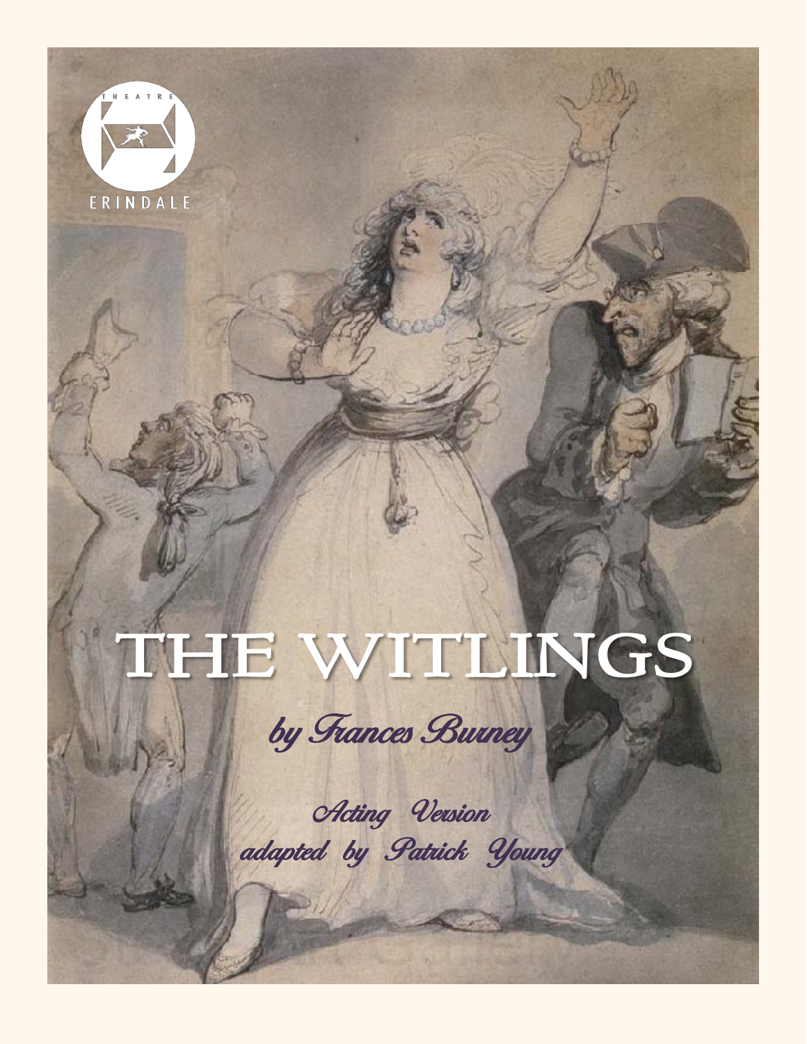THEATRE

ERINDALE

# THE WITLINGS

## *by Frances Burney*

*Acting Version*

*adapted by Patrick Young*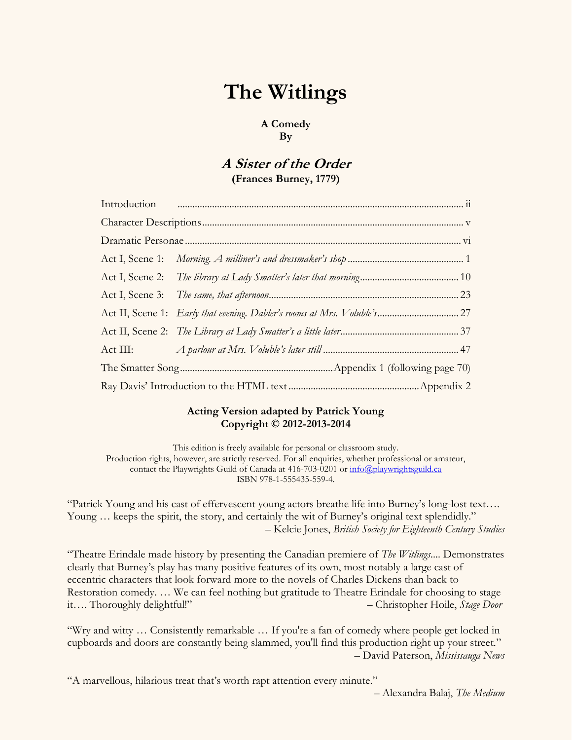# The Witlings

**A Comedy**
**By**

## *A Sister of the Order*

**(Frances Burney, 1779)**

| | | |
|---|---|---|
| Introduction | | ii |
| Character Descriptions | | v |
| Dramatic Personae | | vi |
| Act I, Scene 1: | *Morning. A milliner's and dressmaker's shop* | 1 |
| Act I, Scene 2: | *The library at Lady Smatter's later that morning* | 10 |
| Act I, Scene 3: | *The same, that afternoon* | 23 |
| Act II, Scene 1: | *Early that evening. Dabler's rooms at Mrs. Voluble's* | 27 |
| Act II, Scene 2: | *The Library at Lady Smatter's a little later* | 37 |
| Act III: | *A parlour at Mrs. Voluble's later still* | 47 |
| The Smatter Song | | Appendix 1 (following page 70) |
| Ray Davis' Introduction to the HTML text | | Appendix 2 |

**Acting Version adapted by Patrick Young**
**Copyright © 2012-2013-2014**

This edition is freely available for personal or classroom study.
Production rights, however, are strictly reserved. For all enquiries, whether professional or amateur, contact the Playwrights Guild of Canada at 416-703-0201 or info@playwrightsguild.ca
ISBN 978-1-555435-559-4.

"Patrick Young and his cast of effervescent young actors breathe life into Burney's long-lost text…. Young … keeps the spirit, the story, and certainly the wit of Burney's original text splendidly."
– Kelcie Jones, *British Society for Eighteenth Century Studies*

"Theatre Erindale made history by presenting the Canadian premiere of *The Witlings*.... Demonstrates clearly that Burney's play has many positive features of its own, most notably a large cast of eccentric characters that look forward more to the novels of Charles Dickens than back to Restoration comedy. … We can feel nothing but gratitude to Theatre Erindale for choosing to stage it…. Thoroughly delightful!"
– Christopher Hoile, *Stage Door*

"Wry and witty … Consistently remarkable … If you're a fan of comedy where people get locked in cupboards and doors are constantly being slammed, you'll find this production right up your street."
– David Paterson, *Mississauga News*

"A marvellous, hilarious treat that's worth rapt attention every minute."
– Alexandra Balaj, *The Medium*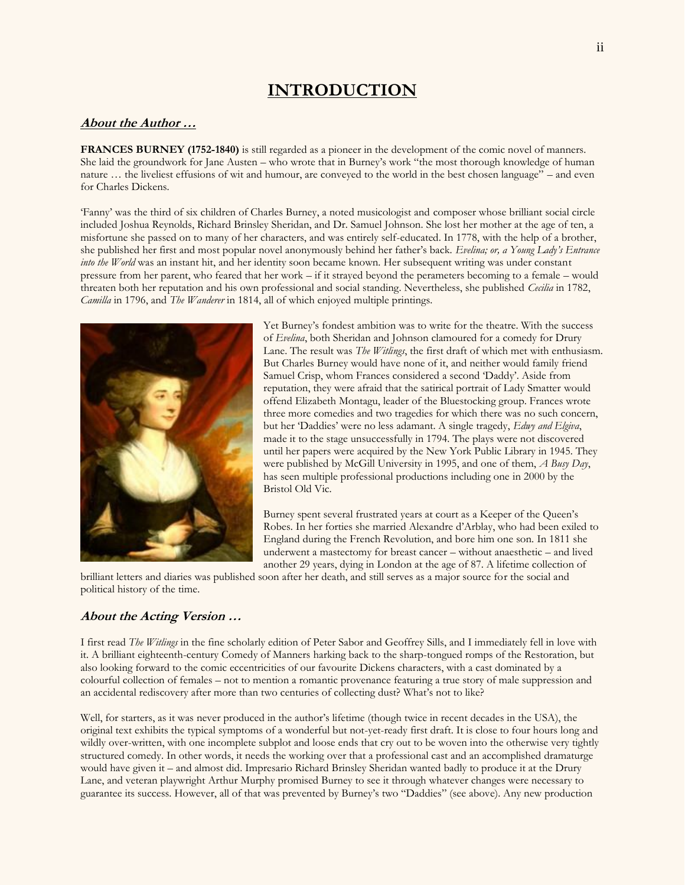# INTRODUCTION

## *About the Author …*

**FRANCES BURNEY (1752-1840)** is still regarded as a pioneer in the development of the comic novel of manners. She laid the groundwork for Jane Austen – who wrote that in Burney's work "the most thorough knowledge of human nature … the liveliest effusions of wit and humour, are conveyed to the world in the best chosen language" – and even for Charles Dickens.

'Fanny' was the third of six children of Charles Burney, a noted musicologist and composer whose brilliant social circle included Joshua Reynolds, Richard Brinsley Sheridan, and Dr. Samuel Johnson. She lost her mother at the age of ten, a misfortune she passed on to many of her characters, and was entirely self-educated. In 1778, with the help of a brother, she published her first and most popular novel anonymously behind her father's back. *Evelina; or, a Young Lady's Entrance into the World* was an instant hit, and her identity soon became known. Her subsequent writing was under constant pressure from her parent, who feared that her work – if it strayed beyond the perameters becoming to a female – would threaten both her reputation and his own professional and social standing. Nevertheless, she published *Cecilia* in 1782, *Camilla* in 1796, and *The Wanderer* in 1814, all of which enjoyed multiple printings.

Yet Burney's fondest ambition was to write for the theatre. With the success of *Evelina*, both Sheridan and Johnson clamoured for a comedy for Drury Lane. The result was *The Witlings*, the first draft of which met with enthusiasm. But Charles Burney would have none of it, and neither would family friend Samuel Crisp, whom Frances considered a second 'Daddy'. Aside from reputation, they were afraid that the satirical portrait of Lady Smatter would offend Elizabeth Montagu, leader of the Bluestocking group. Frances wrote three more comedies and two tragedies for which there was no such concern, but her 'Daddies' were no less adamant. A single tragedy, *Edwy and Elgiva*, made it to the stage unsuccessfully in 1794. The plays were not discovered until her papers were acquired by the New York Public Library in 1945. They were published by McGill University in 1995, and one of them, *A Busy Day*, has seen multiple professional productions including one in 2000 by the Bristol Old Vic.

Burney spent several frustrated years at court as a Keeper of the Queen's Robes. In her forties she married Alexandre d'Arblay, who had been exiled to England during the French Revolution, and bore him one son. In 1811 she underwent a mastectomy for breast cancer – without anaesthetic – and lived another 29 years, dying in London at the age of 87. A lifetime collection of brilliant letters and diaries was published soon after her death, and still serves as a major source for the social and political history of the time.

## *About the Acting Version …*

I first read *The Witlings* in the fine scholarly edition of Peter Sabor and Geoffrey Sills, and I immediately fell in love with it. A brilliant eighteenth-century Comedy of Manners harking back to the sharp-tongued romps of the Restoration, but also looking forward to the comic eccentricities of our favourite Dickens characters, with a cast dominated by a colourful collection of females – not to mention a romantic provenance featuring a true story of male suppression and an accidental rediscovery after more than two centuries of collecting dust? What's not to like?

Well, for starters, as it was never produced in the author's lifetime (though twice in recent decades in the USA), the original text exhibits the typical symptoms of a wonderful but not-yet-ready first draft. It is close to four hours long and wildly over-written, with one incomplete subplot and loose ends that cry out to be woven into the otherwise very tightly structured comedy. In other words, it needs the working over that a professional cast and an accomplished dramaturge would have given it – and almost did. Impresario Richard Brinsley Sheridan wanted badly to produce it at the Drury Lane, and veteran playwright Arthur Murphy promised Burney to see it through whatever changes were necessary to guarantee its success. However, all of that was prevented by Burney's two "Daddies" (see above). Any new production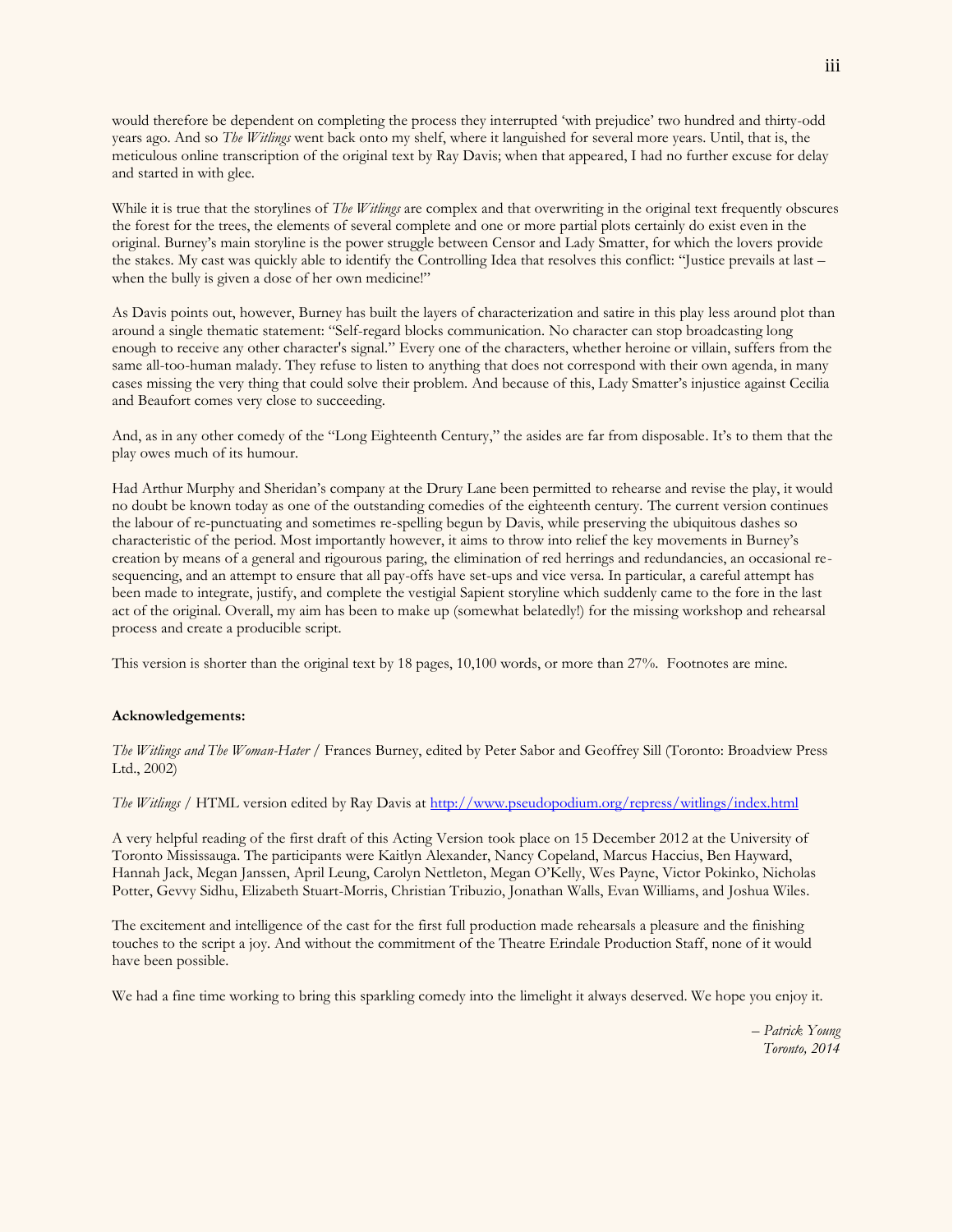would therefore be dependent on completing the process they interrupted 'with prejudice' two hundred and thirty-odd years ago. And so *The Witlings* went back onto my shelf, where it languished for several more years. Until, that is, the meticulous online transcription of the original text by Ray Davis; when that appeared, I had no further excuse for delay and started in with glee.

While it is true that the storylines of *The Witlings* are complex and that overwriting in the original text frequently obscures the forest for the trees, the elements of several complete and one or more partial plots certainly do exist even in the original. Burney's main storyline is the power struggle between Censor and Lady Smatter, for which the lovers provide the stakes. My cast was quickly able to identify the Controlling Idea that resolves this conflict: "Justice prevails at last – when the bully is given a dose of her own medicine!"

As Davis points out, however, Burney has built the layers of characterization and satire in this play less around plot than around a single thematic statement: "Self-regard blocks communication. No character can stop broadcasting long enough to receive any other character's signal." Every one of the characters, whether heroine or villain, suffers from the same all-too-human malady. They refuse to listen to anything that does not correspond with their own agenda, in many cases missing the very thing that could solve their problem. And because of this, Lady Smatter's injustice against Cecilia and Beaufort comes very close to succeeding.

And, as in any other comedy of the "Long Eighteenth Century," the asides are far from disposable. It's to them that the play owes much of its humour.

Had Arthur Murphy and Sheridan's company at the Drury Lane been permitted to rehearse and revise the play, it would no doubt be known today as one of the outstanding comedies of the eighteenth century. The current version continues the labour of re-punctuating and sometimes re-spelling begun by Davis, while preserving the ubiquitous dashes so characteristic of the period. Most importantly however, it aims to throw into relief the key movements in Burney's creation by means of a general and rigourous paring, the elimination of red herrings and redundancies, an occasional re-sequencing, and an attempt to ensure that all pay-offs have set-ups and vice versa. In particular, a careful attempt has been made to integrate, justify, and complete the vestigial Sapient storyline which suddenly came to the fore in the last act of the original. Overall, my aim has been to make up (somewhat belatedly!) for the missing workshop and rehearsal process and create a producible script.

This version is shorter than the original text by 18 pages, 10,100 words, or more than 27%. Footnotes are mine.

**Acknowledgements:**

*The Witlings and The Woman-Hater* / Frances Burney, edited by Peter Sabor and Geoffrey Sill (Toronto: Broadview Press Ltd., 2002)

*The Witlings* / HTML version edited by Ray Davis at http://www.pseudopodium.org/repress/witlings/index.html

A very helpful reading of the first draft of this Acting Version took place on 15 December 2012 at the University of Toronto Mississauga. The participants were Kaitlyn Alexander, Nancy Copeland, Marcus Haccius, Ben Hayward, Hannah Jack, Megan Janssen, April Leung, Carolyn Nettleton, Megan O'Kelly, Wes Payne, Victor Pokinko, Nicholas Potter, Gevvy Sidhu, Elizabeth Stuart-Morris, Christian Tribuzio, Jonathan Walls, Evan Williams, and Joshua Wiles.

The excitement and intelligence of the cast for the first full production made rehearsals a pleasure and the finishing touches to the script a joy. And without the commitment of the Theatre Erindale Production Staff, none of it would have been possible.

We had a fine time working to bring this sparkling comedy into the limelight it always deserved. We hope you enjoy it.

*– Patrick Young*
*Toronto, 2014*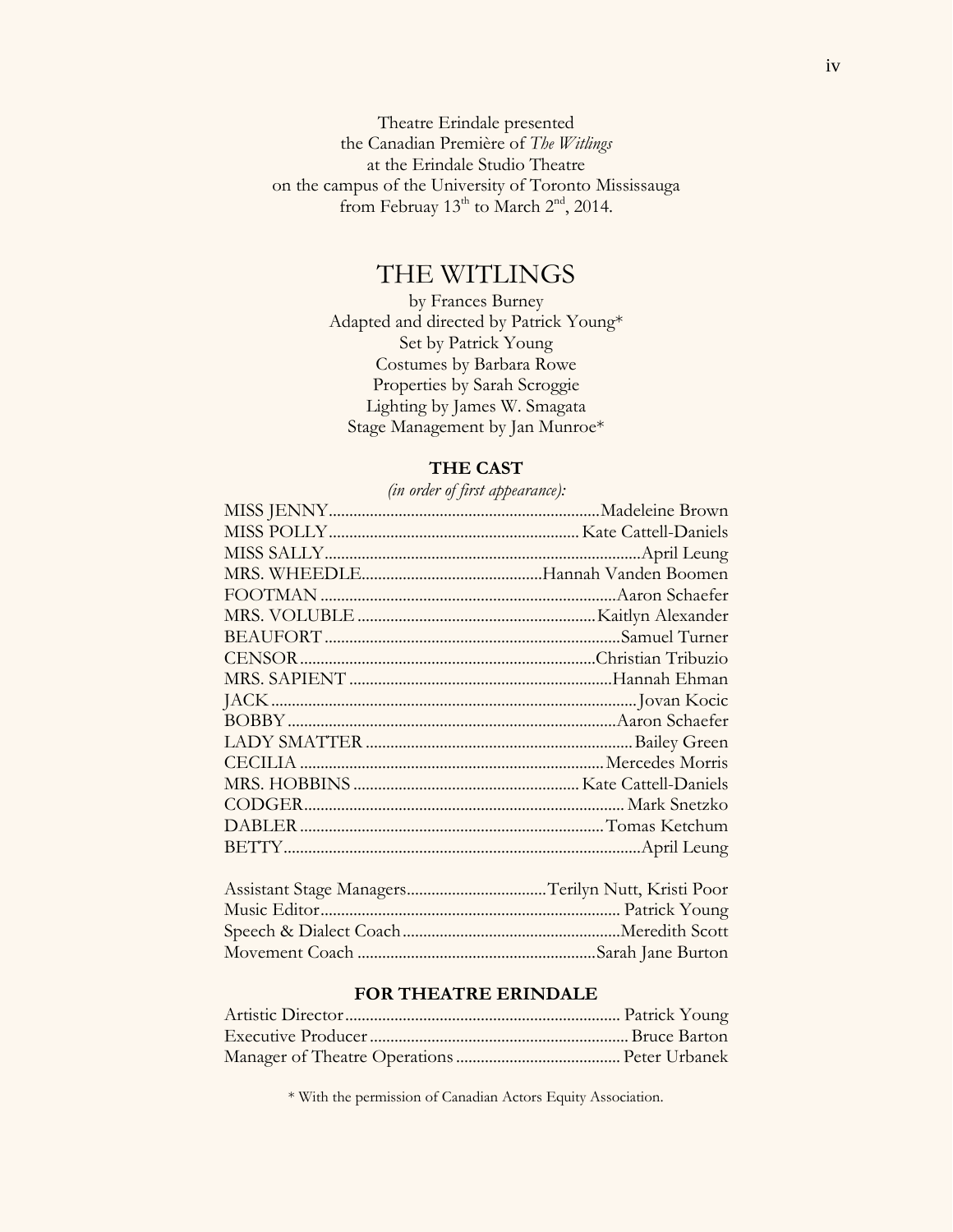Theatre Erindale presented
the Canadian Première of *The Witlings*
at the Erindale Studio Theatre
on the campus of the University of Toronto Mississauga
from Februay 13th to March 2nd, 2014.

# THE WITLINGS

by Frances Burney
Adapted and directed by Patrick Young*
Set by Patrick Young
Costumes by Barbara Rowe
Properties by Sarah Scroggie
Lighting by James W. Smagata
Stage Management by Jan Munroe*

## THE CAST

*(in order of first appearance):*

MISS JENNY................................Madeleine Brown
MISS POLLY................................Kate Cattell-Daniels
MISS SALLY................................April Leung
MRS. WHEEDLE................................Hannah Vanden Boomen
FOOTMAN................................Aaron Schaefer
MRS. VOLUBLE................................Kaitlyn Alexander
BEAUFORT................................Samuel Turner
CENSOR................................Christian Tribuzio
MRS. SAPIENT................................Hannah Ehman
JACK................................Jovan Kocic
BOBBY................................Aaron Schaefer
LADY SMATTER................................Bailey Green
CECILIA................................Mercedes Morris
MRS. HOBBINS................................Kate Cattell-Daniels
CODGER................................Mark Snetzko
DABLER................................Tomas Ketchum
BETTY................................April Leung

Assistant Stage Managers................................Terilyn Nutt, Kristi Poor
Music Editor................................Patrick Young
Speech & Dialect Coach................................Meredith Scott
Movement Coach................................Sarah Jane Burton

## FOR THEATRE ERINDALE

Artistic Director................................Patrick Young
Executive Producer................................Bruce Barton
Manager of Theatre Operations................................Peter Urbanek

* With the permission of Canadian Actors Equity Association.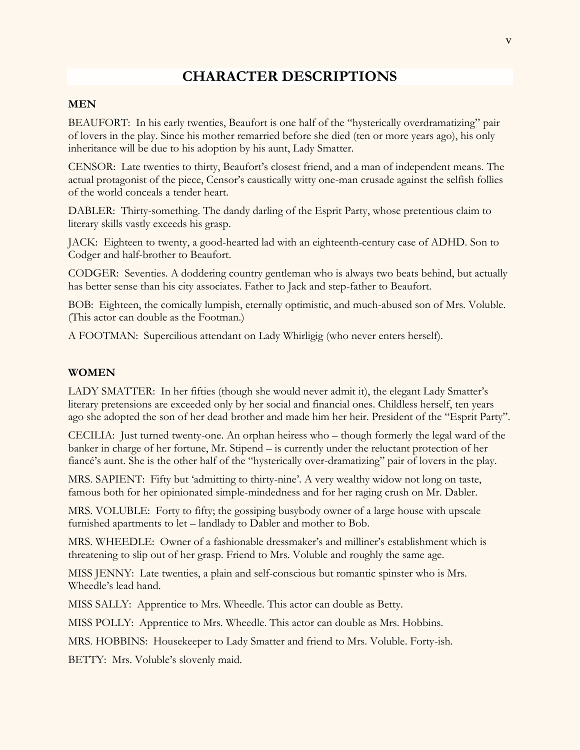# CHARACTER DESCRIPTIONS

## MEN

BEAUFORT: In his early twenties, Beaufort is one half of the "hysterically overdramatizing" pair of lovers in the play. Since his mother remarried before she died (ten or more years ago), his only inheritance will be due to his adoption by his aunt, Lady Smatter.

CENSOR: Late twenties to thirty, Beaufort's closest friend, and a man of independent means. The actual protagonist of the piece, Censor's caustically witty one-man crusade against the selfish follies of the world conceals a tender heart.

DABLER: Thirty-something. The dandy darling of the Esprit Party, whose pretentious claim to literary skills vastly exceeds his grasp.

JACK: Eighteen to twenty, a good-hearted lad with an eighteenth-century case of ADHD. Son to Codger and half-brother to Beaufort.

CODGER: Seventies. A doddering country gentleman who is always two beats behind, but actually has better sense than his city associates. Father to Jack and step-father to Beaufort.

BOB: Eighteen, the comically lumpish, eternally optimistic, and much-abused son of Mrs. Voluble. (This actor can double as the Footman.)

A FOOTMAN: Supercilious attendant on Lady Whirligig (who never enters herself).

## WOMEN

LADY SMATTER: In her fifties (though she would never admit it), the elegant Lady Smatter's literary pretensions are exceeded only by her social and financial ones. Childless herself, ten years ago she adopted the son of her dead brother and made him her heir. President of the "Esprit Party".

CECILIA: Just turned twenty-one. An orphan heiress who – though formerly the legal ward of the banker in charge of her fortune, Mr. Stipend – is currently under the reluctant protection of her fiancé's aunt. She is the other half of the "hysterically over-dramatizing" pair of lovers in the play.

MRS. SAPIENT: Fifty but 'admitting to thirty-nine'. A very wealthy widow not long on taste, famous both for her opinionated simple-mindedness and for her raging crush on Mr. Dabler.

MRS. VOLUBLE: Forty to fifty; the gossiping busybody owner of a large house with upscale furnished apartments to let – landlady to Dabler and mother to Bob.

MRS. WHEEDLE: Owner of a fashionable dressmaker's and milliner's establishment which is threatening to slip out of her grasp. Friend to Mrs. Voluble and roughly the same age.

MISS JENNY: Late twenties, a plain and self-conscious but romantic spinster who is Mrs. Wheedle's lead hand.

MISS SALLY: Apprentice to Mrs. Wheedle. This actor can double as Betty.

MISS POLLY: Apprentice to Mrs. Wheedle. This actor can double as Mrs. Hobbins.

MRS. HOBBINS: Housekeeper to Lady Smatter and friend to Mrs. Voluble. Forty-ish.

BETTY: Mrs. Voluble's slovenly maid.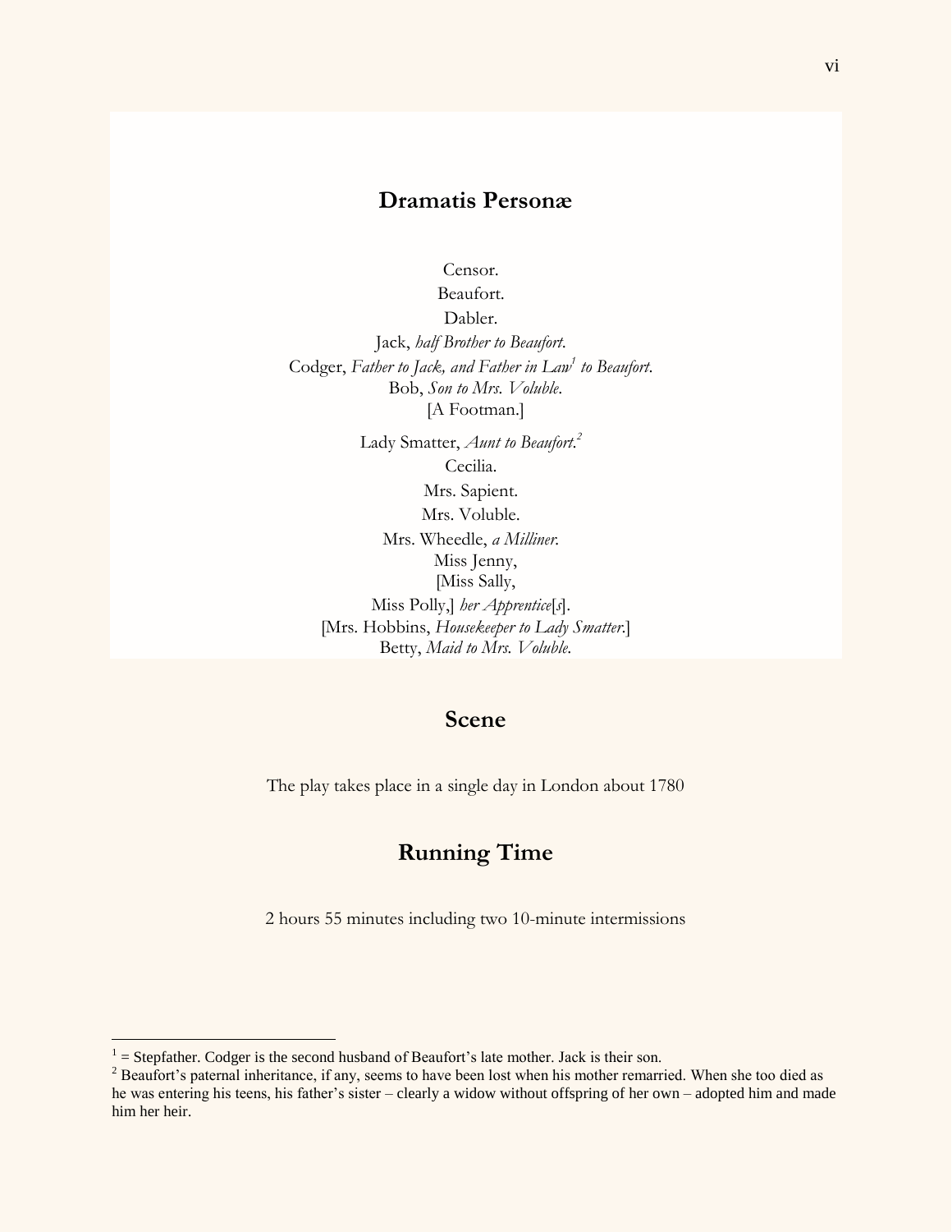## Dramatis Personæ

Censor.  
Beaufort.  
Dabler.  
Jack, *half Brother to Beaufort*.  
Codger, *Father to Jack, and Father in Law*[1] *to Beaufort*.  
Bob, *Son to Mrs. Voluble*.  
[A Footman.]

Lady Smatter, *Aunt to Beaufort*.[2]  
Cecilia.  
Mrs. Sapient.  
Mrs. Voluble.  
Mrs. Wheedle, *a Milliner*.  
Miss Jenny,  
[Miss Sally,  
Miss Polly,] *her Apprentice*[*s*].  
[Mrs. Hobbins, *Housekeeper to Lady Smatter*.]  
Betty, *Maid to Mrs. Voluble*.

## Scene

The play takes place in a single day in London about 1780

## Running Time

2 hours 55 minutes including two 10-minute intermissions

---

[1] = Stepfather. Codger is the second husband of Beaufort's late mother. Jack is their son.

[2] Beaufort's paternal inheritance, if any, seems to have been lost when his mother remarried. When she too died as he was entering his teens, his father's sister – clearly a widow without offspring of her own – adopted him and made him her heir.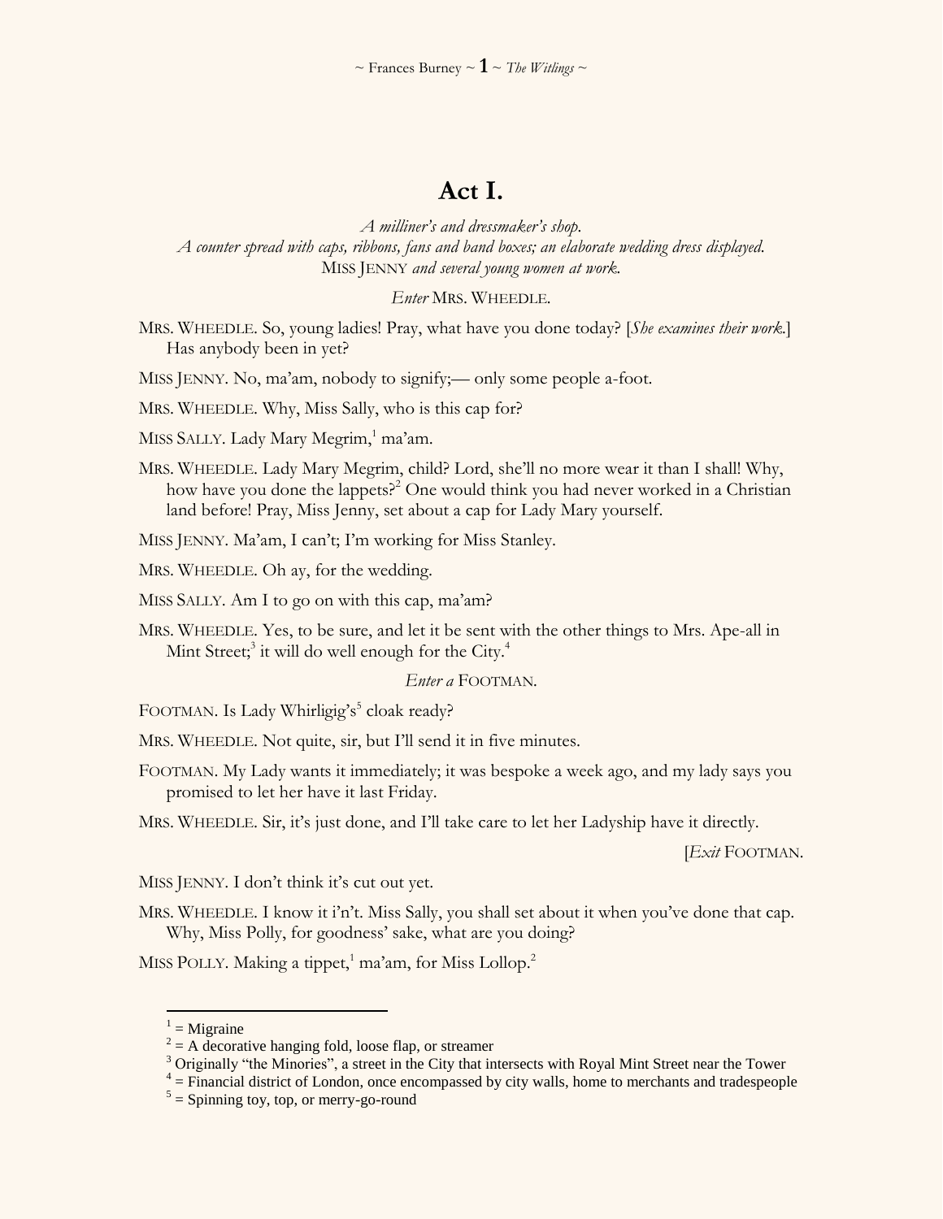# Act I.

*A milliner's and dressmaker's shop.*
*A counter spread with caps, ribbons, fans and band boxes; an elaborate wedding dress displayed.*
MISS JENNY *and several young women at work.*

*Enter* MRS. WHEEDLE.

MRS. WHEEDLE. So, young ladies! Pray, what have you done today? [*She examines their work.*] Has anybody been in yet?

MISS JENNY. No, ma'am, nobody to signify;— only some people a-foot.

MRS. WHEEDLE. Why, Miss Sally, who is this cap for?

MISS SALLY. Lady Mary Megrim,[1] ma'am.

MRS. WHEEDLE. Lady Mary Megrim, child? Lord, she'll no more wear it than I shall! Why, how have you done the lappets?[2] One would think you had never worked in a Christian land before! Pray, Miss Jenny, set about a cap for Lady Mary yourself.

MISS JENNY. Ma'am, I can't; I'm working for Miss Stanley.

MRS. WHEEDLE. Oh ay, for the wedding.

MISS SALLY. Am I to go on with this cap, ma'am?

MRS. WHEEDLE. Yes, to be sure, and let it be sent with the other things to Mrs. Ape-all in Mint Street;[3] it will do well enough for the City.[4]

*Enter a* FOOTMAN.

FOOTMAN. Is Lady Whirligig's[5] cloak ready?

MRS. WHEEDLE. Not quite, sir, but I'll send it in five minutes.

FOOTMAN. My Lady wants it immediately; it was bespoke a week ago, and my lady says you promised to let her have it last Friday.

MRS. WHEEDLE. Sir, it's just done, and I'll take care to let her Ladyship have it directly.

[*Exit* FOOTMAN.

MISS JENNY. I don't think it's cut out yet.

MRS. WHEEDLE. I know it i'n't. Miss Sally, you shall set about it when you've done that cap. Why, Miss Polly, for goodness' sake, what are you doing?

MISS POLLY. Making a tippet,[1] ma'am, for Miss Lollop.[2]

---

[1] = Migraine
[2] = A decorative hanging fold, loose flap, or streamer
[3] Originally "the Minories", a street in the City that intersects with Royal Mint Street near the Tower
[4] = Financial district of London, once encompassed by city walls, home to merchants and tradespeople
[5] = Spinning toy, top, or merry-go-round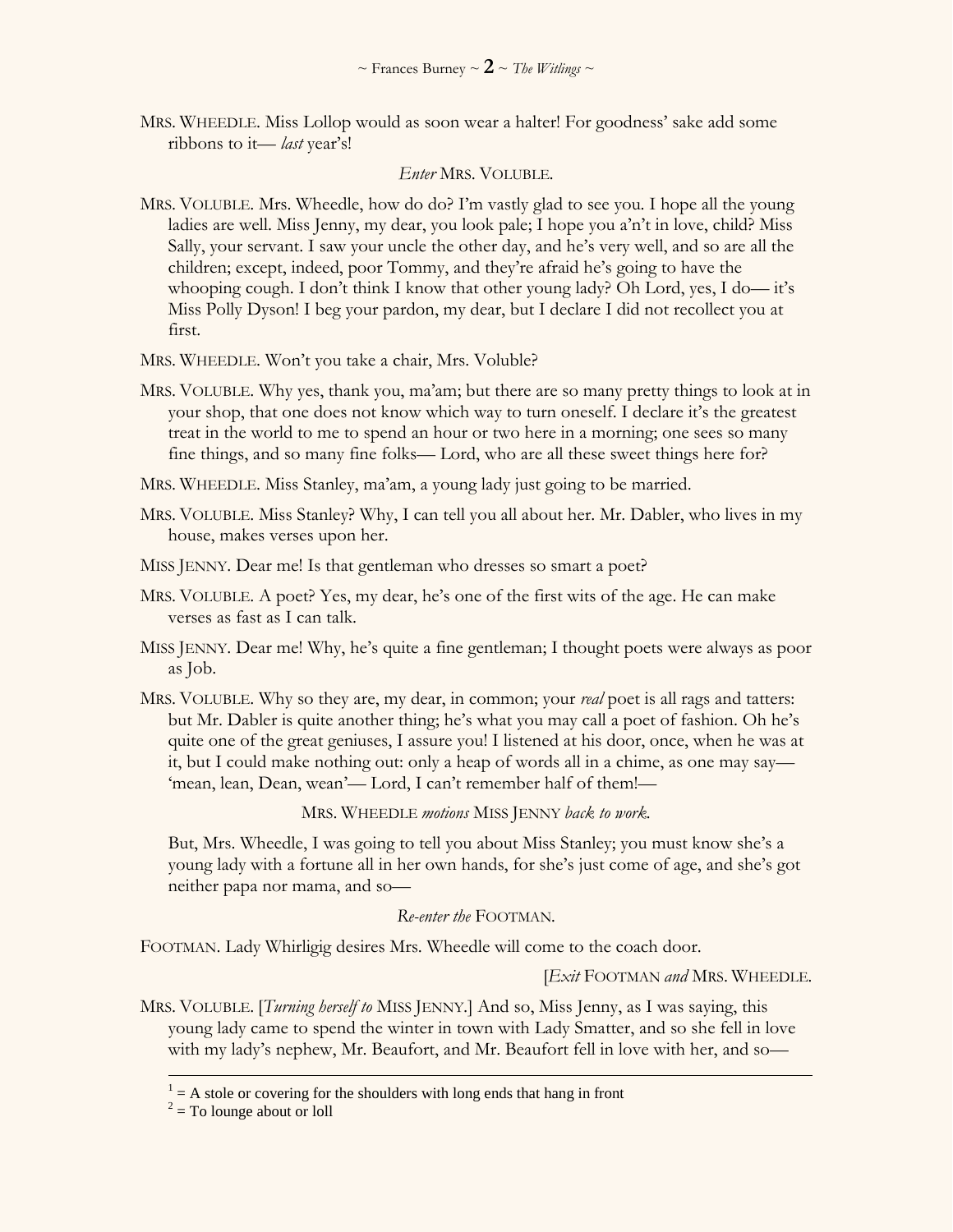MRS. WHEEDLE. Miss Lollop would as soon wear a halter! For goodness' sake add some ribbons to it— *last* year's!

*Enter* MRS. VOLUBLE.

MRS. VOLUBLE. Mrs. Wheedle, how do do? I'm vastly glad to see you. I hope all the young ladies are well. Miss Jenny, my dear, you look pale; I hope you a'n't in love, child? Miss Sally, your servant. I saw your uncle the other day, and he's very well, and so are all the children; except, indeed, poor Tommy, and they're afraid he's going to have the whooping cough. I don't think I know that other young lady? Oh Lord, yes, I do— it's Miss Polly Dyson! I beg your pardon, my dear, but I declare I did not recollect you at first.

MRS. WHEEDLE. Won't you take a chair, Mrs. Voluble?

MRS. VOLUBLE. Why yes, thank you, ma'am; but there are so many pretty things to look at in your shop, that one does not know which way to turn oneself. I declare it's the greatest treat in the world to me to spend an hour or two here in a morning; one sees so many fine things, and so many fine folks— Lord, who are all these sweet things here for?

MRS. WHEEDLE. Miss Stanley, ma'am, a young lady just going to be married.

MRS. VOLUBLE. Miss Stanley? Why, I can tell you all about her. Mr. Dabler, who lives in my house, makes verses upon her.

MISS JENNY. Dear me! Is that gentleman who dresses so smart a poet?

MRS. VOLUBLE. A poet? Yes, my dear, he's one of the first wits of the age. He can make verses as fast as I can talk.

MISS JENNY. Dear me! Why, he's quite a fine gentleman; I thought poets were always as poor as Job.

MRS. VOLUBLE. Why so they are, my dear, in common; your *real* poet is all rags and tatters: but Mr. Dabler is quite another thing; he's what you may call a poet of fashion. Oh he's quite one of the great geniuses, I assure you! I listened at his door, once, when he was at it, but I could make nothing out: only a heap of words all in a chime, as one may say— 'mean, lean, Dean, wean'— Lord, I can't remember half of them!—

MRS. WHEEDLE *motions* MISS JENNY *back to work.*

But, Mrs. Wheedle, I was going to tell you about Miss Stanley; you must know she's a young lady with a fortune all in her own hands, for she's just come of age, and she's got neither papa nor mama, and so—

*Re-enter the* FOOTMAN.

FOOTMAN. Lady Whirligig desires Mrs. Wheedle will come to the coach door.

[*Exit* FOOTMAN *and* MRS. WHEEDLE.

MRS. VOLUBLE. [*Turning herself to* MISS JENNY.] And so, Miss Jenny, as I was saying, this young lady came to spend the winter in town with Lady Smatter, and so she fell in love with my lady's nephew, Mr. Beaufort, and Mr. Beaufort fell in love with her, and so—

---

[1] = A stole or covering for the shoulders with long ends that hang in front

[2] = To lounge about or loll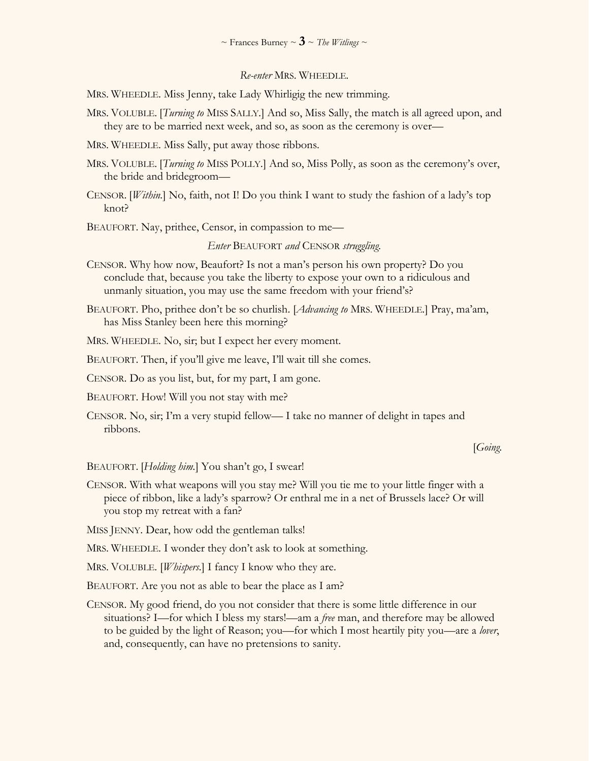*Re-enter* MRS. WHEEDLE.

MRS. WHEEDLE. Miss Jenny, take Lady Whirligig the new trimming.

MRS. VOLUBLE. [*Turning to* MISS SALLY.] And so, Miss Sally, the match is all agreed upon, and they are to be married next week, and so, as soon as the ceremony is over—

MRS. WHEEDLE. Miss Sally, put away those ribbons.

MRS. VOLUBLE. [*Turning to* MISS POLLY.] And so, Miss Polly, as soon as the ceremony's over, the bride and bridegroom—

CENSOR. [*Within.*] No, faith, not I! Do you think I want to study the fashion of a lady's top knot?

BEAUFORT. Nay, prithee, Censor, in compassion to me—

*Enter* BEAUFORT *and* CENSOR *struggling.*

CENSOR. Why how now, Beaufort? Is not a man's person his own property? Do you conclude that, because you take the liberty to expose your own to a ridiculous and unmanly situation, you may use the same freedom with your friend's?

BEAUFORT. Pho, prithee don't be so churlish. [*Advancing to* MRS. WHEEDLE.] Pray, ma'am, has Miss Stanley been here this morning?

MRS. WHEEDLE. No, sir; but I expect her every moment.

BEAUFORT. Then, if you'll give me leave, I'll wait till she comes.

CENSOR. Do as you list, but, for my part, I am gone.

BEAUFORT. How! Will you not stay with me?

CENSOR. No, sir; I'm a very stupid fellow— I take no manner of delight in tapes and ribbons.

[*Going.*

BEAUFORT. [*Holding him.*] You shan't go, I swear!

CENSOR. With what weapons will you stay me? Will you tie me to your little finger with a piece of ribbon, like a lady's sparrow? Or enthral me in a net of Brussels lace? Or will you stop my retreat with a fan?

MISS JENNY. Dear, how odd the gentleman talks!

MRS. WHEEDLE. I wonder they don't ask to look at something.

MRS. VOLUBLE. [*Whispers.*] I fancy I know who they are.

BEAUFORT. Are you not as able to bear the place as I am?

CENSOR. My good friend, do you not consider that there is some little difference in our situations? I—for which I bless my stars!—am a *free* man, and therefore may be allowed to be guided by the light of Reason; you—for which I most heartily pity you—are a *lover*, and, consequently, can have no pretensions to sanity.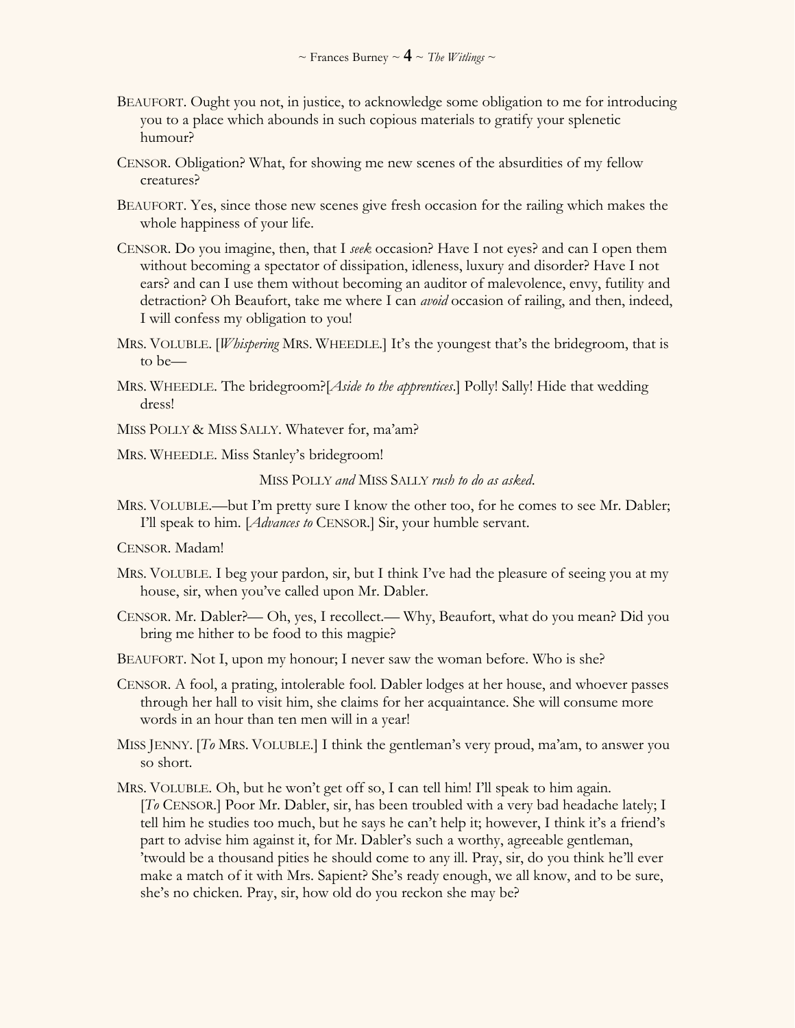BEAUFORT. Ought you not, in justice, to acknowledge some obligation to me for introducing you to a place which abounds in such copious materials to gratify your splenetic humour?

CENSOR. Obligation? What, for showing me new scenes of the absurdities of my fellow creatures?

BEAUFORT. Yes, since those new scenes give fresh occasion for the railing which makes the whole happiness of your life.

CENSOR. Do you imagine, then, that I *seek* occasion? Have I not eyes? and can I open them without becoming a spectator of dissipation, idleness, luxury and disorder? Have I not ears? and can I use them without becoming an auditor of malevolence, envy, futility and detraction? Oh Beaufort, take me where I can *avoid* occasion of railing, and then, indeed, I will confess my obligation to you!

MRS. VOLUBLE. [*Whispering* MRS. WHEEDLE.] It's the youngest that's the bridegroom, that is to be—

MRS. WHEEDLE. The bridegroom?[*Aside to the apprentices*.] Polly! Sally! Hide that wedding dress!

MISS POLLY & MISS SALLY. Whatever for, ma'am?

MRS. WHEEDLE. Miss Stanley's bridegroom!

MISS POLLY *and* MISS SALLY *rush to do as asked*.

MRS. VOLUBLE.—but I'm pretty sure I know the other too, for he comes to see Mr. Dabler; I'll speak to him. [*Advances to* CENSOR.] Sir, your humble servant.

CENSOR. Madam!

MRS. VOLUBLE. I beg your pardon, sir, but I think I've had the pleasure of seeing you at my house, sir, when you've called upon Mr. Dabler.

CENSOR. Mr. Dabler?— Oh, yes, I recollect.— Why, Beaufort, what do you mean? Did you bring me hither to be food to this magpie?

BEAUFORT. Not I, upon my honour; I never saw the woman before. Who is she?

CENSOR. A fool, a prating, intolerable fool. Dabler lodges at her house, and whoever passes through her hall to visit him, she claims for her acquaintance. She will consume more words in an hour than ten men will in a year!

MISS JENNY. [*To* MRS. VOLUBLE.] I think the gentleman's very proud, ma'am, to answer you so short.

MRS. VOLUBLE. Oh, but he won't get off so, I can tell him! I'll speak to him again. [*To* CENSOR.] Poor Mr. Dabler, sir, has been troubled with a very bad headache lately; I tell him he studies too much, but he says he can't help it; however, I think it's a friend's part to advise him against it, for Mr. Dabler's such a worthy, agreeable gentleman, 'twould be a thousand pities he should come to any ill. Pray, sir, do you think he'll ever make a match of it with Mrs. Sapient? She's ready enough, we all know, and to be sure, she's no chicken. Pray, sir, how old do you reckon she may be?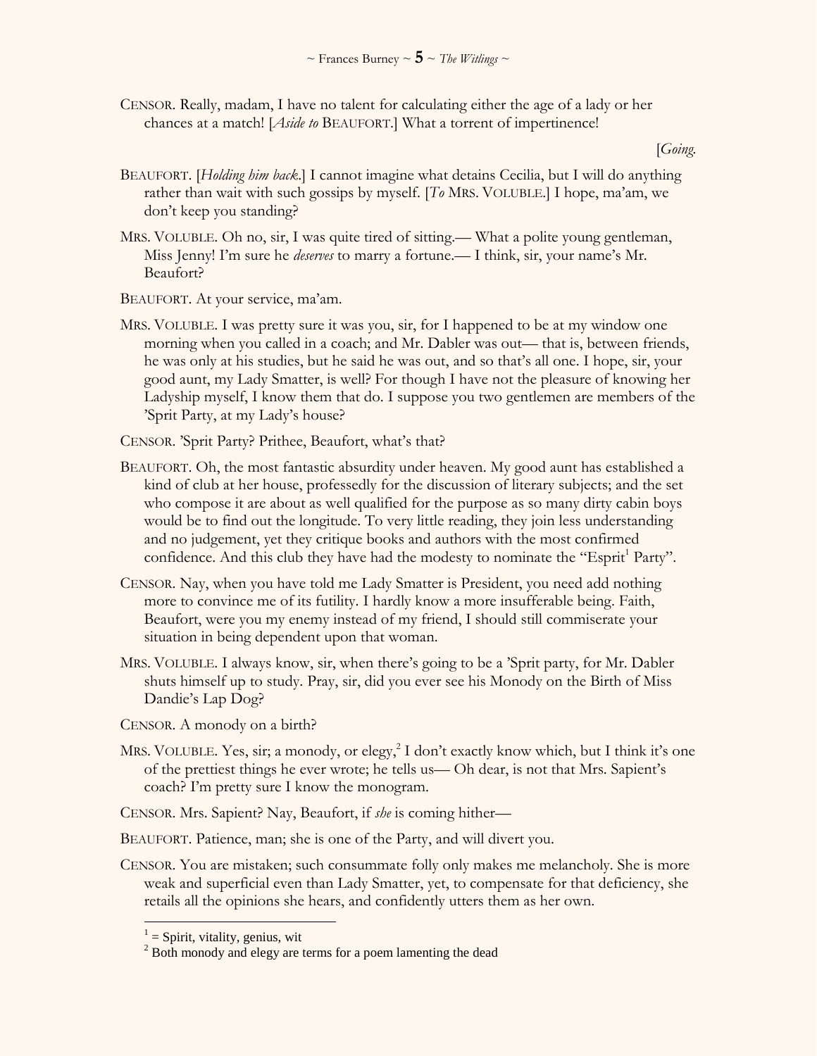CENSOR. Really, madam, I have no talent for calculating either the age of a lady or her chances at a match! [*Aside to* BEAUFORT.] What a torrent of impertinence!

[*Going.*

BEAUFORT. [*Holding him back.*] I cannot imagine what detains Cecilia, but I will do anything rather than wait with such gossips by myself. [*To* MRS. VOLUBLE.] I hope, ma'am, we don't keep you standing?

MRS. VOLUBLE. Oh no, sir, I was quite tired of sitting.— What a polite young gentleman, Miss Jenny! I'm sure he *deserves* to marry a fortune.— I think, sir, your name's Mr. Beaufort?

BEAUFORT. At your service, ma'am.

MRS. VOLUBLE. I was pretty sure it was you, sir, for I happened to be at my window one morning when you called in a coach; and Mr. Dabler was out— that is, between friends, he was only at his studies, but he said he was out, and so that's all one. I hope, sir, your good aunt, my Lady Smatter, is well? For though I have not the pleasure of knowing her Ladyship myself, I know them that do. I suppose you two gentlemen are members of the 'Sprit Party, at my Lady's house?

CENSOR. 'Sprit Party? Prithee, Beaufort, what's that?

BEAUFORT. Oh, the most fantastic absurdity under heaven. My good aunt has established a kind of club at her house, professedly for the discussion of literary subjects; and the set who compose it are about as well qualified for the purpose as so many dirty cabin boys would be to find out the longitude. To very little reading, they join less understanding and no judgement, yet they critique books and authors with the most confirmed confidence. And this club they have had the modesty to nominate the "Esprit[1] Party".

CENSOR. Nay, when you have told me Lady Smatter is President, you need add nothing more to convince me of its futility. I hardly know a more insufferable being. Faith, Beaufort, were you my enemy instead of my friend, I should still commiserate your situation in being dependent upon that woman.

MRS. VOLUBLE. I always know, sir, when there's going to be a 'Sprit party, for Mr. Dabler shuts himself up to study. Pray, sir, did you ever see his Monody on the Birth of Miss Dandie's Lap Dog?

CENSOR. A monody on a birth?

MRS. VOLUBLE. Yes, sir; a monody, or elegy,[2] I don't exactly know which, but I think it's one of the prettiest things he ever wrote; he tells us— Oh dear, is not that Mrs. Sapient's coach? I'm pretty sure I know the monogram.

CENSOR. Mrs. Sapient? Nay, Beaufort, if *she* is coming hither—

BEAUFORT. Patience, man; she is one of the Party, and will divert you.

CENSOR. You are mistaken; such consummate folly only makes me melancholy. She is more weak and superficial even than Lady Smatter, yet, to compensate for that deficiency, she retails all the opinions she hears, and confidently utters them as her own.

---

[1] = Spirit, vitality, genius, wit

[2] Both monody and elegy are terms for a poem lamenting the dead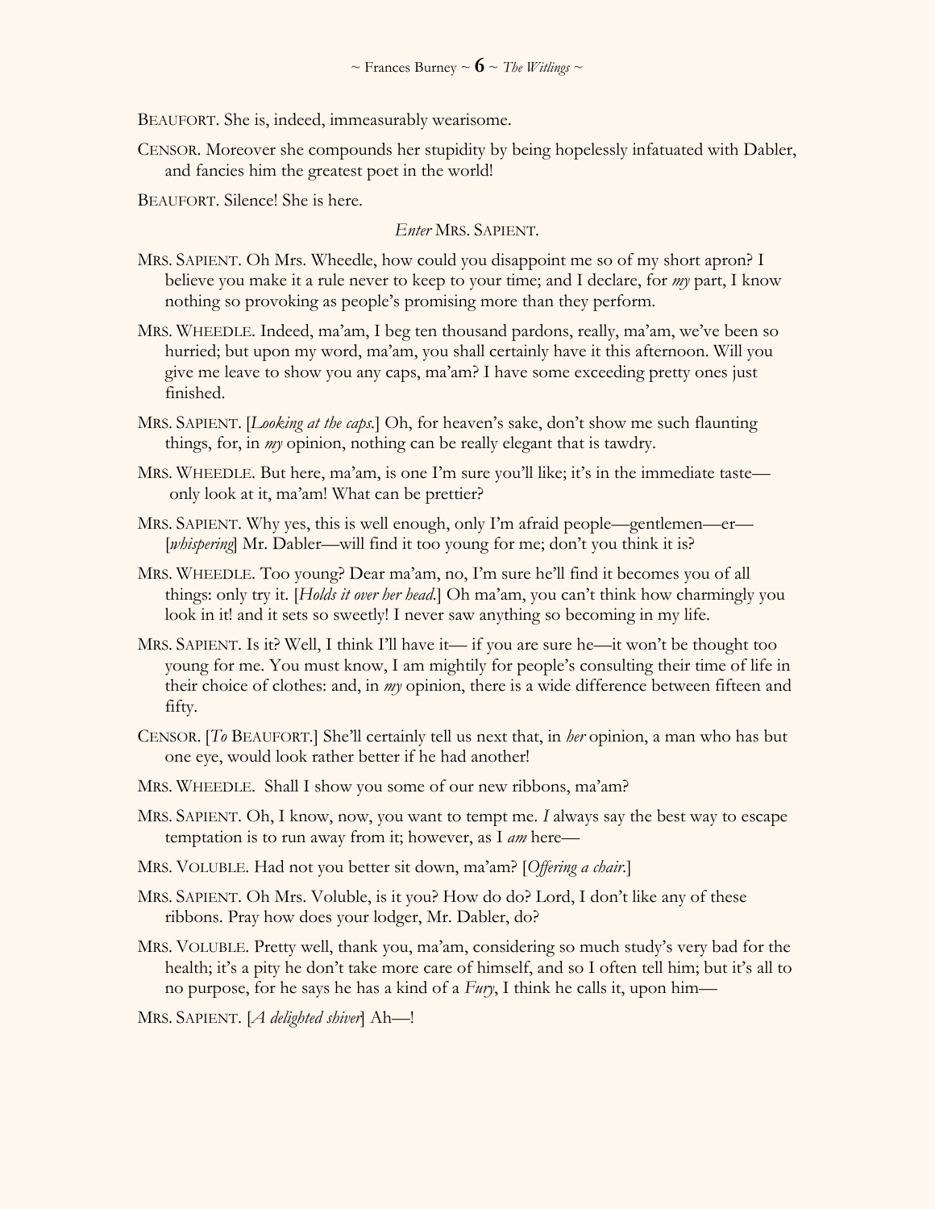BEAUFORT. She is, indeed, immeasurably wearisome.

CENSOR. Moreover she compounds her stupidity by being hopelessly infatuated with Dabler, and fancies him the greatest poet in the world!

BEAUFORT. Silence! She is here.

*Enter* MRS. SAPIENT.

MRS. SAPIENT. Oh Mrs. Wheedle, how could you disappoint me so of my short apron? I believe you make it a rule never to keep to your time; and I declare, for *my* part, I know nothing so provoking as people's promising more than they perform.

MRS. WHEEDLE. Indeed, ma'am, I beg ten thousand pardons, really, ma'am, we've been so hurried; but upon my word, ma'am, you shall certainly have it this afternoon. Will you give me leave to show you any caps, ma'am? I have some exceeding pretty ones just finished.

MRS. SAPIENT. [*Looking at the caps.*] Oh, for heaven's sake, don't show me such flaunting things, for, in *my* opinion, nothing can be really elegant that is tawdry.

MRS. WHEEDLE. But here, ma'am, is one I'm sure you'll like; it's in the immediate taste— only look at it, ma'am! What can be prettier?

MRS. SAPIENT. Why yes, this is well enough, only I'm afraid people—gentlemen—er— [*whispering*] Mr. Dabler—will find it too young for me; don't you think it is?

MRS. WHEEDLE. Too young? Dear ma'am, no, I'm sure he'll find it becomes you of all things: only try it. [*Holds it over her head.*] Oh ma'am, you can't think how charmingly you look in it! and it sets so sweetly! I never saw anything so becoming in my life.

MRS. SAPIENT. Is it? Well, I think I'll have it— if you are sure he—it won't be thought too young for me. You must know, I am mightily for people's consulting their time of life in their choice of clothes: and, in *my* opinion, there is a wide difference between fifteen and fifty.

CENSOR. [*To* BEAUFORT.] She'll certainly tell us next that, in *her* opinion, a man who has but one eye, would look rather better if he had another!

MRS. WHEEDLE. Shall I show you some of our new ribbons, ma'am?

MRS. SAPIENT. Oh, I know, now, you want to tempt me. *I* always say the best way to escape temptation is to run away from it; however, as I *am* here—

MRS. VOLUBLE. Had not you better sit down, ma'am? [*Offering a chair.*]

MRS. SAPIENT. Oh Mrs. Voluble, is it you? How do do? Lord, I don't like any of these ribbons. Pray how does your lodger, Mr. Dabler, do?

MRS. VOLUBLE. Pretty well, thank you, ma'am, considering so much study's very bad for the health; it's a pity he don't take more care of himself, and so I often tell him; but it's all to no purpose, for he says he has a kind of a *Fury*, I think he calls it, upon him—

MRS. SAPIENT. [*A delighted shiver*] Ah—!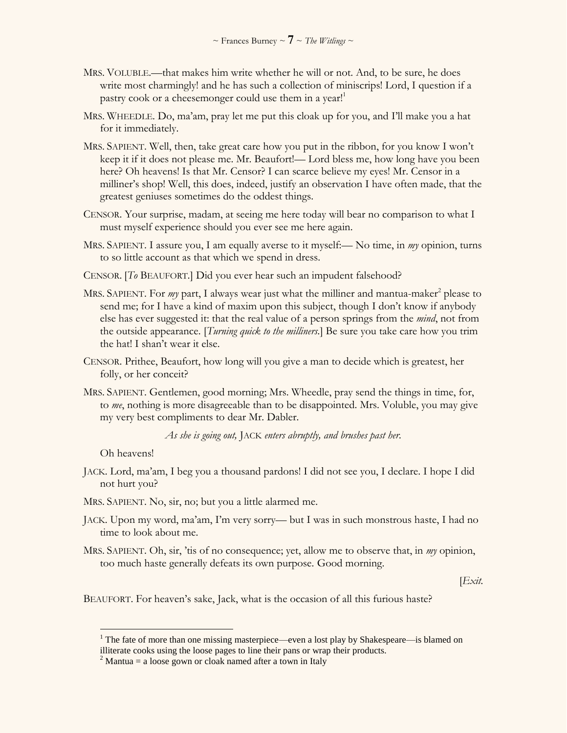MRS. VOLUBLE.—that makes him write whether he will or not. And, to be sure, he does write most charmingly! and he has such a collection of miniscrips! Lord, I question if a pastry cook or a cheesemonger could use them in a year![1]

MRS. WHEEDLE. Do, ma'am, pray let me put this cloak up for you, and I'll make you a hat for it immediately.

MRS. SAPIENT. Well, then, take great care how you put in the ribbon, for you know I won't keep it if it does not please me. Mr. Beaufort!— Lord bless me, how long have you been here? Oh heavens! Is that Mr. Censor? I can scarce believe my eyes! Mr. Censor in a milliner's shop! Well, this does, indeed, justify an observation I have often made, that the greatest geniuses sometimes do the oddest things.

CENSOR. Your surprise, madam, at seeing me here today will bear no comparison to what I must myself experience should you ever see me here again.

MRS. SAPIENT. I assure you, I am equally averse to it myself:— No time, in *my* opinion, turns to so little account as that which we spend in dress.

CENSOR. [*To* BEAUFORT.] Did you ever hear such an impudent falsehood?

MRS. SAPIENT. For *my* part, I always wear just what the milliner and mantua-maker[2] please to send me; for I have a kind of maxim upon this subject, though I don't know if anybody else has ever suggested it: that the real value of a person springs from the *mind*, not from the outside appearance. [*Turning quick to the milliners.*] Be sure you take care how you trim the hat! I shan't wear it else.

CENSOR. Prithee, Beaufort, how long will you give a man to decide which is greatest, her folly, or her conceit?

MRS. SAPIENT. Gentlemen, good morning; Mrs. Wheedle, pray send the things in time, for, to *me*, nothing is more disagreeable than to be disappointed. Mrs. Voluble, you may give my very best compliments to dear Mr. Dabler.

*As she is going out,* JACK *enters abruptly, and brushes past her.*

Oh heavens!

JACK. Lord, ma'am, I beg you a thousand pardons! I did not see you, I declare. I hope I did not hurt you?

MRS. SAPIENT. No, sir, no; but you a little alarmed me.

JACK. Upon my word, ma'am, I'm very sorry— but I was in such monstrous haste, I had no time to look about me.

MRS. SAPIENT. Oh, sir, 'tis of no consequence; yet, allow me to observe that, in *my* opinion, too much haste generally defeats its own purpose. Good morning.

[*Exit.*

BEAUFORT. For heaven's sake, Jack, what is the occasion of all this furious haste?

---

[1] The fate of more than one missing masterpiece—even a lost play by Shakespeare—is blamed on illiterate cooks using the loose pages to line their pans or wrap their products.

[2] Mantua = a loose gown or cloak named after a town in Italy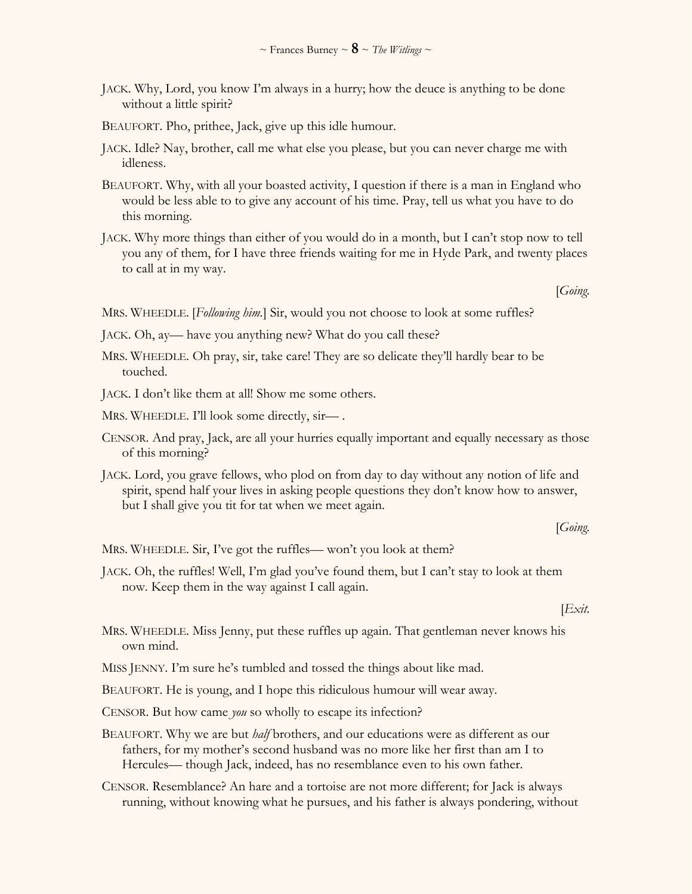JACK. Why, Lord, you know I'm always in a hurry; how the deuce is anything to be done without a little spirit?

BEAUFORT. Pho, prithee, Jack, give up this idle humour.

JACK. Idle? Nay, brother, call me what else you please, but you can never charge me with idleness.

BEAUFORT. Why, with all your boasted activity, I question if there is a man in England who would be less able to to give any account of his time. Pray, tell us what you have to do this morning.

JACK. Why more things than either of you would do in a month, but I can't stop now to tell you any of them, for I have three friends waiting for me in Hyde Park, and twenty places to call at in my way.

[*Going.*

MRS. WHEEDLE. [*Following him.*] Sir, would you not choose to look at some ruffles?

JACK. Oh, ay— have you anything new? What do you call these?

MRS. WHEEDLE. Oh pray, sir, take care! They are so delicate they'll hardly bear to be touched.

JACK. I don't like them at all! Show me some others.

MRS. WHEEDLE. I'll look some directly, sir— .

CENSOR. And pray, Jack, are all your hurries equally important and equally necessary as those of this morning?

JACK. Lord, you grave fellows, who plod on from day to day without any notion of life and spirit, spend half your lives in asking people questions they don't know how to answer, but I shall give you tit for tat when we meet again.

[*Going.*

MRS. WHEEDLE. Sir, I've got the ruffles— won't you look at them?

JACK. Oh, the ruffles! Well, I'm glad you've found them, but I can't stay to look at them now. Keep them in the way against I call again.

[*Exit.*

MRS. WHEEDLE. Miss Jenny, put these ruffles up again. That gentleman never knows his own mind.

MISS JENNY. I'm sure he's tumbled and tossed the things about like mad.

BEAUFORT. He is young, and I hope this ridiculous humour will wear away.

CENSOR. But how came *you* so wholly to escape its infection?

BEAUFORT. Why we are but *half* brothers, and our educations were as different as our fathers, for my mother's second husband was no more like her first than am I to Hercules— though Jack, indeed, has no resemblance even to his own father.

CENSOR. Resemblance? An hare and a tortoise are not more different; for Jack is always running, without knowing what he pursues, and his father is always pondering, without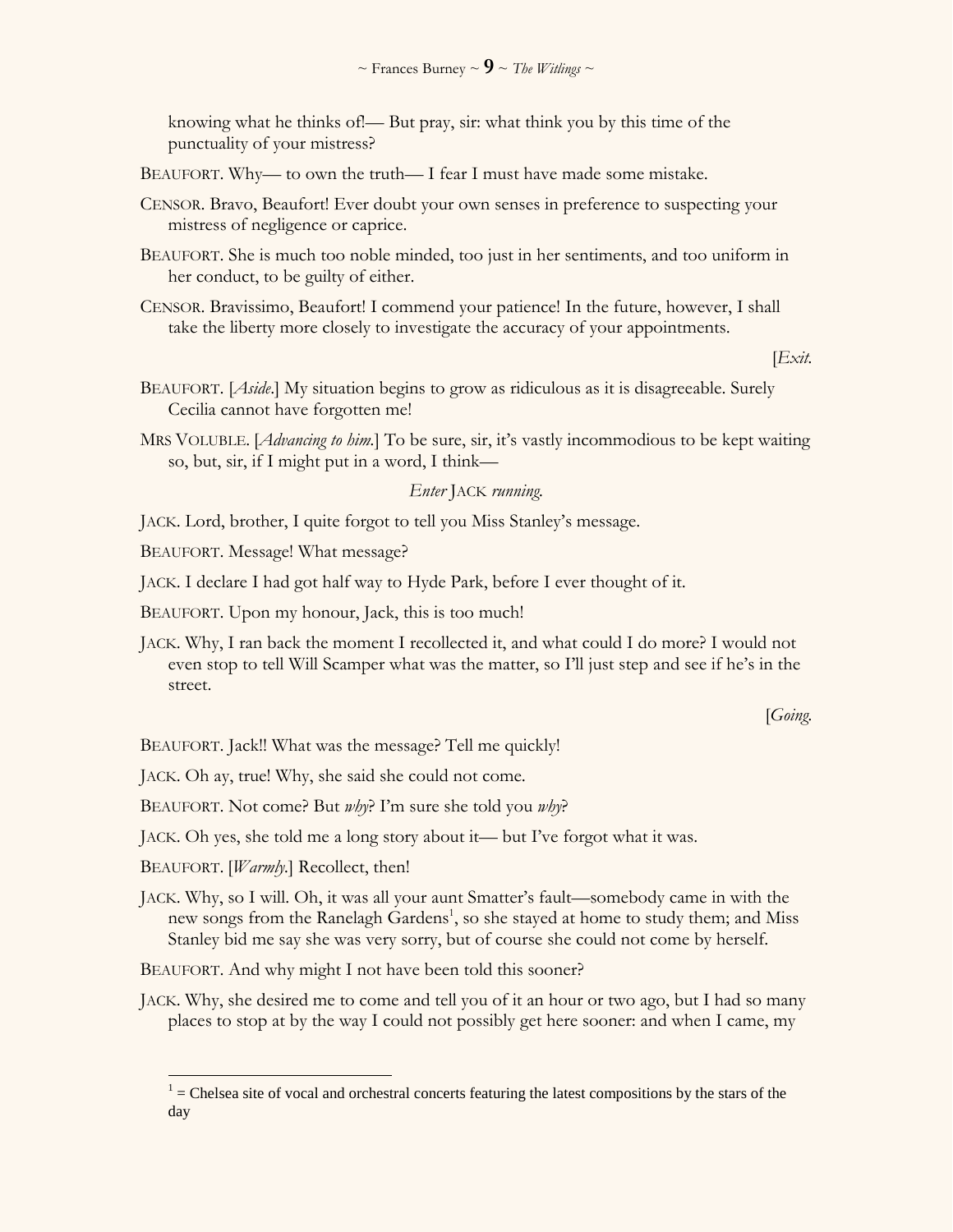knowing what he thinks of!— But pray, sir: what think you by this time of the punctuality of your mistress?

BEAUFORT. Why— to own the truth— I fear I must have made some mistake.

CENSOR. Bravo, Beaufort! Ever doubt your own senses in preference to suspecting your mistress of negligence or caprice.

BEAUFORT. She is much too noble minded, too just in her sentiments, and too uniform in her conduct, to be guilty of either.

CENSOR. Bravissimo, Beaufort! I commend your patience! In the future, however, I shall take the liberty more closely to investigate the accuracy of your appointments.

[*Exit.*

BEAUFORT. [*Aside.*] My situation begins to grow as ridiculous as it is disagreeable. Surely Cecilia cannot have forgotten me!

MRS VOLUBLE. [*Advancing to him.*] To be sure, sir, it's vastly incommodious to be kept waiting so, but, sir, if I might put in a word, I think—

*Enter* JACK *running.*

JACK. Lord, brother, I quite forgot to tell you Miss Stanley's message.

BEAUFORT. Message! What message?

JACK. I declare I had got half way to Hyde Park, before I ever thought of it.

BEAUFORT. Upon my honour, Jack, this is too much!

JACK. Why, I ran back the moment I recollected it, and what could I do more? I would not even stop to tell Will Scamper what was the matter, so I'll just step and see if he's in the street.

[*Going.*

BEAUFORT. Jack!! What was the message? Tell me quickly!

JACK. Oh ay, true! Why, she said she could not come.

BEAUFORT. Not come? But *why*? I'm sure she told you *why*?

JACK. Oh yes, she told me a long story about it— but I've forgot what it was.

BEAUFORT. [*Warmly.*] Recollect, then!

JACK. Why, so I will. Oh, it was all your aunt Smatter's fault—somebody came in with the new songs from the Ranelagh Gardens[1], so she stayed at home to study them; and Miss Stanley bid me say she was very sorry, but of course she could not come by herself.

BEAUFORT. And why might I not have been told this sooner?

JACK. Why, she desired me to come and tell you of it an hour or two ago, but I had so many places to stop at by the way I could not possibly get here sooner: and when I came, my

---

[1] = Chelsea site of vocal and orchestral concerts featuring the latest compositions by the stars of the day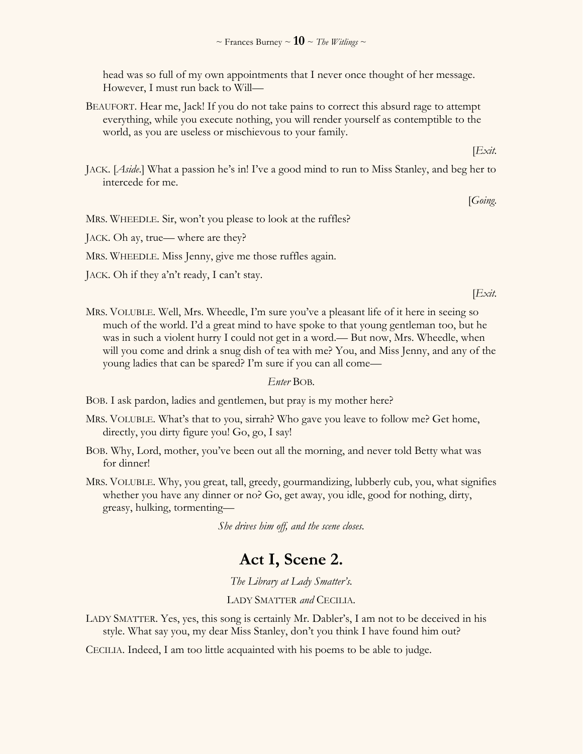head was so full of my own appointments that I never once thought of her message. However, I must run back to Will—

BEAUFORT. Hear me, Jack! If you do not take pains to correct this absurd rage to attempt everything, while you execute nothing, you will render yourself as contemptible to the world, as you are useless or mischievous to your family.

[*Exit.*

JACK. [*Aside.*] What a passion he's in! I've a good mind to run to Miss Stanley, and beg her to intercede for me.

[*Going.*

MRS. WHEEDLE. Sir, won't you please to look at the ruffles?

JACK. Oh ay, true— where are they?

MRS. WHEEDLE. Miss Jenny, give me those ruffles again.

JACK. Oh if they a'n't ready, I can't stay.

[*Exit.*

MRS. VOLUBLE. Well, Mrs. Wheedle, I'm sure you've a pleasant life of it here in seeing so much of the world. I'd a great mind to have spoke to that young gentleman too, but he was in such a violent hurry I could not get in a word.— But now, Mrs. Wheedle, when will you come and drink a snug dish of tea with me? You, and Miss Jenny, and any of the young ladies that can be spared? I'm sure if you can all come—

*Enter* BOB.

BOB. I ask pardon, ladies and gentlemen, but pray is my mother here?

MRS. VOLUBLE. What's that to you, sirrah? Who gave you leave to follow me? Get home, directly, you dirty figure you! Go, go, I say!

BOB. Why, Lord, mother, you've been out all the morning, and never told Betty what was for dinner!

MRS. VOLUBLE. Why, you great, tall, greedy, gourmandizing, lubberly cub, you, what signifies whether you have any dinner or no? Go, get away, you idle, good for nothing, dirty, greasy, hulking, tormenting—

*She drives him off, and the scene closes.*

## Act I, Scene 2.

*The Library at Lady Smatter's.*

LADY SMATTER *and* CECILIA.

LADY SMATTER. Yes, yes, this song is certainly Mr. Dabler's, I am not to be deceived in his style. What say you, my dear Miss Stanley, don't you think I have found him out?

CECILIA. Indeed, I am too little acquainted with his poems to be able to judge.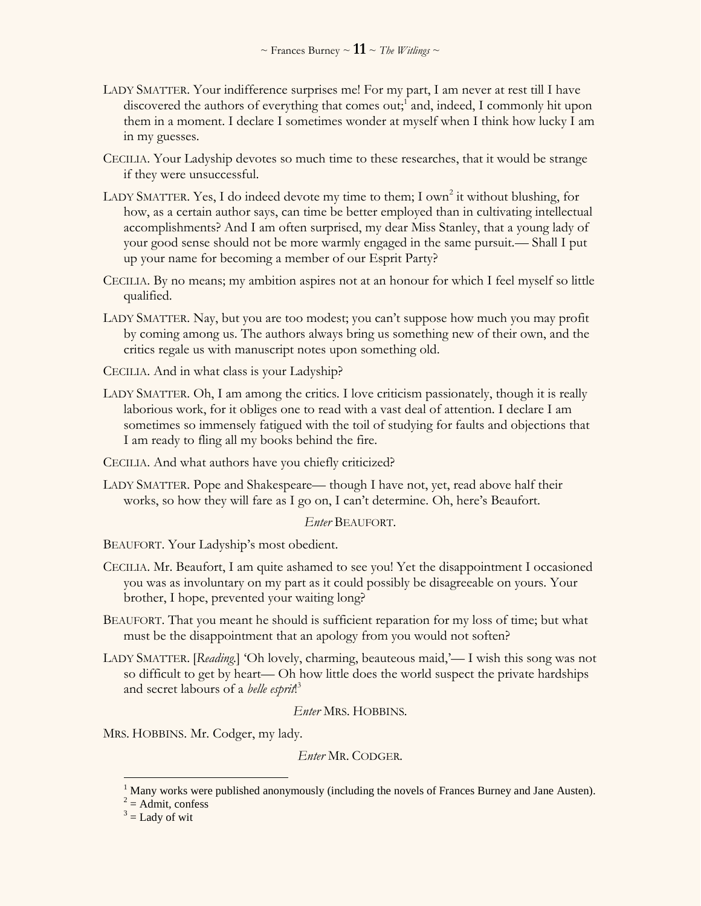LADY SMATTER. Your indifference surprises me! For my part, I am never at rest till I have discovered the authors of everything that comes out;[1] and, indeed, I commonly hit upon them in a moment. I declare I sometimes wonder at myself when I think how lucky I am in my guesses.

CECILIA. Your Ladyship devotes so much time to these researches, that it would be strange if they were unsuccessful.

LADY SMATTER. Yes, I do indeed devote my time to them; I own[2] it without blushing, for how, as a certain author says, can time be better employed than in cultivating intellectual accomplishments? And I am often surprised, my dear Miss Stanley, that a young lady of your good sense should not be more warmly engaged in the same pursuit.— Shall I put up your name for becoming a member of our Esprit Party?

CECILIA. By no means; my ambition aspires not at an honour for which I feel myself so little qualified.

LADY SMATTER. Nay, but you are too modest; you can't suppose how much you may profit by coming among us. The authors always bring us something new of their own, and the critics regale us with manuscript notes upon something old.

CECILIA. And in what class is your Ladyship?

LADY SMATTER. Oh, I am among the critics. I love criticism passionately, though it is really laborious work, for it obliges one to read with a vast deal of attention. I declare I am sometimes so immensely fatigued with the toil of studying for faults and objections that I am ready to fling all my books behind the fire.

CECILIA. And what authors have you chiefly criticized?

LADY SMATTER. Pope and Shakespeare— though I have not, yet, read above half their works, so how they will fare as I go on, I can't determine. Oh, here's Beaufort.

*Enter* BEAUFORT.

BEAUFORT. Your Ladyship's most obedient.

CECILIA. Mr. Beaufort, I am quite ashamed to see you! Yet the disappointment I occasioned you was as involuntary on my part as it could possibly be disagreeable on yours. Your brother, I hope, prevented your waiting long?

BEAUFORT. That you meant he should is sufficient reparation for my loss of time; but what must be the disappointment that an apology from you would not soften?

LADY SMATTER. [*Reading.*] 'Oh lovely, charming, beauteous maid,'— I wish this song was not so difficult to get by heart— Oh how little does the world suspect the private hardships and secret labours of a *belle esprit*![3]

*Enter* MRS. HOBBINS.

MRS. HOBBINS. Mr. Codger, my lady.

*Enter* MR. CODGER.

---

[1] Many works were published anonymously (including the novels of Frances Burney and Jane Austen).

[2] = Admit, confess

[3] = Lady of wit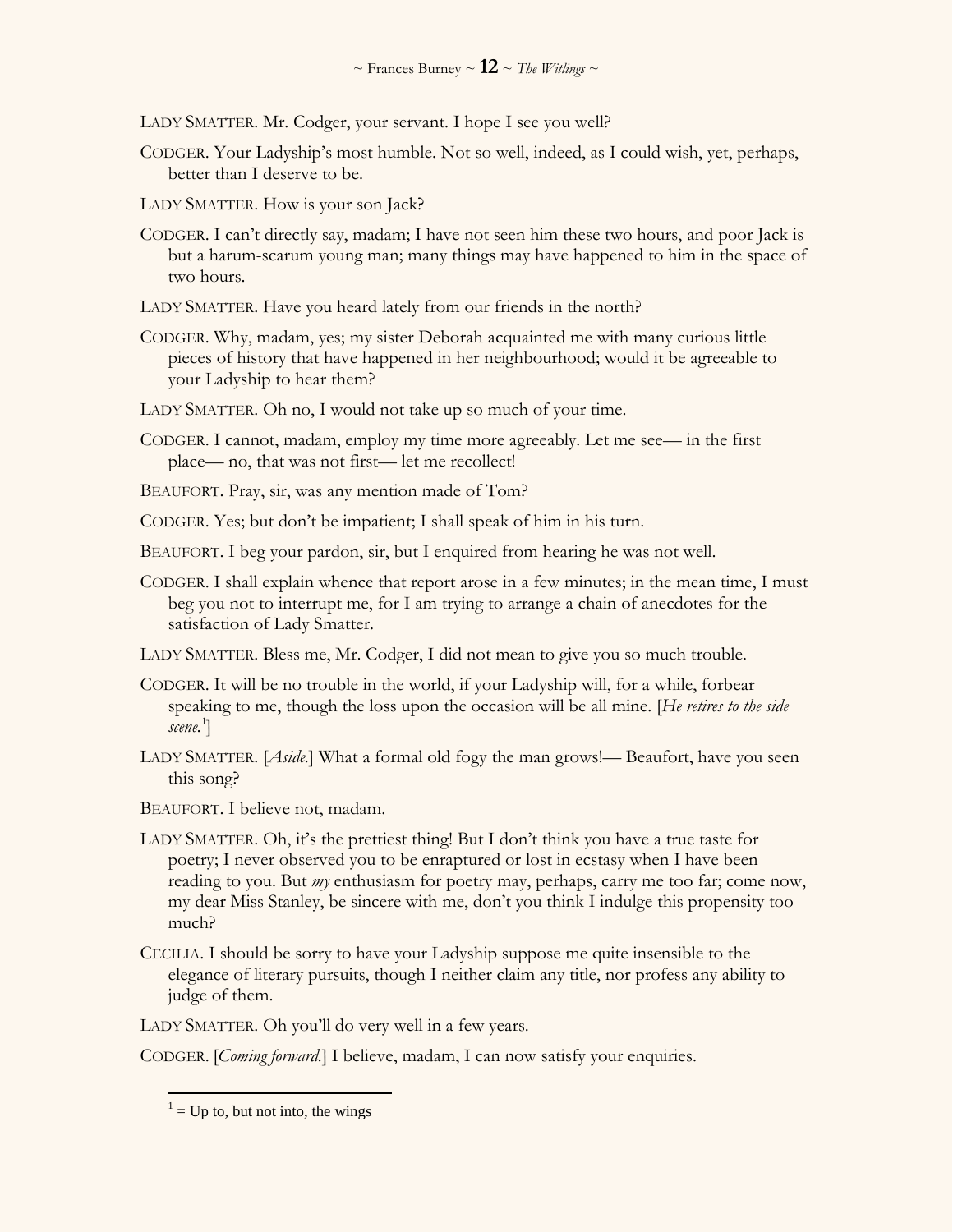LADY SMATTER. Mr. Codger, your servant. I hope I see you well?

CODGER. Your Ladyship's most humble. Not so well, indeed, as I could wish, yet, perhaps, better than I deserve to be.

LADY SMATTER. How is your son Jack?

CODGER. I can't directly say, madam; I have not seen him these two hours, and poor Jack is but a harum-scarum young man; many things may have happened to him in the space of two hours.

LADY SMATTER. Have you heard lately from our friends in the north?

CODGER. Why, madam, yes; my sister Deborah acquainted me with many curious little pieces of history that have happened in her neighbourhood; would it be agreeable to your Ladyship to hear them?

LADY SMATTER. Oh no, I would not take up so much of your time.

CODGER. I cannot, madam, employ my time more agreeably. Let me see— in the first place— no, that was not first— let me recollect!

BEAUFORT. Pray, sir, was any mention made of Tom?

CODGER. Yes; but don't be impatient; I shall speak of him in his turn.

BEAUFORT. I beg your pardon, sir, but I enquired from hearing he was not well.

CODGER. I shall explain whence that report arose in a few minutes; in the mean time, I must beg you not to interrupt me, for I am trying to arrange a chain of anecdotes for the satisfaction of Lady Smatter.

LADY SMATTER. Bless me, Mr. Codger, I did not mean to give you so much trouble.

CODGER. It will be no trouble in the world, if your Ladyship will, for a while, forbear speaking to me, though the loss upon the occasion will be all mine. [*He retires to the side scene.*[1]]

LADY SMATTER. [*Aside.*] What a formal old fogy the man grows!— Beaufort, have you seen this song?

BEAUFORT. I believe not, madam.

LADY SMATTER. Oh, it's the prettiest thing! But I don't think you have a true taste for poetry; I never observed you to be enraptured or lost in ecstasy when I have been reading to you. But *my* enthusiasm for poetry may, perhaps, carry me too far; come now, my dear Miss Stanley, be sincere with me, don't you think I indulge this propensity too much?

CECILIA. I should be sorry to have your Ladyship suppose me quite insensible to the elegance of literary pursuits, though I neither claim any title, nor profess any ability to judge of them.

LADY SMATTER. Oh you'll do very well in a few years.

CODGER. [*Coming forward.*] I believe, madam, I can now satisfy your enquiries.

---

[1] = Up to, but not into, the wings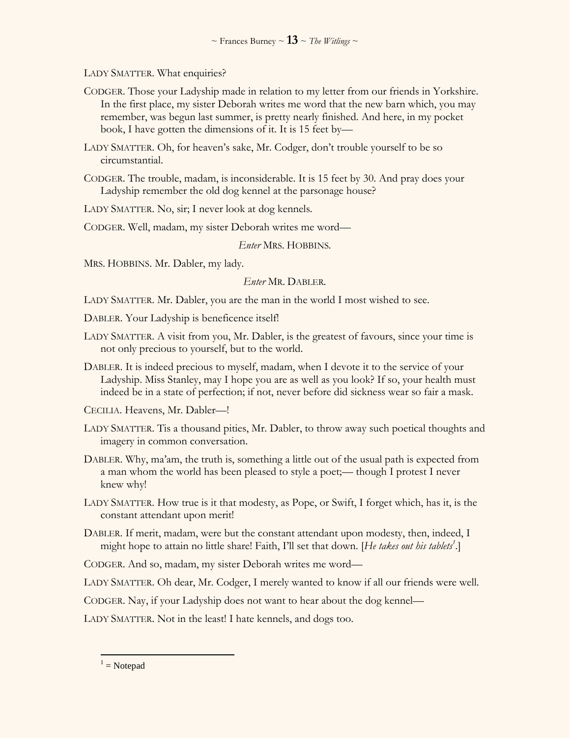LADY SMATTER. What enquiries?

CODGER. Those your Ladyship made in relation to my letter from our friends in Yorkshire. In the first place, my sister Deborah writes me word that the new barn which, you may remember, was begun last summer, is pretty nearly finished. And here, in my pocket book, I have gotten the dimensions of it. It is 15 feet by—

LADY SMATTER. Oh, for heaven's sake, Mr. Codger, don't trouble yourself to be so circumstantial.

CODGER. The trouble, madam, is inconsiderable. It is 15 feet by 30. And pray does your Ladyship remember the old dog kennel at the parsonage house?

LADY SMATTER. No, sir; I never look at dog kennels.

CODGER. Well, madam, my sister Deborah writes me word—

*Enter* MRS. HOBBINS.

MRS. HOBBINS. Mr. Dabler, my lady.

*Enter* MR. DABLER.

LADY SMATTER. Mr. Dabler, you are the man in the world I most wished to see.

DABLER. Your Ladyship is beneficence itself!

LADY SMATTER. A visit from you, Mr. Dabler, is the greatest of favours, since your time is not only precious to yourself, but to the world.

DABLER. It is indeed precious to myself, madam, when I devote it to the service of your Ladyship. Miss Stanley, may I hope you are as well as you look? If so, your health must indeed be in a state of perfection; if not, never before did sickness wear so fair a mask.

CECILIA. Heavens, Mr. Dabler—!

LADY SMATTER. Tis a thousand pities, Mr. Dabler, to throw away such poetical thoughts and imagery in common conversation.

DABLER. Why, ma'am, the truth is, something a little out of the usual path is expected from a man whom the world has been pleased to style a poet;— though I protest I never knew why!

LADY SMATTER. How true is it that modesty, as Pope, or Swift, I forget which, has it, is the constant attendant upon merit!

DABLER. If merit, madam, were but the constant attendant upon modesty, then, indeed, I might hope to attain no little share! Faith, I'll set that down. [*He takes out his tablets*[1].]

CODGER. And so, madam, my sister Deborah writes me word—

LADY SMATTER. Oh dear, Mr. Codger, I merely wanted to know if all our friends were well.

CODGER. Nay, if your Ladyship does not want to hear about the dog kennel—

LADY SMATTER. Not in the least! I hate kennels, and dogs too.

---

[1] = Notepad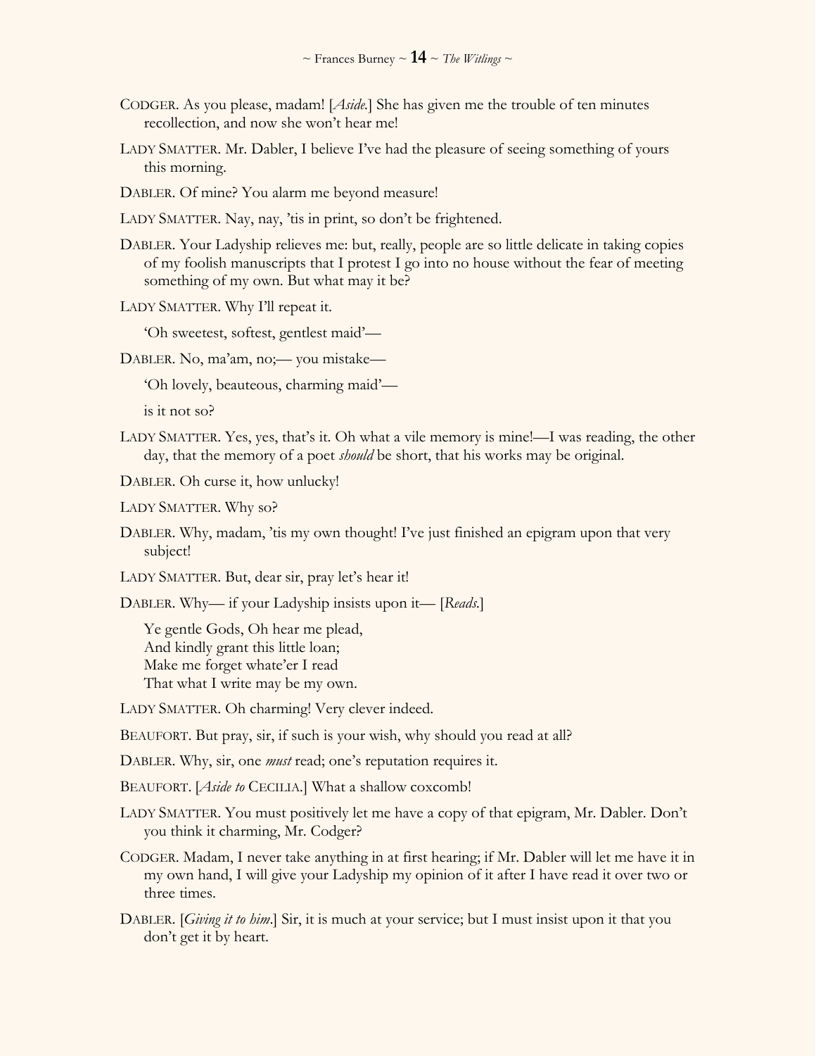CODGER. As you please, madam! [*Aside.*] She has given me the trouble of ten minutes recollection, and now she won't hear me!

LADY SMATTER. Mr. Dabler, I believe I've had the pleasure of seeing something of yours this morning.

DABLER. Of mine? You alarm me beyond measure!

LADY SMATTER. Nay, nay, 'tis in print, so don't be frightened.

DABLER. Your Ladyship relieves me: but, really, people are so little delicate in taking copies of my foolish manuscripts that I protest I go into no house without the fear of meeting something of my own. But what may it be?

LADY SMATTER. Why I'll repeat it.

'Oh sweetest, softest, gentlest maid'—

DABLER. No, ma'am, no;— you mistake—

'Oh lovely, beauteous, charming maid'—

is it not so?

LADY SMATTER. Yes, yes, that's it. Oh what a vile memory is mine!—I was reading, the other day, that the memory of a poet *should* be short, that his works may be original.

DABLER. Oh curse it, how unlucky!

LADY SMATTER. Why so?

DABLER. Why, madam, 'tis my own thought! I've just finished an epigram upon that very subject!

LADY SMATTER. But, dear sir, pray let's hear it!

DABLER. Why— if your Ladyship insists upon it— [*Reads.*]

Ye gentle Gods, Oh hear me plead,
And kindly grant this little loan;
Make me forget whate'er I read
That what I write may be my own.

LADY SMATTER. Oh charming! Very clever indeed.

BEAUFORT. But pray, sir, if such is your wish, why should you read at all?

DABLER. Why, sir, one *must* read; one's reputation requires it.

BEAUFORT. [*Aside to* CECILIA.] What a shallow coxcomb!

LADY SMATTER. You must positively let me have a copy of that epigram, Mr. Dabler. Don't you think it charming, Mr. Codger?

CODGER. Madam, I never take anything in at first hearing; if Mr. Dabler will let me have it in my own hand, I will give your Ladyship my opinion of it after I have read it over two or three times.

DABLER. [*Giving it to him.*] Sir, it is much at your service; but I must insist upon it that you don't get it by heart.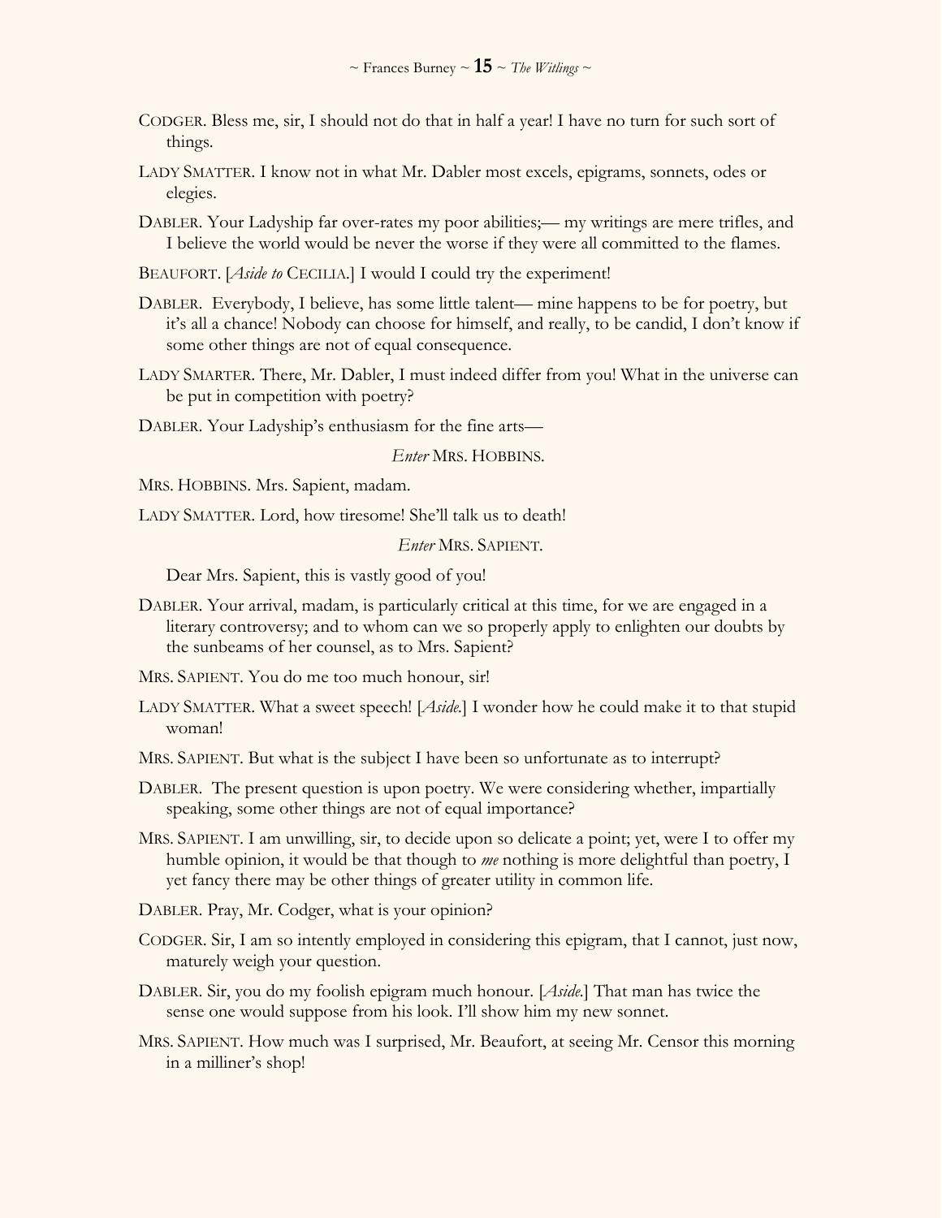CODGER. Bless me, sir, I should not do that in half a year! I have no turn for such sort of things.

LADY SMATTER. I know not in what Mr. Dabler most excels, epigrams, sonnets, odes or elegies.

DABLER. Your Ladyship far over-rates my poor abilities;— my writings are mere trifles, and I believe the world would be never the worse if they were all committed to the flames.

BEAUFORT. [*Aside to* CECILIA.] I would I could try the experiment!

DABLER. Everybody, I believe, has some little talent— mine happens to be for poetry, but it's all a chance! Nobody can choose for himself, and really, to be candid, I don't know if some other things are not of equal consequence.

LADY SMARTER. There, Mr. Dabler, I must indeed differ from you! What in the universe can be put in competition with poetry?

DABLER. Your Ladyship's enthusiasm for the fine arts—

*Enter* MRS. HOBBINS.

MRS. HOBBINS. Mrs. Sapient, madam.

LADY SMATTER. Lord, how tiresome! She'll talk us to death!

*Enter* MRS. SAPIENT.

Dear Mrs. Sapient, this is vastly good of you!

DABLER. Your arrival, madam, is particularly critical at this time, for we are engaged in a literary controversy; and to whom can we so properly apply to enlighten our doubts by the sunbeams of her counsel, as to Mrs. Sapient?

MRS. SAPIENT. You do me too much honour, sir!

LADY SMATTER. What a sweet speech! [*Aside.*] I wonder how he could make it to that stupid woman!

MRS. SAPIENT. But what is the subject I have been so unfortunate as to interrupt?

DABLER. The present question is upon poetry. We were considering whether, impartially speaking, some other things are not of equal importance?

MRS. SAPIENT. I am unwilling, sir, to decide upon so delicate a point; yet, were I to offer my humble opinion, it would be that though to *me* nothing is more delightful than poetry, I yet fancy there may be other things of greater utility in common life.

DABLER. Pray, Mr. Codger, what is your opinion?

CODGER. Sir, I am so intently employed in considering this epigram, that I cannot, just now, maturely weigh your question.

DABLER. Sir, you do my foolish epigram much honour. [*Aside.*] That man has twice the sense one would suppose from his look. I'll show him my new sonnet.

MRS. SAPIENT. How much was I surprised, Mr. Beaufort, at seeing Mr. Censor this morning in a milliner's shop!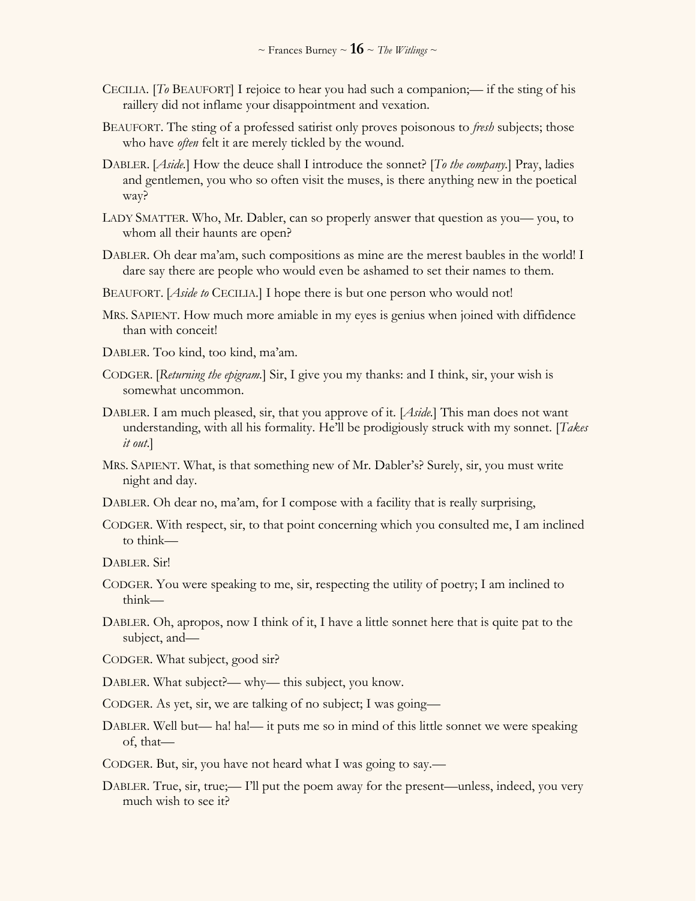CECILIA. [*To* BEAUFORT] I rejoice to hear you had such a companion;— if the sting of his raillery did not inflame your disappointment and vexation.

BEAUFORT. The sting of a professed satirist only proves poisonous to *fresh* subjects; those who have *often* felt it are merely tickled by the wound.

DABLER. [*Aside.*] How the deuce shall I introduce the sonnet? [*To the company.*] Pray, ladies and gentlemen, you who so often visit the muses, is there anything new in the poetical way?

LADY SMATTER. Who, Mr. Dabler, can so properly answer that question as you— you, to whom all their haunts are open?

DABLER. Oh dear ma'am, such compositions as mine are the merest baubles in the world! I dare say there are people who would even be ashamed to set their names to them.

BEAUFORT. [*Aside to* CECILIA.] I hope there is but one person who would not!

MRS. SAPIENT. How much more amiable in my eyes is genius when joined with diffidence than with conceit!

DABLER. Too kind, too kind, ma'am.

CODGER. [*Returning the epigram.*] Sir, I give you my thanks: and I think, sir, your wish is somewhat uncommon.

DABLER. I am much pleased, sir, that you approve of it. [*Aside.*] This man does not want understanding, with all his formality. He'll be prodigiously struck with my sonnet. [*Takes it out.*]

MRS. SAPIENT. What, is that something new of Mr. Dabler's? Surely, sir, you must write night and day.

DABLER. Oh dear no, ma'am, for I compose with a facility that is really surprising,

CODGER. With respect, sir, to that point concerning which you consulted me, I am inclined to think—

DABLER. Sir!

CODGER. You were speaking to me, sir, respecting the utility of poetry; I am inclined to think—

DABLER. Oh, apropos, now I think of it, I have a little sonnet here that is quite pat to the subject, and—

CODGER. What subject, good sir?

DABLER. What subject?— why— this subject, you know.

CODGER. As yet, sir, we are talking of no subject; I was going—

DABLER. Well but— ha! ha!— it puts me so in mind of this little sonnet we were speaking of, that—

CODGER. But, sir, you have not heard what I was going to say.—

DABLER. True, sir, true;— I'll put the poem away for the present—unless, indeed, you very much wish to see it?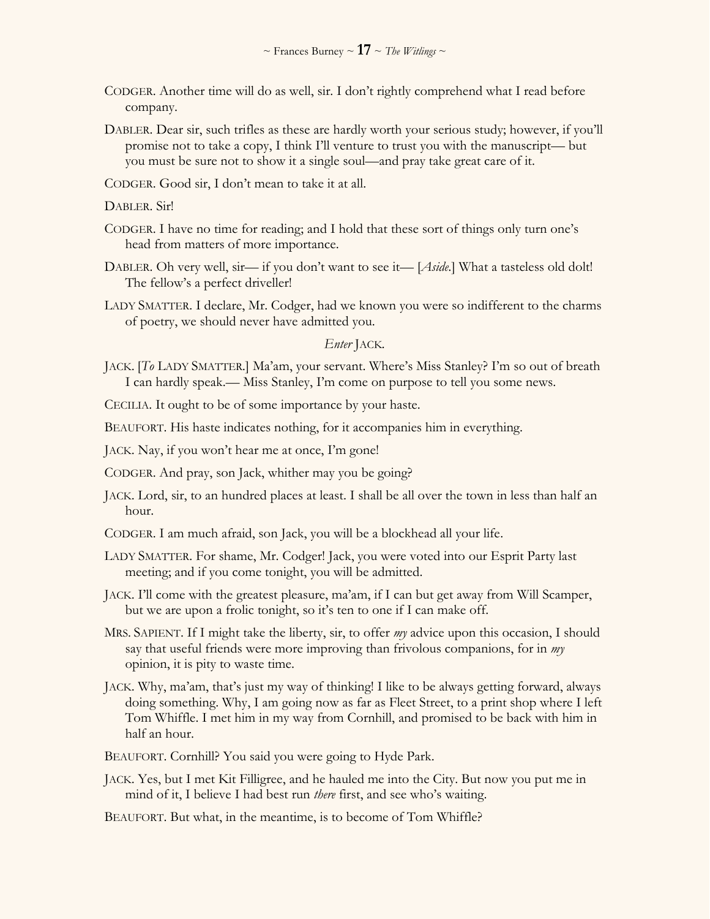CODGER. Another time will do as well, sir. I don't rightly comprehend what I read before company.

DABLER. Dear sir, such trifles as these are hardly worth your serious study; however, if you'll promise not to take a copy, I think I'll venture to trust you with the manuscript— but you must be sure not to show it a single soul—and pray take great care of it.

CODGER. Good sir, I don't mean to take it at all.

DABLER. Sir!

CODGER. I have no time for reading; and I hold that these sort of things only turn one's head from matters of more importance.

DABLER. Oh very well, sir— if you don't want to see it— [*Aside.*] What a tasteless old dolt! The fellow's a perfect driveller!

LADY SMATTER. I declare, Mr. Codger, had we known you were so indifferent to the charms of poetry, we should never have admitted you.

*Enter* JACK.

JACK. [*To* LADY SMATTER.] Ma'am, your servant. Where's Miss Stanley? I'm so out of breath I can hardly speak.— Miss Stanley, I'm come on purpose to tell you some news.

CECILIA. It ought to be of some importance by your haste.

BEAUFORT. His haste indicates nothing, for it accompanies him in everything.

JACK. Nay, if you won't hear me at once, I'm gone!

CODGER. And pray, son Jack, whither may you be going?

JACK. Lord, sir, to an hundred places at least. I shall be all over the town in less than half an hour.

CODGER. I am much afraid, son Jack, you will be a blockhead all your life.

LADY SMATTER. For shame, Mr. Codger! Jack, you were voted into our Esprit Party last meeting; and if you come tonight, you will be admitted.

JACK. I'll come with the greatest pleasure, ma'am, if I can but get away from Will Scamper, but we are upon a frolic tonight, so it's ten to one if I can make off.

MRS. SAPIENT. If I might take the liberty, sir, to offer *my* advice upon this occasion, I should say that useful friends were more improving than frivolous companions, for in *my* opinion, it is pity to waste time.

JACK. Why, ma'am, that's just my way of thinking! I like to be always getting forward, always doing something. Why, I am going now as far as Fleet Street, to a print shop where I left Tom Whiffle. I met him in my way from Cornhill, and promised to be back with him in half an hour.

BEAUFORT. Cornhill? You said you were going to Hyde Park.

JACK. Yes, but I met Kit Filligree, and he hauled me into the City. But now you put me in mind of it, I believe I had best run *there* first, and see who's waiting.

BEAUFORT. But what, in the meantime, is to become of Tom Whiffle?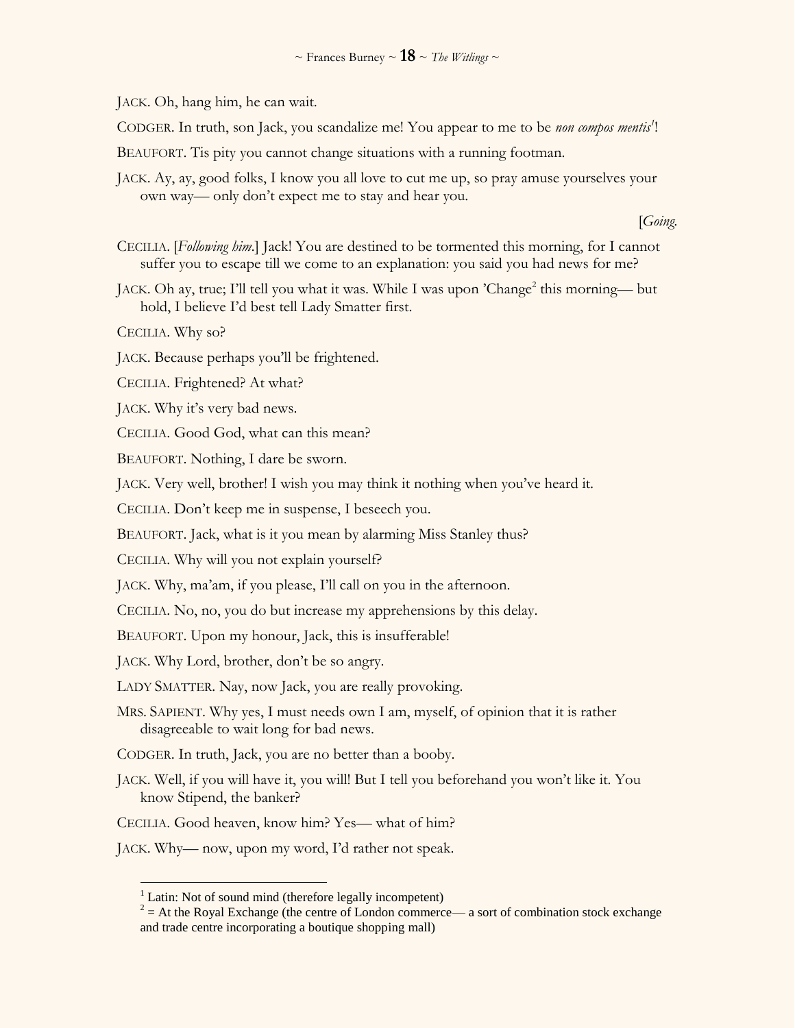JACK. Oh, hang him, he can wait.

CODGER. In truth, son Jack, you scandalize me! You appear to me to be *non compos mentis*[1]!

BEAUFORT. Tis pity you cannot change situations with a running footman.

JACK. Ay, ay, good folks, I know you all love to cut me up, so pray amuse yourselves your own way— only don't expect me to stay and hear you.

[*Going.*

CECILIA. [*Following him.*] Jack! You are destined to be tormented this morning, for I cannot suffer you to escape till we come to an explanation: you said you had news for me?

JACK. Oh ay, true; I'll tell you what it was. While I was upon 'Change[2] this morning— but hold, I believe I'd best tell Lady Smatter first.

CECILIA. Why so?

JACK. Because perhaps you'll be frightened.

CECILIA. Frightened? At what?

JACK. Why it's very bad news.

CECILIA. Good God, what can this mean?

BEAUFORT. Nothing, I dare be sworn.

JACK. Very well, brother! I wish you may think it nothing when you've heard it.

CECILIA. Don't keep me in suspense, I beseech you.

BEAUFORT. Jack, what is it you mean by alarming Miss Stanley thus?

CECILIA. Why will you not explain yourself?

JACK. Why, ma'am, if you please, I'll call on you in the afternoon.

CECILIA. No, no, you do but increase my apprehensions by this delay.

BEAUFORT. Upon my honour, Jack, this is insufferable!

JACK. Why Lord, brother, don't be so angry.

LADY SMATTER. Nay, now Jack, you are really provoking.

MRS. SAPIENT. Why yes, I must needs own I am, myself, of opinion that it is rather disagreeable to wait long for bad news.

CODGER. In truth, Jack, you are no better than a booby.

JACK. Well, if you will have it, you will! But I tell you beforehand you won't like it. You know Stipend, the banker?

CECILIA. Good heaven, know him? Yes— what of him?

JACK. Why— now, upon my word, I'd rather not speak.

---

[1] Latin: Not of sound mind (therefore legally incompetent)

[2] = At the Royal Exchange (the centre of London commerce— a sort of combination stock exchange and trade centre incorporating a boutique shopping mall)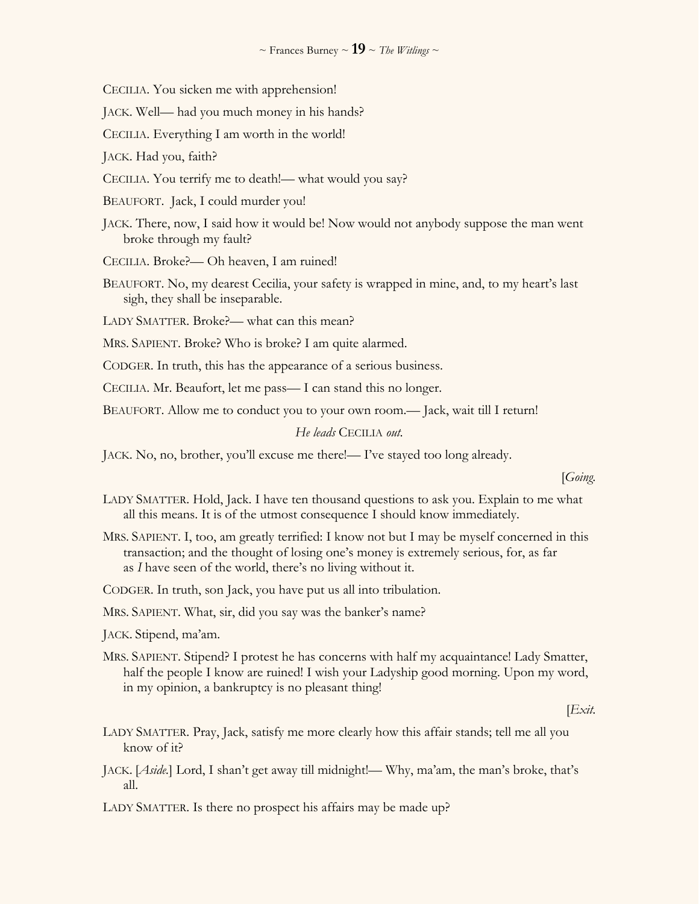CECILIA. You sicken me with apprehension!

JACK. Well— had you much money in his hands?

CECILIA. Everything I am worth in the world!

JACK. Had you, faith?

CECILIA. You terrify me to death!— what would you say?

BEAUFORT. Jack, I could murder you!

JACK. There, now, I said how it would be! Now would not anybody suppose the man went broke through my fault?

CECILIA. Broke?— Oh heaven, I am ruined!

BEAUFORT. No, my dearest Cecilia, your safety is wrapped in mine, and, to my heart's last sigh, they shall be inseparable.

LADY SMATTER. Broke?— what can this mean?

MRS. SAPIENT. Broke? Who is broke? I am quite alarmed.

CODGER. In truth, this has the appearance of a serious business.

CECILIA. Mr. Beaufort, let me pass— I can stand this no longer.

BEAUFORT. Allow me to conduct you to your own room.— Jack, wait till I return!

*He leads* CECILIA *out.*

JACK. No, no, brother, you'll excuse me there!— I've stayed too long already.

[*Going.*

LADY SMATTER. Hold, Jack. I have ten thousand questions to ask you. Explain to me what all this means. It is of the utmost consequence I should know immediately.

MRS. SAPIENT. I, too, am greatly terrified: I know not but I may be myself concerned in this transaction; and the thought of losing one's money is extremely serious, for, as far as *I* have seen of the world, there's no living without it.

CODGER. In truth, son Jack, you have put us all into tribulation.

MRS. SAPIENT. What, sir, did you say was the banker's name?

JACK. Stipend, ma'am.

MRS. SAPIENT. Stipend? I protest he has concerns with half my acquaintance! Lady Smatter, half the people I know are ruined! I wish your Ladyship good morning. Upon my word, in my opinion, a bankruptcy is no pleasant thing!

[*Exit.*

LADY SMATTER. Pray, Jack, satisfy me more clearly how this affair stands; tell me all you know of it?

JACK. [*Aside.*] Lord, I shan't get away till midnight!— Why, ma'am, the man's broke, that's all.

LADY SMATTER. Is there no prospect his affairs may be made up?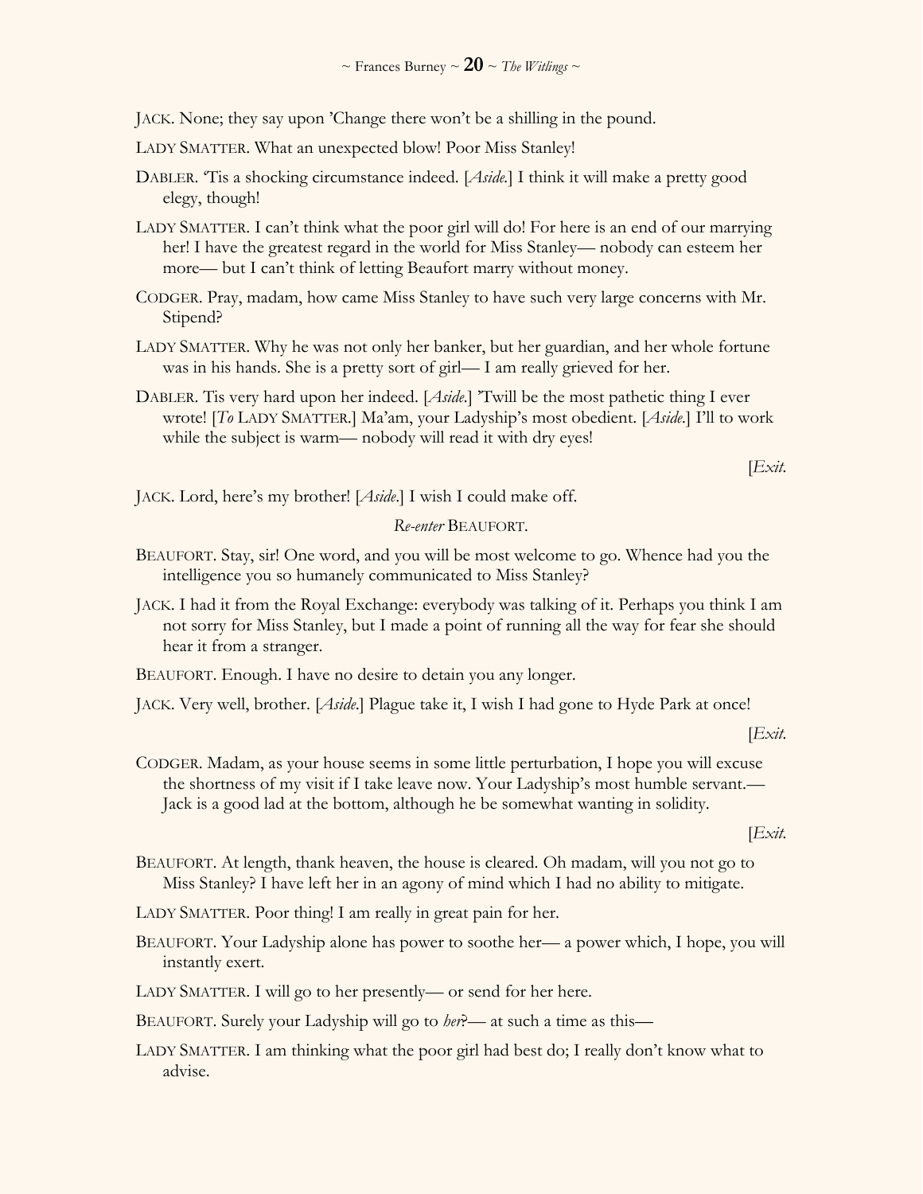JACK. None; they say upon 'Change there won't be a shilling in the pound.

LADY SMATTER. What an unexpected blow! Poor Miss Stanley!

DABLER. 'Tis a shocking circumstance indeed. [*Aside.*] I think it will make a pretty good elegy, though!

LADY SMATTER. I can't think what the poor girl will do! For here is an end of our marrying her! I have the greatest regard in the world for Miss Stanley— nobody can esteem her more— but I can't think of letting Beaufort marry without money.

CODGER. Pray, madam, how came Miss Stanley to have such very large concerns with Mr. Stipend?

LADY SMATTER. Why he was not only her banker, but her guardian, and her whole fortune was in his hands. She is a pretty sort of girl— I am really grieved for her.

DABLER. Tis very hard upon her indeed. [*Aside.*] 'Twill be the most pathetic thing I ever wrote! [*To* LADY SMATTER.] Ma'am, your Ladyship's most obedient. [*Aside.*] I'll to work while the subject is warm— nobody will read it with dry eyes!

[*Exit.*

JACK. Lord, here's my brother! [*Aside.*] I wish I could make off.

*Re-enter* BEAUFORT.

BEAUFORT. Stay, sir! One word, and you will be most welcome to go. Whence had you the intelligence you so humanely communicated to Miss Stanley?

JACK. I had it from the Royal Exchange: everybody was talking of it. Perhaps you think I am not sorry for Miss Stanley, but I made a point of running all the way for fear she should hear it from a stranger.

BEAUFORT. Enough. I have no desire to detain you any longer.

JACK. Very well, brother. [*Aside.*] Plague take it, I wish I had gone to Hyde Park at once!

[*Exit.*

CODGER. Madam, as your house seems in some little perturbation, I hope you will excuse the shortness of my visit if I take leave now. Your Ladyship's most humble servant.— Jack is a good lad at the bottom, although he be somewhat wanting in solidity.

[*Exit.*

BEAUFORT. At length, thank heaven, the house is cleared. Oh madam, will you not go to Miss Stanley? I have left her in an agony of mind which I had no ability to mitigate.

LADY SMATTER. Poor thing! I am really in great pain for her.

BEAUFORT. Your Ladyship alone has power to soothe her— a power which, I hope, you will instantly exert.

LADY SMATTER. I will go to her presently— or send for her here.

BEAUFORT. Surely your Ladyship will go to *her*?— at such a time as this—

LADY SMATTER. I am thinking what the poor girl had best do; I really don't know what to advise.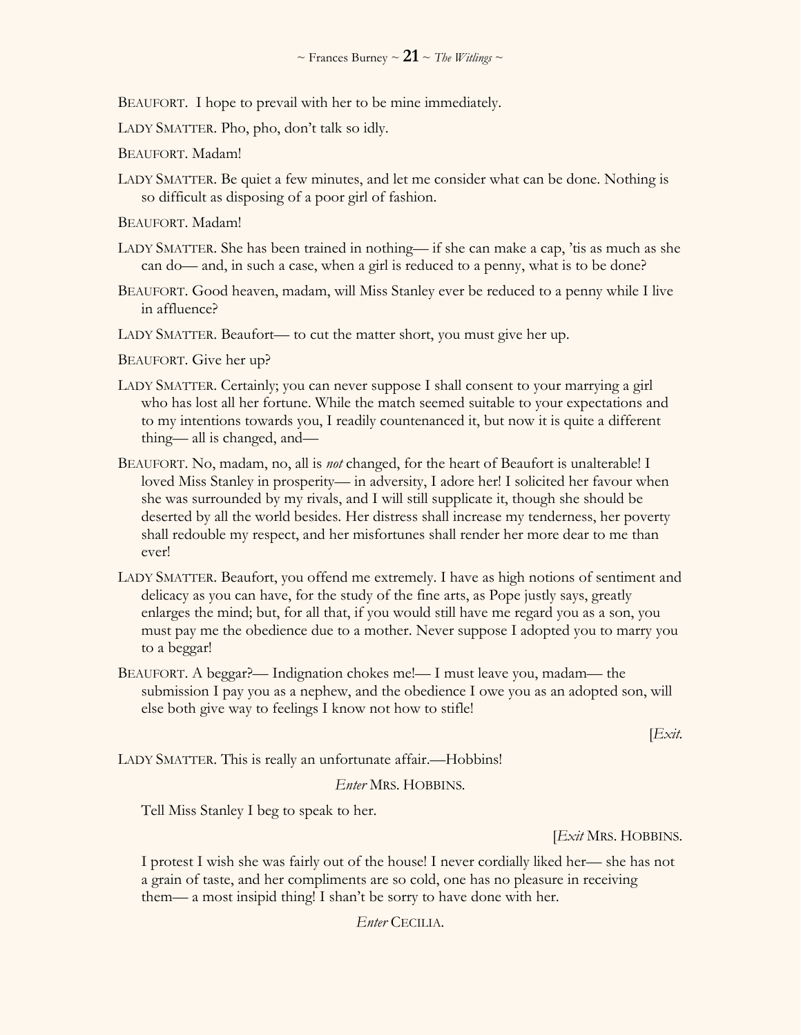BEAUFORT. I hope to prevail with her to be mine immediately.

LADY SMATTER. Pho, pho, don't talk so idly.

BEAUFORT. Madam!

LADY SMATTER. Be quiet a few minutes, and let me consider what can be done. Nothing is so difficult as disposing of a poor girl of fashion.

BEAUFORT. Madam!

LADY SMATTER. She has been trained in nothing— if she can make a cap, 'tis as much as she can do— and, in such a case, when a girl is reduced to a penny, what is to be done?

BEAUFORT. Good heaven, madam, will Miss Stanley ever be reduced to a penny while I live in affluence?

LADY SMATTER. Beaufort— to cut the matter short, you must give her up.

BEAUFORT. Give her up?

LADY SMATTER. Certainly; you can never suppose I shall consent to your marrying a girl who has lost all her fortune. While the match seemed suitable to your expectations and to my intentions towards you, I readily countenanced it, but now it is quite a different thing— all is changed, and—

BEAUFORT. No, madam, no, all is *not* changed, for the heart of Beaufort is unalterable! I loved Miss Stanley in prosperity— in adversity, I adore her! I solicited her favour when she was surrounded by my rivals, and I will still supplicate it, though she should be deserted by all the world besides. Her distress shall increase my tenderness, her poverty shall redouble my respect, and her misfortunes shall render her more dear to me than ever!

LADY SMATTER. Beaufort, you offend me extremely. I have as high notions of sentiment and delicacy as you can have, for the study of the fine arts, as Pope justly says, greatly enlarges the mind; but, for all that, if you would still have me regard you as a son, you must pay me the obedience due to a mother. Never suppose I adopted you to marry you to a beggar!

BEAUFORT. A beggar?— Indignation chokes me!— I must leave you, madam— the submission I pay you as a nephew, and the obedience I owe you as an adopted son, will else both give way to feelings I know not how to stifle!

[*Exit.*

LADY SMATTER. This is really an unfortunate affair.—Hobbins!

*Enter* MRS. HOBBINS.

Tell Miss Stanley I beg to speak to her.

[*Exit* MRS. HOBBINS.

I protest I wish she was fairly out of the house! I never cordially liked her— she has not a grain of taste, and her compliments are so cold, one has no pleasure in receiving them— a most insipid thing! I shan't be sorry to have done with her.

*Enter* CECILIA.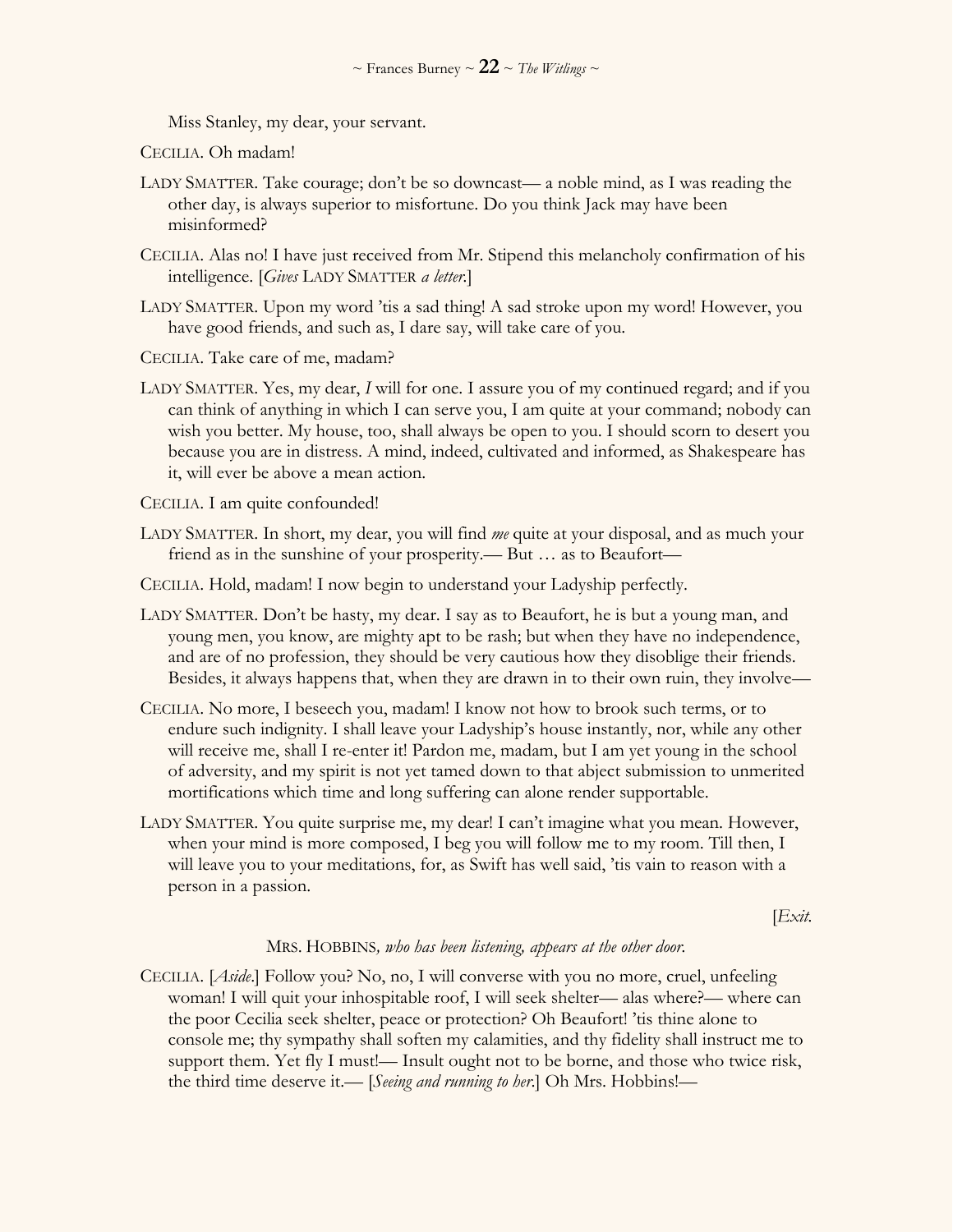Miss Stanley, my dear, your servant.

CECILIA. Oh madam!

LADY SMATTER. Take courage; don't be so downcast— a noble mind, as I was reading the other day, is always superior to misfortune. Do you think Jack may have been misinformed?

CECILIA. Alas no! I have just received from Mr. Stipend this melancholy confirmation of his intelligence. [*Gives* LADY SMATTER *a letter.*]

LADY SMATTER. Upon my word 'tis a sad thing! A sad stroke upon my word! However, you have good friends, and such as, I dare say, will take care of you.

CECILIA. Take care of me, madam?

LADY SMATTER. Yes, my dear, *I* will for one. I assure you of my continued regard; and if you can think of anything in which I can serve you, I am quite at your command; nobody can wish you better. My house, too, shall always be open to you. I should scorn to desert you because you are in distress. A mind, indeed, cultivated and informed, as Shakespeare has it, will ever be above a mean action.

CECILIA. I am quite confounded!

LADY SMATTER. In short, my dear, you will find *me* quite at your disposal, and as much your friend as in the sunshine of your prosperity.— But … as to Beaufort—

CECILIA. Hold, madam! I now begin to understand your Ladyship perfectly.

LADY SMATTER. Don't be hasty, my dear. I say as to Beaufort, he is but a young man, and young men, you know, are mighty apt to be rash; but when they have no independence, and are of no profession, they should be very cautious how they disoblige their friends. Besides, it always happens that, when they are drawn in to their own ruin, they involve—

CECILIA. No more, I beseech you, madam! I know not how to brook such terms, or to endure such indignity. I shall leave your Ladyship's house instantly, nor, while any other will receive me, shall I re-enter it! Pardon me, madam, but I am yet young in the school of adversity, and my spirit is not yet tamed down to that abject submission to unmerited mortifications which time and long suffering can alone render supportable.

LADY SMATTER. You quite surprise me, my dear! I can't imagine what you mean. However, when your mind is more composed, I beg you will follow me to my room. Till then, I will leave you to your meditations, for, as Swift has well said, 'tis vain to reason with a person in a passion.

[*Exit.*

MRS. HOBBINS*, who has been listening, appears at the other door.*

CECILIA. [*Aside.*] Follow you? No, no, I will converse with you no more, cruel, unfeeling woman! I will quit your inhospitable roof, I will seek shelter— alas where?— where can the poor Cecilia seek shelter, peace or protection? Oh Beaufort! 'tis thine alone to console me; thy sympathy shall soften my calamities, and thy fidelity shall instruct me to support them. Yet fly I must!— Insult ought not to be borne, and those who twice risk, the third time deserve it.— [*Seeing and running to her.*] Oh Mrs. Hobbins!—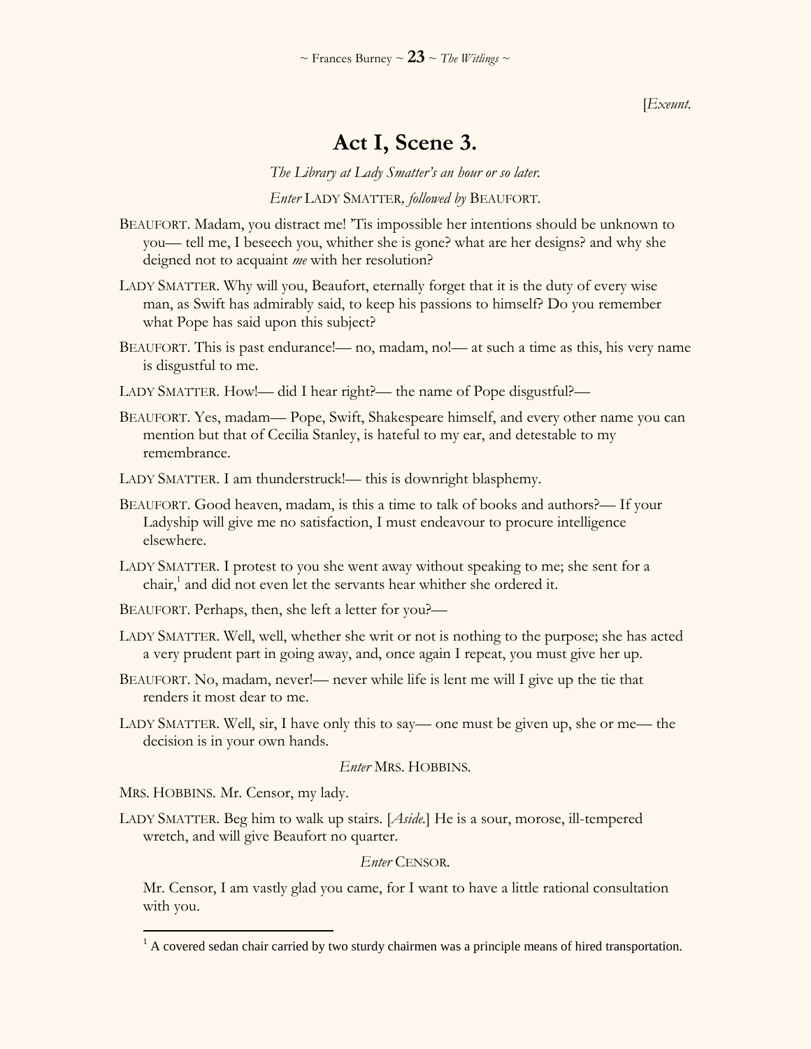[*Exeunt.*

## Act I, Scene 3.

*The Library at Lady Smatter's an hour or so later.*

*Enter* LADY SMATTER*, followed by* BEAUFORT.

BEAUFORT. Madam, you distract me! 'Tis impossible her intentions should be unknown to you— tell me, I beseech you, whither she is gone? what are her designs? and why she deigned not to acquaint *me* with her resolution?

LADY SMATTER. Why will you, Beaufort, eternally forget that it is the duty of every wise man, as Swift has admirably said, to keep his passions to himself? Do you remember what Pope has said upon this subject?

BEAUFORT. This is past endurance!— no, madam, no!— at such a time as this, his very name is disgustful to me.

LADY SMATTER. How!— did I hear right?— the name of Pope disgustful?—

BEAUFORT. Yes, madam— Pope, Swift, Shakespeare himself, and every other name you can mention but that of Cecilia Stanley, is hateful to my ear, and detestable to my remembrance.

LADY SMATTER. I am thunderstruck!— this is downright blasphemy.

BEAUFORT. Good heaven, madam, is this a time to talk of books and authors?— If your Ladyship will give me no satisfaction, I must endeavour to procure intelligence elsewhere.

LADY SMATTER. I protest to you she went away without speaking to me; she sent for a chair,[1] and did not even let the servants hear whither she ordered it.

BEAUFORT. Perhaps, then, she left a letter for you?—

LADY SMATTER. Well, well, whether she writ or not is nothing to the purpose; she has acted a very prudent part in going away, and, once again I repeat, you must give her up.

BEAUFORT. No, madam, never!— never while life is lent me will I give up the tie that renders it most dear to me.

LADY SMATTER. Well, sir, I have only this to say— one must be given up, she or me— the decision is in your own hands.

*Enter* MRS. HOBBINS.

MRS. HOBBINS. Mr. Censor, my lady.

LADY SMATTER. Beg him to walk up stairs. [*Aside.*] He is a sour, morose, ill-tempered wretch, and will give Beaufort no quarter.

*Enter* CENSOR.

Mr. Censor, I am vastly glad you came, for I want to have a little rational consultation with you.

---

[1] A covered sedan chair carried by two sturdy chairmen was a principle means of hired transportation.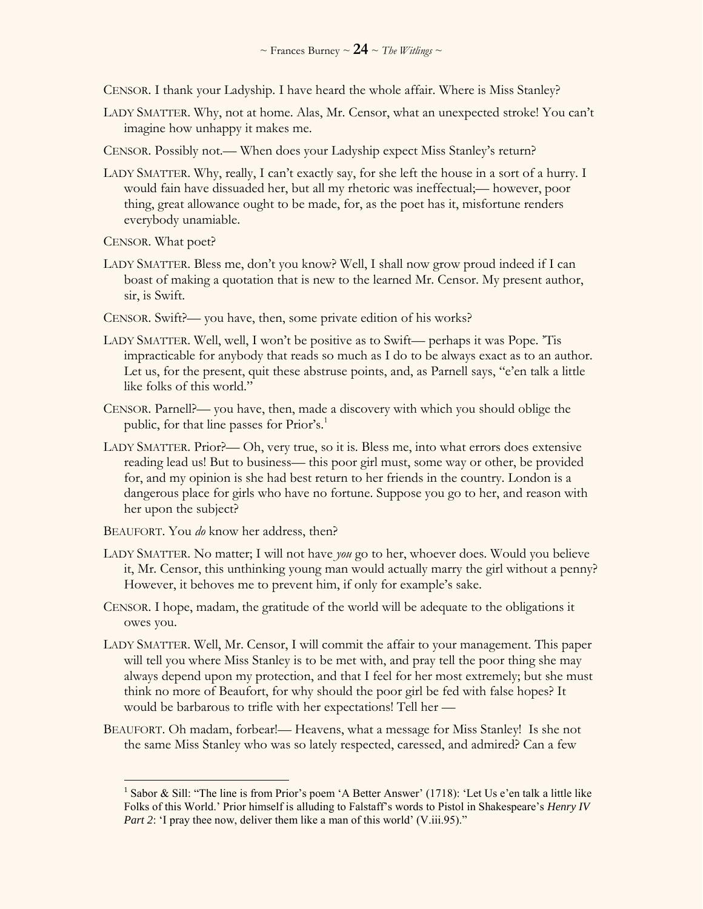CENSOR. I thank your Ladyship. I have heard the whole affair. Where is Miss Stanley?

LADY SMATTER. Why, not at home. Alas, Mr. Censor, what an unexpected stroke! You can't imagine how unhappy it makes me.

CENSOR. Possibly not.— When does your Ladyship expect Miss Stanley's return?

LADY SMATTER. Why, really, I can't exactly say, for she left the house in a sort of a hurry. I would fain have dissuaded her, but all my rhetoric was ineffectual;— however, poor thing, great allowance ought to be made, for, as the poet has it, misfortune renders everybody unamiable.

CENSOR. What poet?

LADY SMATTER. Bless me, don't you know? Well, I shall now grow proud indeed if I can boast of making a quotation that is new to the learned Mr. Censor. My present author, sir, is Swift.

CENSOR. Swift?— you have, then, some private edition of his works?

LADY SMATTER. Well, well, I won't be positive as to Swift— perhaps it was Pope. 'Tis impracticable for anybody that reads so much as I do to be always exact as to an author. Let us, for the present, quit these abstruse points, and, as Parnell says, "e'en talk a little like folks of this world."

CENSOR. Parnell?— you have, then, made a discovery with which you should oblige the public, for that line passes for Prior's.[1]

LADY SMATTER. Prior?— Oh, very true, so it is. Bless me, into what errors does extensive reading lead us! But to business— this poor girl must, some way or other, be provided for, and my opinion is she had best return to her friends in the country. London is a dangerous place for girls who have no fortune. Suppose you go to her, and reason with her upon the subject?

BEAUFORT. You *do* know her address, then?

LADY SMATTER. No matter; I will not have *you* go to her, whoever does. Would you believe it, Mr. Censor, this unthinking young man would actually marry the girl without a penny? However, it behoves me to prevent him, if only for example's sake.

CENSOR. I hope, madam, the gratitude of the world will be adequate to the obligations it owes you.

LADY SMATTER. Well, Mr. Censor, I will commit the affair to your management. This paper will tell you where Miss Stanley is to be met with, and pray tell the poor thing she may always depend upon my protection, and that I feel for her most extremely; but she must think no more of Beaufort, for why should the poor girl be fed with false hopes? It would be barbarous to trifle with her expectations! Tell her —

BEAUFORT. Oh madam, forbear!— Heavens, what a message for Miss Stanley! Is she not the same Miss Stanley who was so lately respected, caressed, and admired? Can a few

---

[1] Sabor & Sill: "The line is from Prior's poem 'A Better Answer' (1718): 'Let Us e'en talk a little like Folks of this World.' Prior himself is alluding to Falstaff's words to Pistol in Shakespeare's *Henry IV Part 2*: 'I pray thee now, deliver them like a man of this world' (V.iii.95)."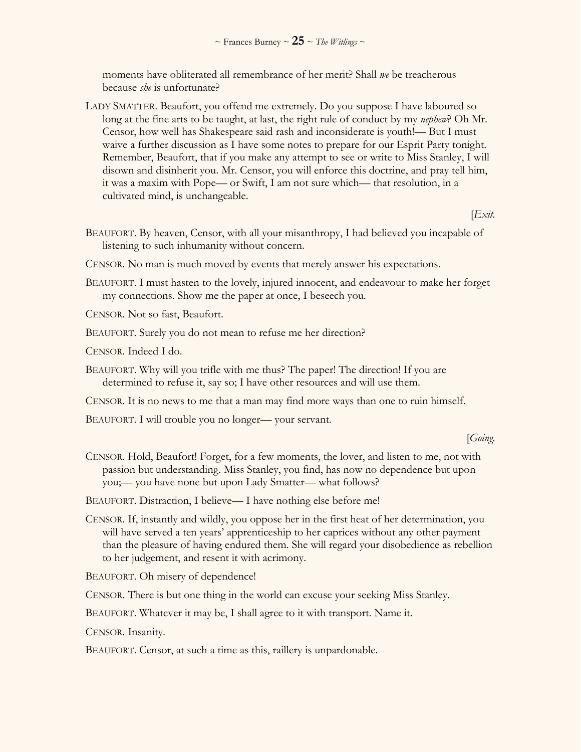moments have obliterated all remembrance of her merit? Shall *we* be treacherous because *she* is unfortunate?

LADY SMATTER. Beaufort, you offend me extremely. Do you suppose I have laboured so long at the fine arts to be taught, at last, the right rule of conduct by my *nephew*? Oh Mr. Censor, how well has Shakespeare said rash and inconsiderate is youth!— But I must waive a further discussion as I have some notes to prepare for our Esprit Party tonight. Remember, Beaufort, that if you make any attempt to see or write to Miss Stanley, I will disown and disinherit you. Mr. Censor, you will enforce this doctrine, and pray tell him, it was a maxim with Pope— or Swift, I am not sure which— that resolution, in a cultivated mind, is unchangeable.

[*Exit.*

BEAUFORT. By heaven, Censor, with all your misanthropy, I had believed you incapable of listening to such inhumanity without concern.

CENSOR. No man is much moved by events that merely answer his expectations.

BEAUFORT. I must hasten to the lovely, injured innocent, and endeavour to make her forget my connections. Show me the paper at once, I beseech you.

CENSOR. Not so fast, Beaufort.

BEAUFORT. Surely you do not mean to refuse me her direction?

CENSOR. Indeed I do.

BEAUFORT. Why will you trifle with me thus? The paper! The direction! If you are determined to refuse it, say so; I have other resources and will use them.

CENSOR. It is no news to me that a man may find more ways than one to ruin himself.

BEAUFORT. I will trouble you no longer— your servant.

[*Going.*

CENSOR. Hold, Beaufort! Forget, for a few moments, the lover, and listen to me, not with passion but understanding. Miss Stanley, you find, has now no dependence but upon you;— you have none but upon Lady Smatter— what follows?

BEAUFORT. Distraction, I believe— I have nothing else before me!

CENSOR. If, instantly and wildly, you oppose her in the first heat of her determination, you will have served a ten years' apprenticeship to her caprices without any other payment than the pleasure of having endured them. She will regard your disobedience as rebellion to her judgement, and resent it with acrimony.

BEAUFORT. Oh misery of dependence!

CENSOR. There is but one thing in the world can excuse your seeking Miss Stanley.

BEAUFORT. Whatever it may be, I shall agree to it with transport. Name it.

CENSOR. Insanity.

BEAUFORT. Censor, at such a time as this, raillery is unpardonable.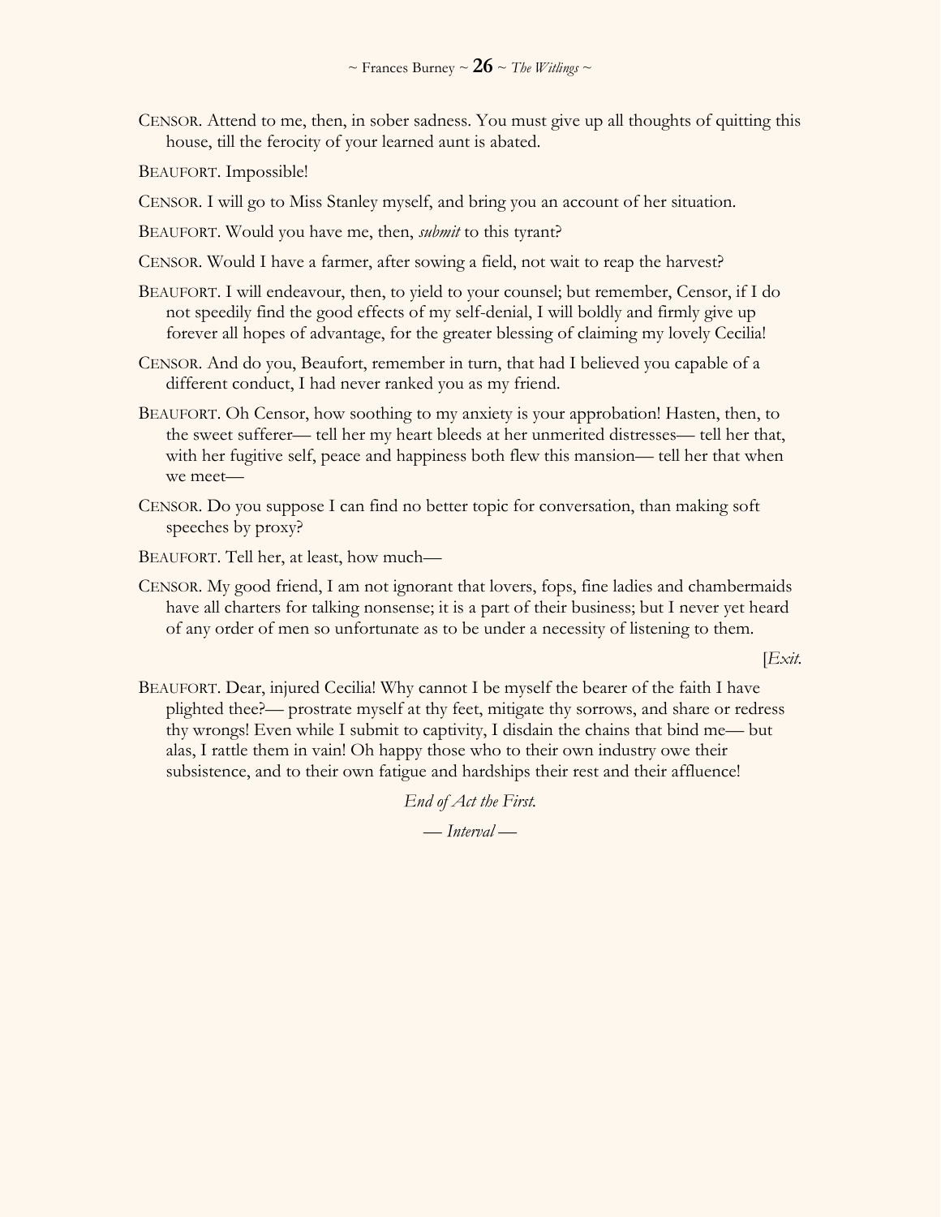CENSOR. Attend to me, then, in sober sadness. You must give up all thoughts of quitting this house, till the ferocity of your learned aunt is abated.

BEAUFORT. Impossible!

CENSOR. I will go to Miss Stanley myself, and bring you an account of her situation.

BEAUFORT. Would you have me, then, *submit* to this tyrant?

CENSOR. Would I have a farmer, after sowing a field, not wait to reap the harvest?

BEAUFORT. I will endeavour, then, to yield to your counsel; but remember, Censor, if I do not speedily find the good effects of my self-denial, I will boldly and firmly give up forever all hopes of advantage, for the greater blessing of claiming my lovely Cecilia!

CENSOR. And do you, Beaufort, remember in turn, that had I believed you capable of a different conduct, I had never ranked you as my friend.

BEAUFORT. Oh Censor, how soothing to my anxiety is your approbation! Hasten, then, to the sweet sufferer— tell her my heart bleeds at her unmerited distresses— tell her that, with her fugitive self, peace and happiness both flew this mansion— tell her that when we meet—

CENSOR. Do you suppose I can find no better topic for conversation, than making soft speeches by proxy?

BEAUFORT. Tell her, at least, how much—

CENSOR. My good friend, I am not ignorant that lovers, fops, fine ladies and chambermaids have all charters for talking nonsense; it is a part of their business; but I never yet heard of any order of men so unfortunate as to be under a necessity of listening to them.

[*Exit.*

BEAUFORT. Dear, injured Cecilia! Why cannot I be myself the bearer of the faith I have plighted thee?— prostrate myself at thy feet, mitigate thy sorrows, and share or redress thy wrongs! Even while I submit to captivity, I disdain the chains that bind me— but alas, I rattle them in vain! Oh happy those who to their own industry owe their subsistence, and to their own fatigue and hardships their rest and their affluence!

*End of Act the First.*

— *Interval* —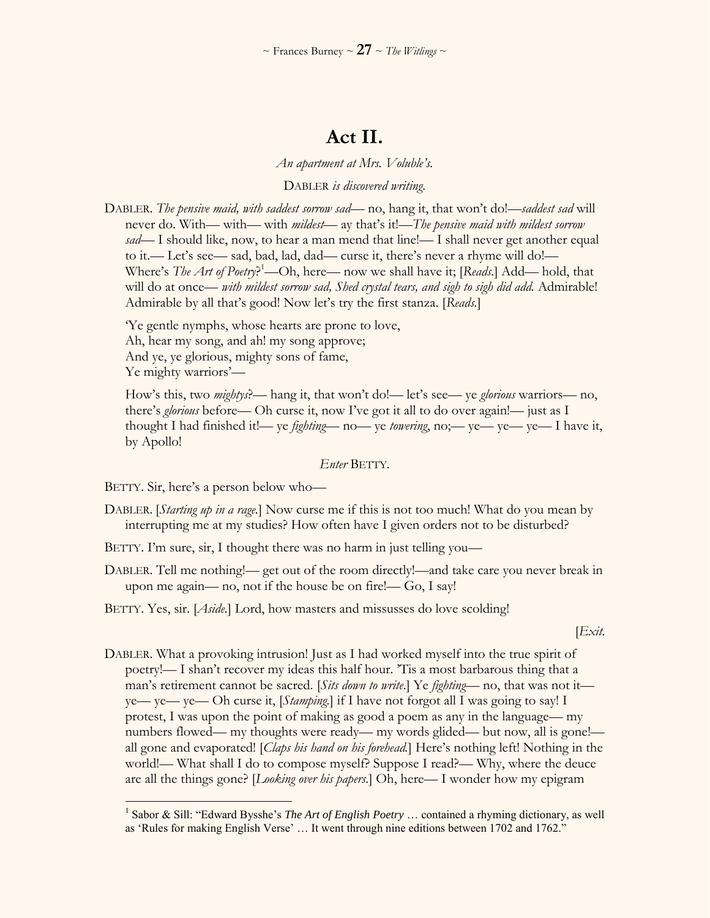# Act II.

*An apartment at Mrs. Voluble's.*

DABLER *is discovered writing.*

DABLER. *The pensive maid, with saddest sorrow sad*— no, hang it, that won't do!—*saddest sad* will never do. With— with— with *mildest*— ay that's it!—*The pensive maid with mildest sorrow sad*— I should like, now, to hear a man mend that line!— I shall never get another equal to it.— Let's see— sad, bad, lad, dad— curse it, there's never a rhyme will do!— Where's *The Art of Poetry*?[1]—Oh, here— now we shall have it; [*Reads.*] Add— hold, that will do at once— *with mildest sorrow sad, Shed crystal tears, and sigh to sigh did add.* Admirable! Admirable by all that's good! Now let's try the first stanza. [*Reads.*]

'Ye gentle nymphs, whose hearts are prone to love,
Ah, hear my song, and ah! my song approve;
And ye, ye glorious, mighty sons of fame,
Ye mighty warriors'—

How's this, two *mightys*?— hang it, that won't do!— let's see— ye *glorious* warriors— no, there's *glorious* before— Oh curse it, now I've got it all to do over again!— just as I thought I had finished it!— ye *fighting*— no— ye *towering*, no;— ye— ye— ye— I have it, by Apollo!

*Enter* BETTY.

BETTY. Sir, here's a person below who—

DABLER. [*Starting up in a rage.*] Now curse me if this is not too much! What do you mean by interrupting me at my studies? How often have I given orders not to be disturbed?

BETTY. I'm sure, sir, I thought there was no harm in just telling you—

DABLER. Tell me nothing!— get out of the room directly!—and take care you never break in upon me again— no, not if the house be on fire!— Go, I say!

BETTY. Yes, sir. [*Aside.*] Lord, how masters and missusses do love scolding!

[*Exit.*

DABLER. What a provoking intrusion! Just as I had worked myself into the true spirit of poetry!— I shan't recover my ideas this half hour. 'Tis a most barbarous thing that a man's retirement cannot be sacred. [*Sits down to write.*] Ye *fighting*— no, that was not it— ye— ye— ye— Oh curse it, [*Stamping.*] if I have not forgot all I was going to say! I protest, I was upon the point of making as good a poem as any in the language— my numbers flowed— my thoughts were ready— my words glided— but now, all is gone!— all gone and evaporated! [*Claps his hand on his forehead.*] Here's nothing left! Nothing in the world!— What shall I do to compose myself? Suppose I read?— Why, where the deuce are all the things gone? [*Looking over his papers.*] Oh, here— I wonder how my epigram

---

[1] Sabor & Sill: "Edward Bysshe's *The Art of English Poetry* … contained a rhyming dictionary, as well as 'Rules for making English Verse' … It went through nine editions between 1702 and 1762."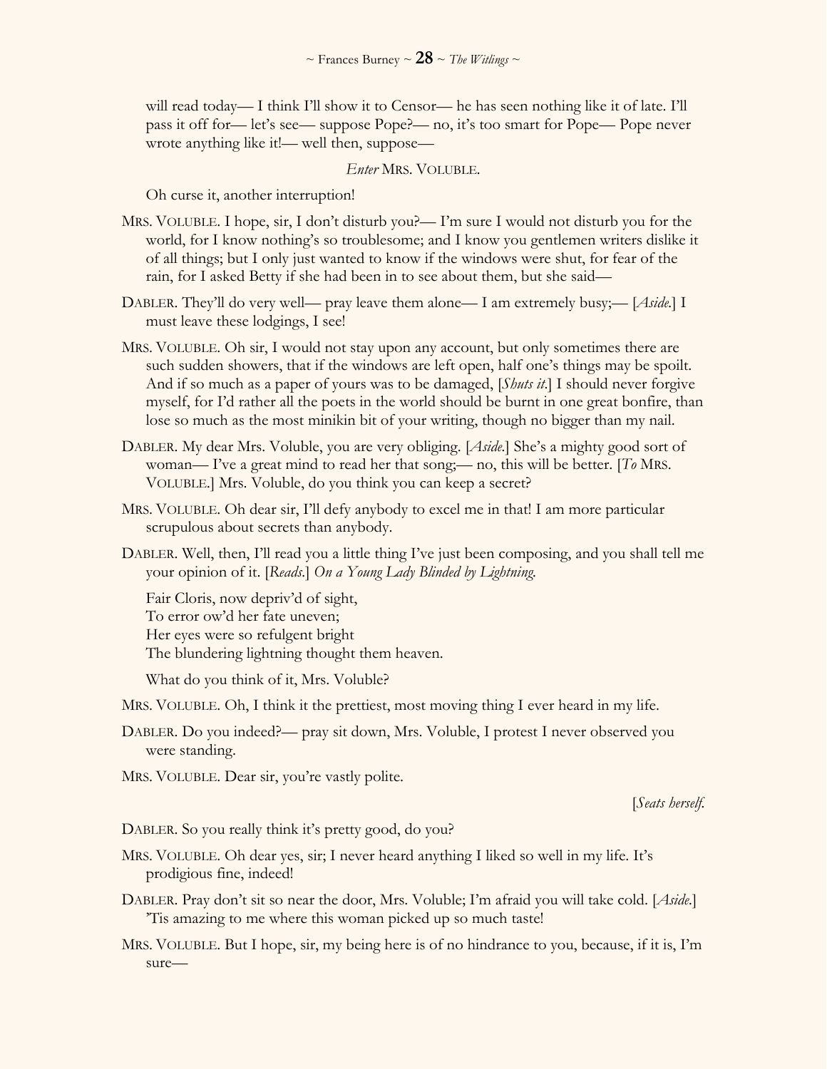will read today— I think I'll show it to Censor— he has seen nothing like it of late. I'll pass it off for— let's see— suppose Pope?— no, it's too smart for Pope— Pope never wrote anything like it!— well then, suppose—

*Enter* MRS. VOLUBLE.

Oh curse it, another interruption!

MRS. VOLUBLE. I hope, sir, I don't disturb you?— I'm sure I would not disturb you for the world, for I know nothing's so troublesome; and I know you gentlemen writers dislike it of all things; but I only just wanted to know if the windows were shut, for fear of the rain, for I asked Betty if she had been in to see about them, but she said—

DABLER. They'll do very well— pray leave them alone— I am extremely busy;— [*Aside.*] I must leave these lodgings, I see!

MRS. VOLUBLE. Oh sir, I would not stay upon any account, but only sometimes there are such sudden showers, that if the windows are left open, half one's things may be spoilt. And if so much as a paper of yours was to be damaged, [*Shuts it.*] I should never forgive myself, for I'd rather all the poets in the world should be burnt in one great bonfire, than lose so much as the most minikin bit of your writing, though no bigger than my nail.

DABLER. My dear Mrs. Voluble, you are very obliging. [*Aside.*] She's a mighty good sort of woman— I've a great mind to read her that song;— no, this will be better. [*To* MRS. VOLUBLE.] Mrs. Voluble, do you think you can keep a secret?

MRS. VOLUBLE. Oh dear sir, I'll defy anybody to excel me in that! I am more particular scrupulous about secrets than anybody.

DABLER. Well, then, I'll read you a little thing I've just been composing, and you shall tell me your opinion of it. [*Reads.*] *On a Young Lady Blinded by Lightning.*

Fair Cloris, now depriv'd of sight,  
To error ow'd her fate uneven;  
Her eyes were so refulgent bright  
The blundering lightning thought them heaven.

What do you think of it, Mrs. Voluble?

MRS. VOLUBLE. Oh, I think it the prettiest, most moving thing I ever heard in my life.

DABLER. Do you indeed?— pray sit down, Mrs. Voluble, I protest I never observed you were standing.

MRS. VOLUBLE. Dear sir, you're vastly polite.

[*Seats herself.*

DABLER. So you really think it's pretty good, do you?

MRS. VOLUBLE. Oh dear yes, sir; I never heard anything I liked so well in my life. It's prodigious fine, indeed!

DABLER. Pray don't sit so near the door, Mrs. Voluble; I'm afraid you will take cold. [*Aside.*] 'Tis amazing to me where this woman picked up so much taste!

MRS. VOLUBLE. But I hope, sir, my being here is of no hindrance to you, because, if it is, I'm sure—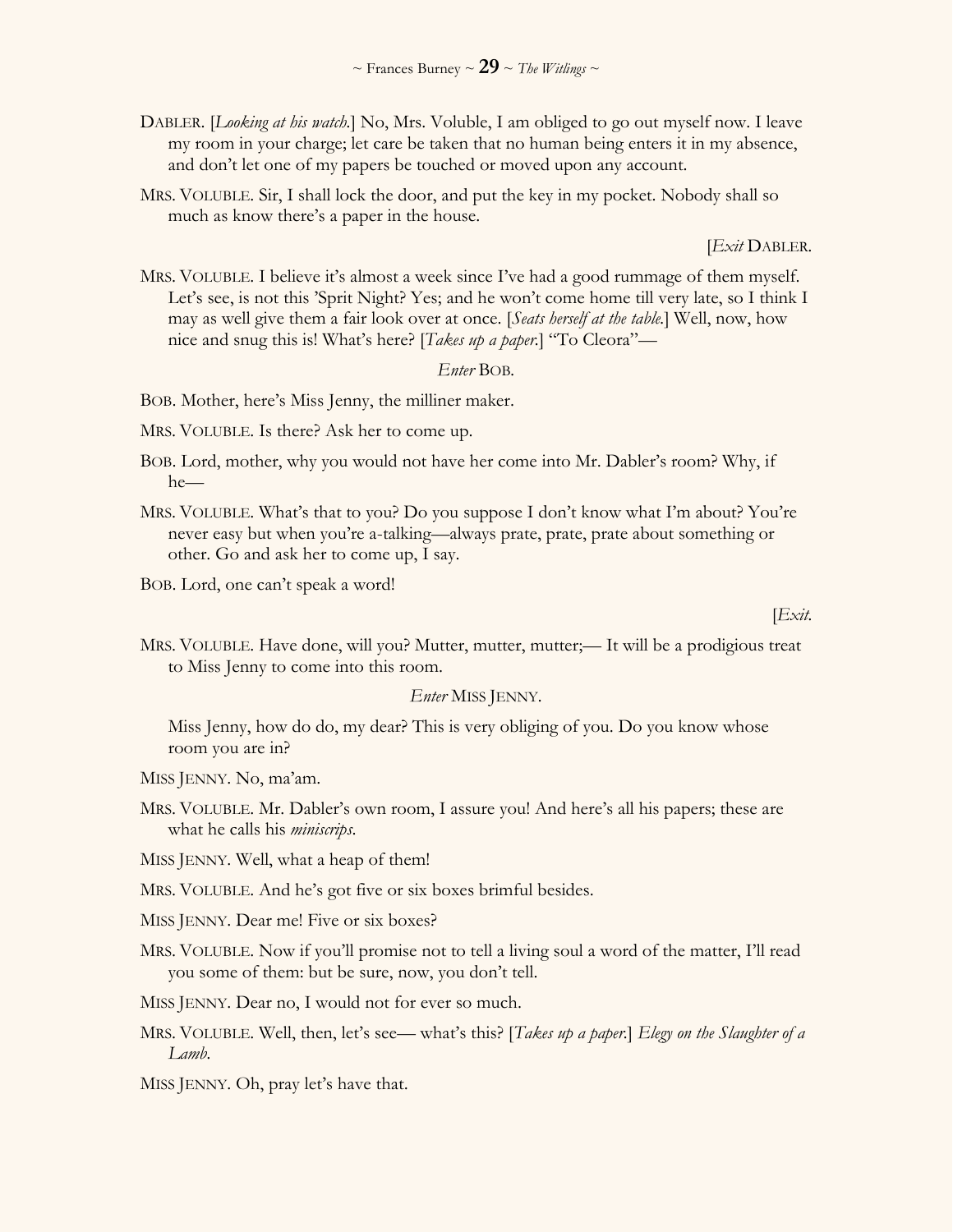DABLER. [*Looking at his watch.*] No, Mrs. Voluble, I am obliged to go out myself now. I leave my room in your charge; let care be taken that no human being enters it in my absence, and don't let one of my papers be touched or moved upon any account.

MRS. VOLUBLE. Sir, I shall lock the door, and put the key in my pocket. Nobody shall so much as know there's a paper in the house.

[*Exit* DABLER.

MRS. VOLUBLE. I believe it's almost a week since I've had a good rummage of them myself. Let's see, is not this 'Sprit Night? Yes; and he won't come home till very late, so I think I may as well give them a fair look over at once. [*Seats herself at the table.*] Well, now, how nice and snug this is! What's here? [*Takes up a paper.*] "To Cleora"—

*Enter* BOB.

BOB. Mother, here's Miss Jenny, the milliner maker.

MRS. VOLUBLE. Is there? Ask her to come up.

BOB. Lord, mother, why you would not have her come into Mr. Dabler's room? Why, if he—

MRS. VOLUBLE. What's that to you? Do you suppose I don't know what I'm about? You're never easy but when you're a-talking—always prate, prate, prate about something or other. Go and ask her to come up, I say.

BOB. Lord, one can't speak a word!

[*Exit.*

MRS. VOLUBLE. Have done, will you? Mutter, mutter, mutter;— It will be a prodigious treat to Miss Jenny to come into this room.

*Enter* MISS JENNY.

Miss Jenny, how do do, my dear? This is very obliging of you. Do you know whose room you are in?

MISS JENNY. No, ma'am.

MRS. VOLUBLE. Mr. Dabler's own room, I assure you! And here's all his papers; these are what he calls his *miniscrips*.

MISS JENNY. Well, what a heap of them!

MRS. VOLUBLE. And he's got five or six boxes brimful besides.

MISS JENNY. Dear me! Five or six boxes?

MRS. VOLUBLE. Now if you'll promise not to tell a living soul a word of the matter, I'll read you some of them: but be sure, now, you don't tell.

MISS JENNY. Dear no, I would not for ever so much.

MRS. VOLUBLE. Well, then, let's see— what's this? [*Takes up a paper.*] *Elegy on the Slaughter of a Lamb.*

MISS JENNY. Oh, pray let's have that.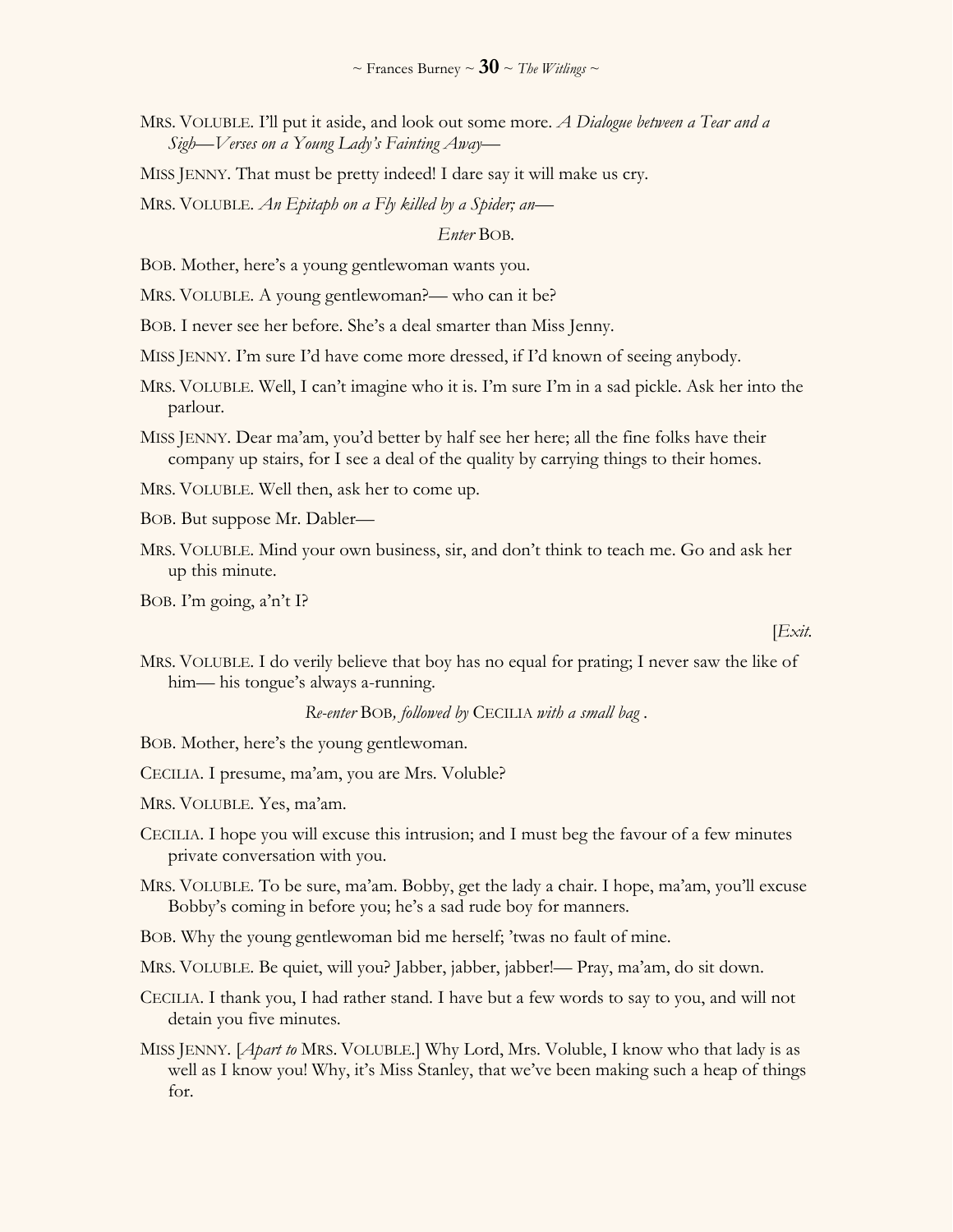MRS. VOLUBLE. I'll put it aside, and look out some more. *A Dialogue between a Tear and a Sigh—Verses on a Young Lady's Fainting Away—*

MISS JENNY. That must be pretty indeed! I dare say it will make us cry.

MRS. VOLUBLE. *An Epitaph on a Fly killed by a Spider; an—*

*Enter* BOB.

BOB. Mother, here's a young gentlewoman wants you.

MRS. VOLUBLE. A young gentlewoman?— who can it be?

BOB. I never see her before. She's a deal smarter than Miss Jenny.

MISS JENNY. I'm sure I'd have come more dressed, if I'd known of seeing anybody.

MRS. VOLUBLE. Well, I can't imagine who it is. I'm sure I'm in a sad pickle. Ask her into the parlour.

MISS JENNY. Dear ma'am, you'd better by half see her here; all the fine folks have their company up stairs, for I see a deal of the quality by carrying things to their homes.

MRS. VOLUBLE. Well then, ask her to come up.

BOB. But suppose Mr. Dabler—

MRS. VOLUBLE. Mind your own business, sir, and don't think to teach me. Go and ask her up this minute.

BOB. I'm going, a'n't I?

[*Exit.*

MRS. VOLUBLE. I do verily believe that boy has no equal for prating; I never saw the like of him— his tongue's always a-running.

*Re-enter* BOB*, followed by* CECILIA *with a small bag .*

BOB. Mother, here's the young gentlewoman.

CECILIA. I presume, ma'am, you are Mrs. Voluble?

MRS. VOLUBLE. Yes, ma'am.

CECILIA. I hope you will excuse this intrusion; and I must beg the favour of a few minutes private conversation with you.

MRS. VOLUBLE. To be sure, ma'am. Bobby, get the lady a chair. I hope, ma'am, you'll excuse Bobby's coming in before you; he's a sad rude boy for manners.

BOB. Why the young gentlewoman bid me herself; 'twas no fault of mine.

MRS. VOLUBLE. Be quiet, will you? Jabber, jabber, jabber!— Pray, ma'am, do sit down.

CECILIA. I thank you, I had rather stand. I have but a few words to say to you, and will not detain you five minutes.

MISS JENNY. [*Apart to* MRS. VOLUBLE.] Why Lord, Mrs. Voluble, I know who that lady is as well as I know you! Why, it's Miss Stanley, that we've been making such a heap of things for.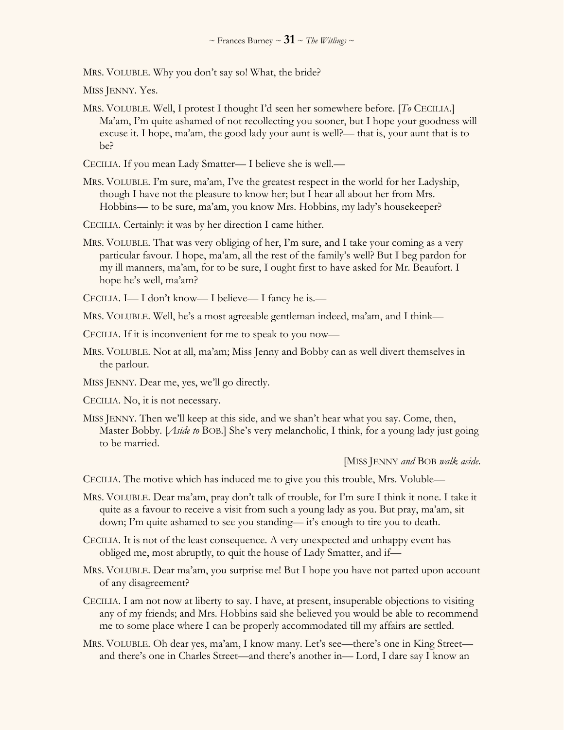MRS. VOLUBLE. Why you don't say so! What, the bride?

MISS JENNY. Yes.

MRS. VOLUBLE. Well, I protest I thought I'd seen her somewhere before. [*To* CECILIA.] Ma'am, I'm quite ashamed of not recollecting you sooner, but I hope your goodness will excuse it. I hope, ma'am, the good lady your aunt is well?— that is, your aunt that is to be?

CECILIA. If you mean Lady Smatter— I believe she is well.—

MRS. VOLUBLE. I'm sure, ma'am, I've the greatest respect in the world for her Ladyship, though I have not the pleasure to know her; but I hear all about her from Mrs. Hobbins— to be sure, ma'am, you know Mrs. Hobbins, my lady's housekeeper?

CECILIA. Certainly: it was by her direction I came hither.

MRS. VOLUBLE. That was very obliging of her, I'm sure, and I take your coming as a very particular favour. I hope, ma'am, all the rest of the family's well? But I beg pardon for my ill manners, ma'am, for to be sure, I ought first to have asked for Mr. Beaufort. I hope he's well, ma'am?

CECILIA. I— I don't know— I believe— I fancy he is.—

MRS. VOLUBLE. Well, he's a most agreeable gentleman indeed, ma'am, and I think—

CECILIA. If it is inconvenient for me to speak to you now—

MRS. VOLUBLE. Not at all, ma'am; Miss Jenny and Bobby can as well divert themselves in the parlour.

MISS JENNY. Dear me, yes, we'll go directly.

CECILIA. No, it is not necessary.

MISS JENNY. Then we'll keep at this side, and we shan't hear what you say. Come, then, Master Bobby. [*Aside to* BOB.] She's very melancholic, I think, for a young lady just going to be married.

[MISS JENNY *and* BOB *walk aside.*

CECILIA. The motive which has induced me to give you this trouble, Mrs. Voluble—

MRS. VOLUBLE. Dear ma'am, pray don't talk of trouble, for I'm sure I think it none. I take it quite as a favour to receive a visit from such a young lady as you. But pray, ma'am, sit down; I'm quite ashamed to see you standing— it's enough to tire you to death.

CECILIA. It is not of the least consequence. A very unexpected and unhappy event has obliged me, most abruptly, to quit the house of Lady Smatter, and if—

MRS. VOLUBLE. Dear ma'am, you surprise me! But I hope you have not parted upon account of any disagreement?

CECILIA. I am not now at liberty to say. I have, at present, insuperable objections to visiting any of my friends; and Mrs. Hobbins said she believed you would be able to recommend me to some place where I can be properly accommodated till my affairs are settled.

MRS. VOLUBLE. Oh dear yes, ma'am, I know many. Let's see—there's one in King Street—and there's one in Charles Street—and there's another in— Lord, I dare say I know an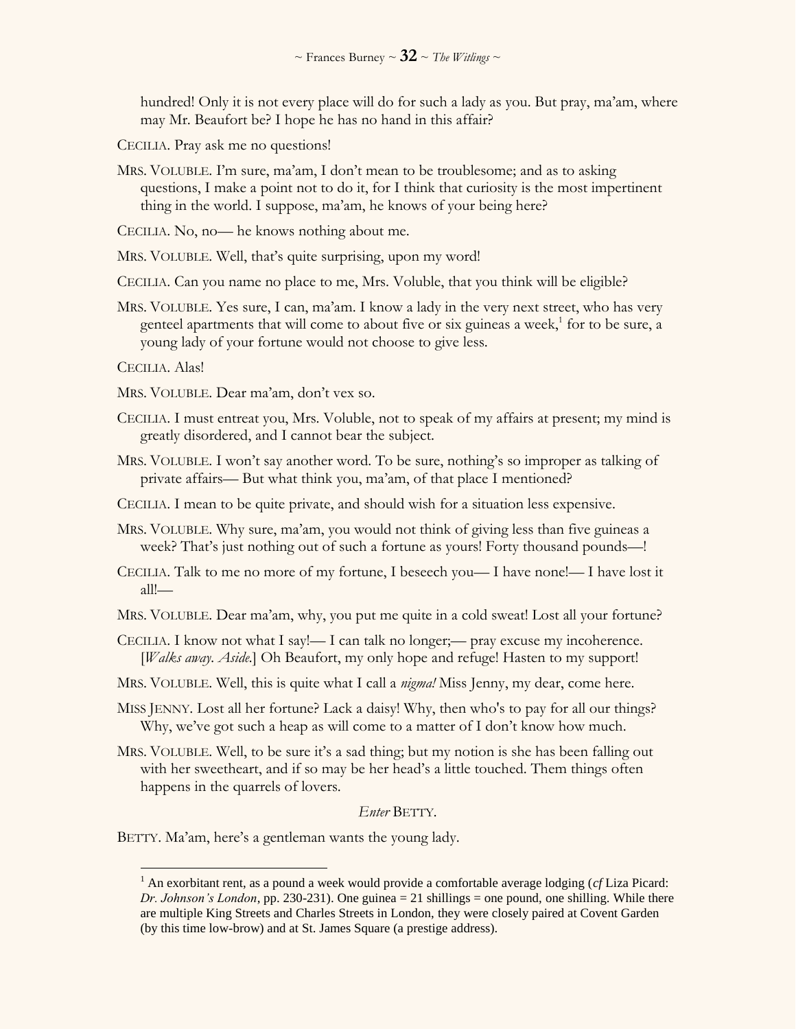hundred! Only it is not every place will do for such a lady as you. But pray, ma'am, where may Mr. Beaufort be? I hope he has no hand in this affair?

CECILIA. Pray ask me no questions!

MRS. VOLUBLE. I'm sure, ma'am, I don't mean to be troublesome; and as to asking questions, I make a point not to do it, for I think that curiosity is the most impertinent thing in the world. I suppose, ma'am, he knows of your being here?

CECILIA. No, no— he knows nothing about me.

MRS. VOLUBLE. Well, that's quite surprising, upon my word!

CECILIA. Can you name no place to me, Mrs. Voluble, that you think will be eligible?

MRS. VOLUBLE. Yes sure, I can, ma'am. I know a lady in the very next street, who has very genteel apartments that will come to about five or six guineas a week,[1] for to be sure, a young lady of your fortune would not choose to give less.

CECILIA. Alas!

MRS. VOLUBLE. Dear ma'am, don't vex so.

CECILIA. I must entreat you, Mrs. Voluble, not to speak of my affairs at present; my mind is greatly disordered, and I cannot bear the subject.

MRS. VOLUBLE. I won't say another word. To be sure, nothing's so improper as talking of private affairs— But what think you, ma'am, of that place I mentioned?

CECILIA. I mean to be quite private, and should wish for a situation less expensive.

MRS. VOLUBLE. Why sure, ma'am, you would not think of giving less than five guineas a week? That's just nothing out of such a fortune as yours! Forty thousand pounds—!

CECILIA. Talk to me no more of my fortune, I beseech you— I have none!— I have lost it all!—

MRS. VOLUBLE. Dear ma'am, why, you put me quite in a cold sweat! Lost all your fortune?

CECILIA. I know not what I say!— I can talk no longer;— pray excuse my incoherence. [*Walks away. Aside.*] Oh Beaufort, my only hope and refuge! Hasten to my support!

MRS. VOLUBLE. Well, this is quite what I call a *nigma!* Miss Jenny, my dear, come here.

MISS JENNY. Lost all her fortune? Lack a daisy! Why, then who's to pay for all our things? Why, we've got such a heap as will come to a matter of I don't know how much.

MRS. VOLUBLE. Well, to be sure it's a sad thing; but my notion is she has been falling out with her sweetheart, and if so may be her head's a little touched. Them things often happens in the quarrels of lovers.

*Enter* BETTY.

BETTY. Ma'am, here's a gentleman wants the young lady.

---

[1] An exorbitant rent, as a pound a week would provide a comfortable average lodging (*cf* Liza Picard: *Dr. Johnson's London*, pp. 230-231). One guinea = 21 shillings = one pound, one shilling. While there are multiple King Streets and Charles Streets in London, they were closely paired at Covent Garden (by this time low-brow) and at St. James Square (a prestige address).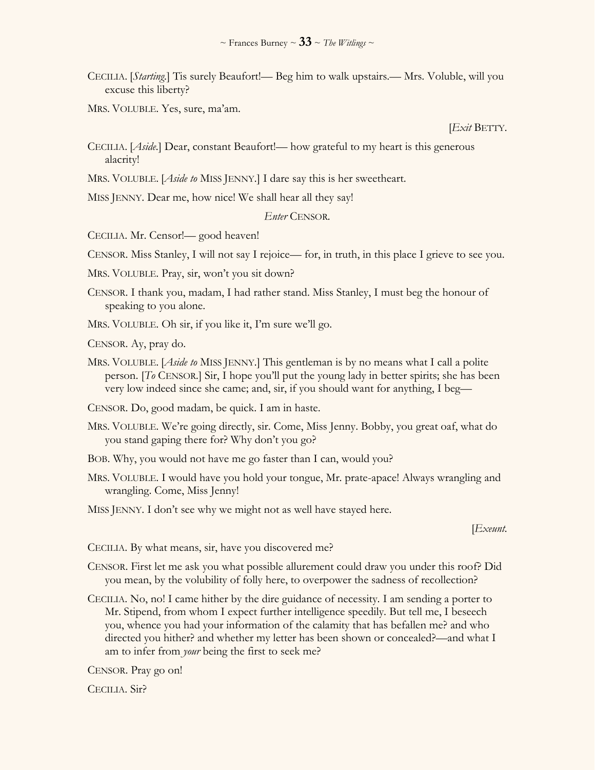CECILIA. [*Starting*.] Tis surely Beaufort!— Beg him to walk upstairs.— Mrs. Voluble, will you excuse this liberty?

MRS. VOLUBLE. Yes, sure, ma'am.

[*Exit* BETTY.

CECILIA. [*Aside*.] Dear, constant Beaufort!— how grateful to my heart is this generous alacrity!

MRS. VOLUBLE. [*Aside to* MISS JENNY.] I dare say this is her sweetheart.

MISS JENNY. Dear me, how nice! We shall hear all they say!

*Enter* CENSOR.

CECILIA. Mr. Censor!— good heaven!

CENSOR. Miss Stanley, I will not say I rejoice— for, in truth, in this place I grieve to see you.

MRS. VOLUBLE. Pray, sir, won't you sit down?

CENSOR. I thank you, madam, I had rather stand. Miss Stanley, I must beg the honour of speaking to you alone.

MRS. VOLUBLE. Oh sir, if you like it, I'm sure we'll go.

CENSOR. Ay, pray do.

MRS. VOLUBLE. [*Aside to* MISS JENNY.] This gentleman is by no means what I call a polite person. [*To* CENSOR.] Sir, I hope you'll put the young lady in better spirits; she has been very low indeed since she came; and, sir, if you should want for anything, I beg—

CENSOR. Do, good madam, be quick. I am in haste.

MRS. VOLUBLE. We're going directly, sir. Come, Miss Jenny. Bobby, you great oaf, what do you stand gaping there for? Why don't you go?

BOB. Why, you would not have me go faster than I can, would you?

MRS. VOLUBLE. I would have you hold your tongue, Mr. prate-apace! Always wrangling and wrangling. Come, Miss Jenny!

MISS JENNY. I don't see why we might not as well have stayed here.

[*Exeunt*.

CECILIA. By what means, sir, have you discovered me?

CENSOR. First let me ask you what possible allurement could draw you under this roof? Did you mean, by the volubility of folly here, to overpower the sadness of recollection?

CECILIA. No, no! I came hither by the dire guidance of necessity. I am sending a porter to Mr. Stipend, from whom I expect further intelligence speedily. But tell me, I beseech you, whence you had your information of the calamity that has befallen me? and who directed you hither? and whether my letter has been shown or concealed?—and what I am to infer from *your* being the first to seek me?

CENSOR. Pray go on!

CECILIA. Sir?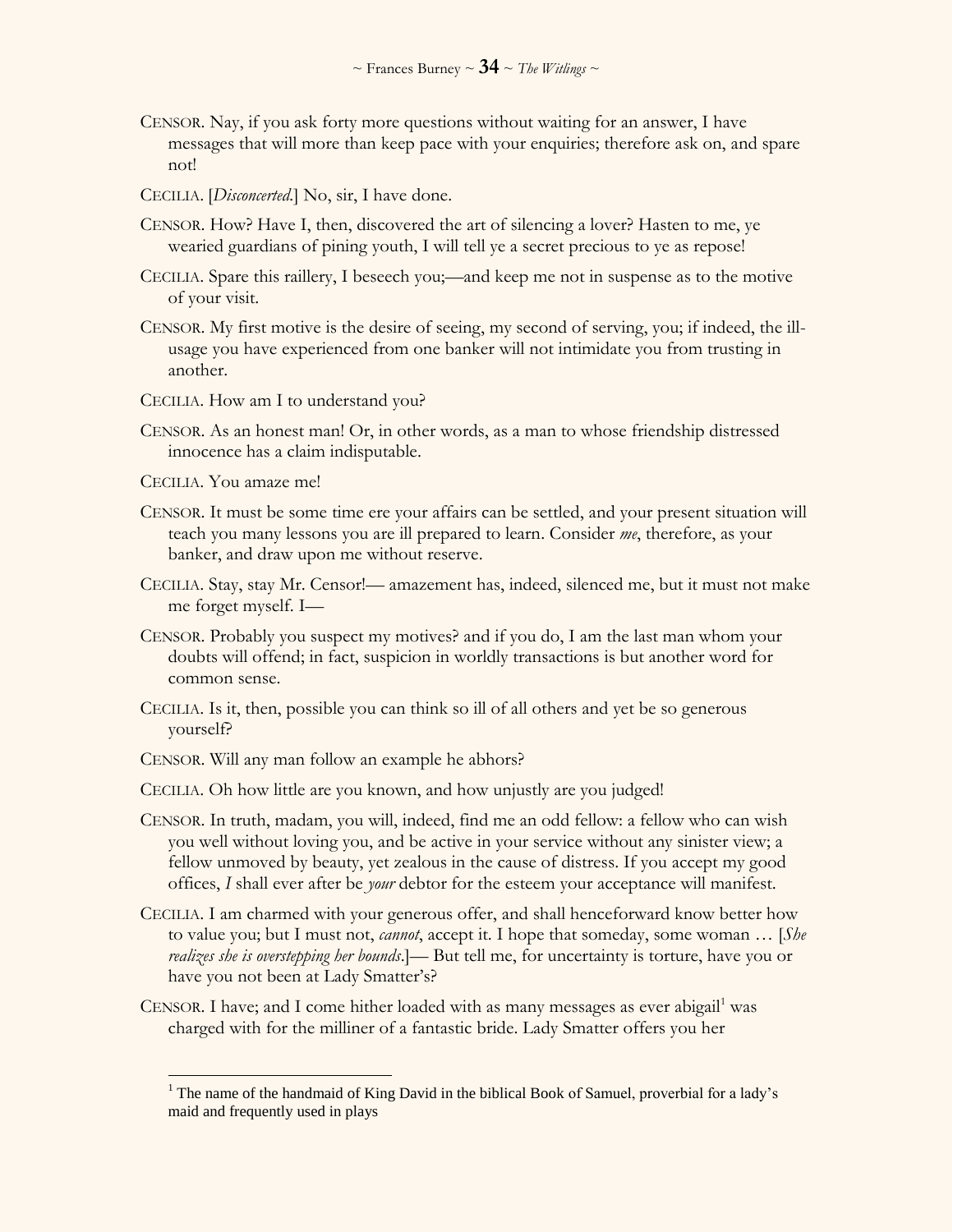CENSOR. Nay, if you ask forty more questions without waiting for an answer, I have messages that will more than keep pace with your enquiries; therefore ask on, and spare not!

CECILIA. [*Disconcerted*.] No, sir, I have done.

CENSOR. How? Have I, then, discovered the art of silencing a lover? Hasten to me, ye wearied guardians of pining youth, I will tell ye a secret precious to ye as repose!

CECILIA. Spare this raillery, I beseech you;—and keep me not in suspense as to the motive of your visit.

CENSOR. My first motive is the desire of seeing, my second of serving, you; if indeed, the ill-usage you have experienced from one banker will not intimidate you from trusting in another.

CECILIA. How am I to understand you?

CENSOR. As an honest man! Or, in other words, as a man to whose friendship distressed innocence has a claim indisputable.

CECILIA. You amaze me!

CENSOR. It must be some time ere your affairs can be settled, and your present situation will teach you many lessons you are ill prepared to learn. Consider *me*, therefore, as your banker, and draw upon me without reserve.

CECILIA. Stay, stay Mr. Censor!— amazement has, indeed, silenced me, but it must not make me forget myself. I—

CENSOR. Probably you suspect my motives? and if you do, I am the last man whom your doubts will offend; in fact, suspicion in worldly transactions is but another word for common sense.

CECILIA. Is it, then, possible you can think so ill of all others and yet be so generous yourself?

CENSOR. Will any man follow an example he abhors?

CECILIA. Oh how little are you known, and how unjustly are you judged!

CENSOR. In truth, madam, you will, indeed, find me an odd fellow: a fellow who can wish you well without loving you, and be active in your service without any sinister view; a fellow unmoved by beauty, yet zealous in the cause of distress. If you accept my good offices, *I* shall ever after be *your* debtor for the esteem your acceptance will manifest.

CECILIA. I am charmed with your generous offer, and shall henceforward know better how to value you; but I must not, *cannot*, accept it. I hope that someday, some woman … [*She realizes she is overstepping her bounds*.]— But tell me, for uncertainty is torture, have you or have you not been at Lady Smatter's?

CENSOR. I have; and I come hither loaded with as many messages as ever abigail[1] was charged with for the milliner of a fantastic bride. Lady Smatter offers you her

---

[1] The name of the handmaid of King David in the biblical Book of Samuel, proverbial for a lady's maid and frequently used in plays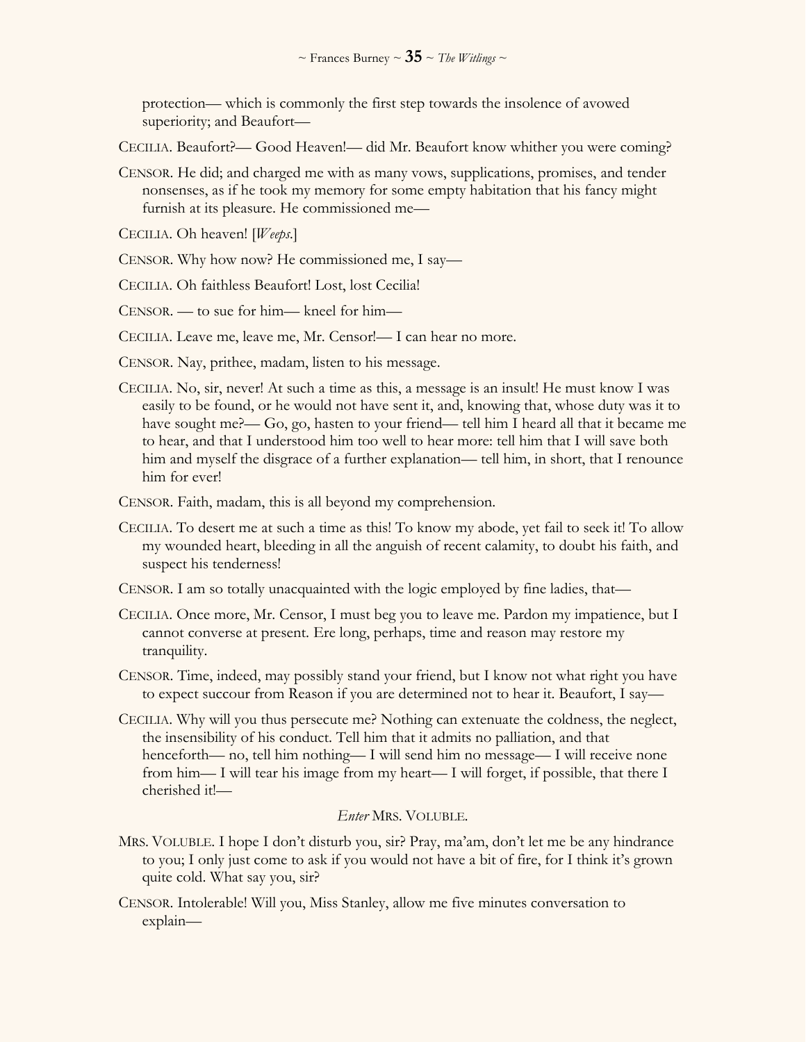protection— which is commonly the first step towards the insolence of avowed superiority; and Beaufort—

CECILIA. Beaufort?— Good Heaven!— did Mr. Beaufort know whither you were coming?

CENSOR. He did; and charged me with as many vows, supplications, promises, and tender nonsenses, as if he took my memory for some empty habitation that his fancy might furnish at its pleasure. He commissioned me—

CECILIA. Oh heaven! [*Weeps.*]

CENSOR. Why how now? He commissioned me, I say—

CECILIA. Oh faithless Beaufort! Lost, lost Cecilia!

CENSOR. — to sue for him— kneel for him—

CECILIA. Leave me, leave me, Mr. Censor!— I can hear no more.

CENSOR. Nay, prithee, madam, listen to his message.

CECILIA. No, sir, never! At such a time as this, a message is an insult! He must know I was easily to be found, or he would not have sent it, and, knowing that, whose duty was it to have sought me?— Go, go, hasten to your friend— tell him I heard all that it became me to hear, and that I understood him too well to hear more: tell him that I will save both him and myself the disgrace of a further explanation— tell him, in short, that I renounce him for ever!

CENSOR. Faith, madam, this is all beyond my comprehension.

CECILIA. To desert me at such a time as this! To know my abode, yet fail to seek it! To allow my wounded heart, bleeding in all the anguish of recent calamity, to doubt his faith, and suspect his tenderness!

CENSOR. I am so totally unacquainted with the logic employed by fine ladies, that—

CECILIA. Once more, Mr. Censor, I must beg you to leave me. Pardon my impatience, but I cannot converse at present. Ere long, perhaps, time and reason may restore my tranquility.

CENSOR. Time, indeed, may possibly stand your friend, but I know not what right you have to expect succour from Reason if you are determined not to hear it. Beaufort, I say—

CECILIA. Why will you thus persecute me? Nothing can extenuate the coldness, the neglect, the insensibility of his conduct. Tell him that it admits no palliation, and that henceforth— no, tell him nothing— I will send him no message— I will receive none from him— I will tear his image from my heart— I will forget, if possible, that there I cherished it!—

*Enter* MRS. VOLUBLE.

MRS. VOLUBLE. I hope I don't disturb you, sir? Pray, ma'am, don't let me be any hindrance to you; I only just come to ask if you would not have a bit of fire, for I think it's grown quite cold. What say you, sir?

CENSOR. Intolerable! Will you, Miss Stanley, allow me five minutes conversation to explain—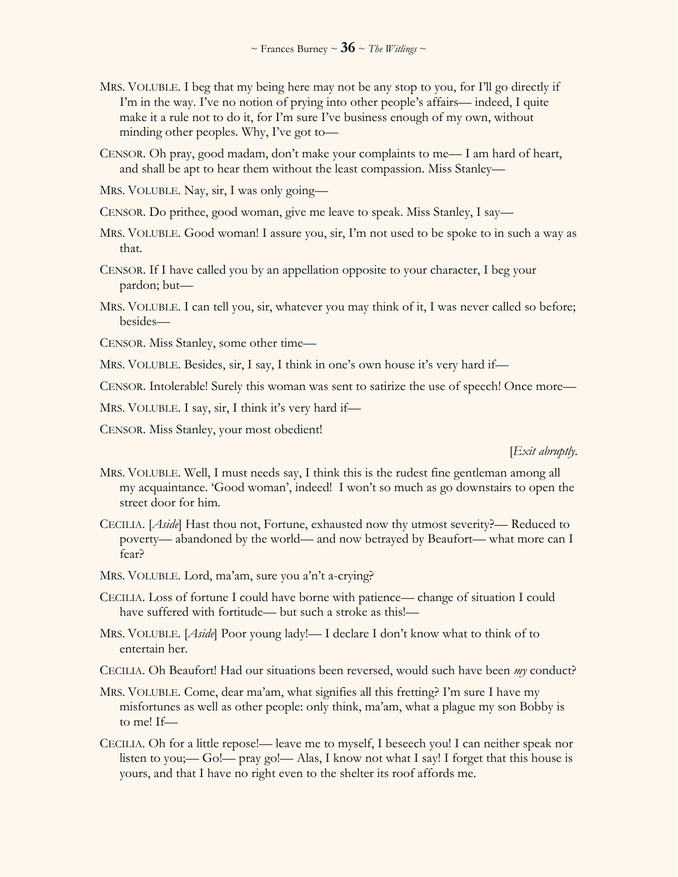MRS. VOLUBLE. I beg that my being here may not be any stop to you, for I'll go directly if I'm in the way. I've no notion of prying into other people's affairs— indeed, I quite make it a rule not to do it, for I'm sure I've business enough of my own, without minding other peoples. Why, I've got to—

CENSOR. Oh pray, good madam, don't make your complaints to me— I am hard of heart, and shall be apt to hear them without the least compassion. Miss Stanley—

MRS. VOLUBLE. Nay, sir, I was only going—

CENSOR. Do prithee, good woman, give me leave to speak. Miss Stanley, I say—

MRS. VOLUBLE. Good woman! I assure you, sir, I'm not used to be spoke to in such a way as that.

CENSOR. If I have called you by an appellation opposite to your character, I beg your pardon; but—

MRS. VOLUBLE. I can tell you, sir, whatever you may think of it, I was never called so before; besides—

CENSOR. Miss Stanley, some other time—

MRS. VOLUBLE. Besides, sir, I say, I think in one's own house it's very hard if—

CENSOR. Intolerable! Surely this woman was sent to satirize the use of speech! Once more—

MRS. VOLUBLE. I say, sir, I think it's very hard if—

CENSOR. Miss Stanley, your most obedient!

[*Exit abruptly.*

MRS. VOLUBLE. Well, I must needs say, I think this is the rudest fine gentleman among all my acquaintance. 'Good woman', indeed! I won't so much as go downstairs to open the street door for him.

CECILIA. [*Aside*] Hast thou not, Fortune, exhausted now thy utmost severity?— Reduced to poverty— abandoned by the world— and now betrayed by Beaufort— what more can I fear?

MRS. VOLUBLE. Lord, ma'am, sure you a'n't a-crying?

CECILIA. Loss of fortune I could have borne with patience— change of situation I could have suffered with fortitude— but such a stroke as this!—

MRS. VOLUBLE. [*Aside*] Poor young lady!— I declare I don't know what to think of to entertain her.

CECILIA. Oh Beaufort! Had our situations been reversed, would such have been *my* conduct?

MRS. VOLUBLE. Come, dear ma'am, what signifies all this fretting? I'm sure I have my misfortunes as well as other people: only think, ma'am, what a plague my son Bobby is to me! If—

CECILIA. Oh for a little repose!— leave me to myself, I beseech you! I can neither speak nor listen to you;— Go!— pray go!— Alas, I know not what I say! I forget that this house is yours, and that I have no right even to the shelter its roof affords me.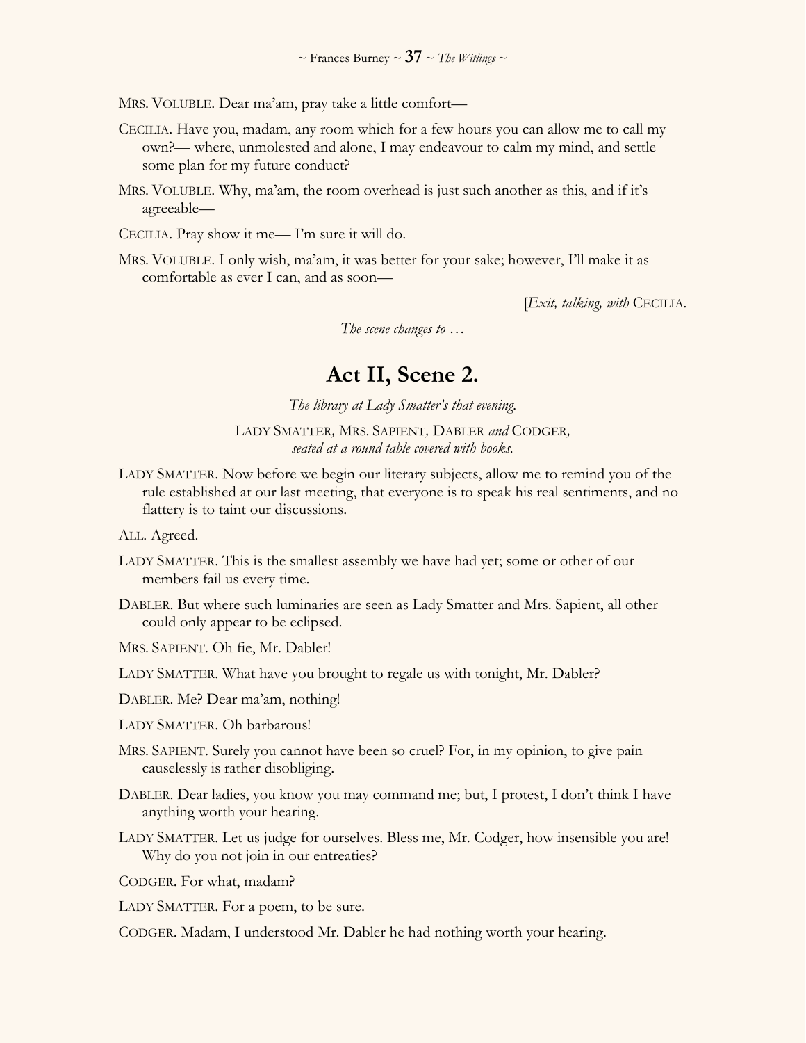MRS. VOLUBLE. Dear ma'am, pray take a little comfort—

CECILIA. Have you, madam, any room which for a few hours you can allow me to call my own?— where, unmolested and alone, I may endeavour to calm my mind, and settle some plan for my future conduct?

MRS. VOLUBLE. Why, ma'am, the room overhead is just such another as this, and if it's agreeable—

CECILIA. Pray show it me— I'm sure it will do.

MRS. VOLUBLE. I only wish, ma'am, it was better for your sake; however, I'll make it as comfortable as ever I can, and as soon—

[*Exit, talking, with* CECILIA.

*The scene changes to …*

## Act II, Scene 2.

*The library at Lady Smatter's that evening.*

LADY SMATTER*,* MRS. SAPIENT*,* DABLER *and* CODGER*, seated at a round table covered with books.*

LADY SMATTER. Now before we begin our literary subjects, allow me to remind you of the rule established at our last meeting, that everyone is to speak his real sentiments, and no flattery is to taint our discussions.

ALL. Agreed.

LADY SMATTER. This is the smallest assembly we have had yet; some or other of our members fail us every time.

DABLER. But where such luminaries are seen as Lady Smatter and Mrs. Sapient, all other could only appear to be eclipsed.

MRS. SAPIENT. Oh fie, Mr. Dabler!

LADY SMATTER. What have you brought to regale us with tonight, Mr. Dabler?

DABLER. Me? Dear ma'am, nothing!

LADY SMATTER. Oh barbarous!

MRS. SAPIENT. Surely you cannot have been so cruel? For, in my opinion, to give pain causelessly is rather disobliging.

DABLER. Dear ladies, you know you may command me; but, I protest, I don't think I have anything worth your hearing.

LADY SMATTER. Let us judge for ourselves. Bless me, Mr. Codger, how insensible you are! Why do you not join in our entreaties?

CODGER. For what, madam?

LADY SMATTER. For a poem, to be sure.

CODGER. Madam, I understood Mr. Dabler he had nothing worth your hearing.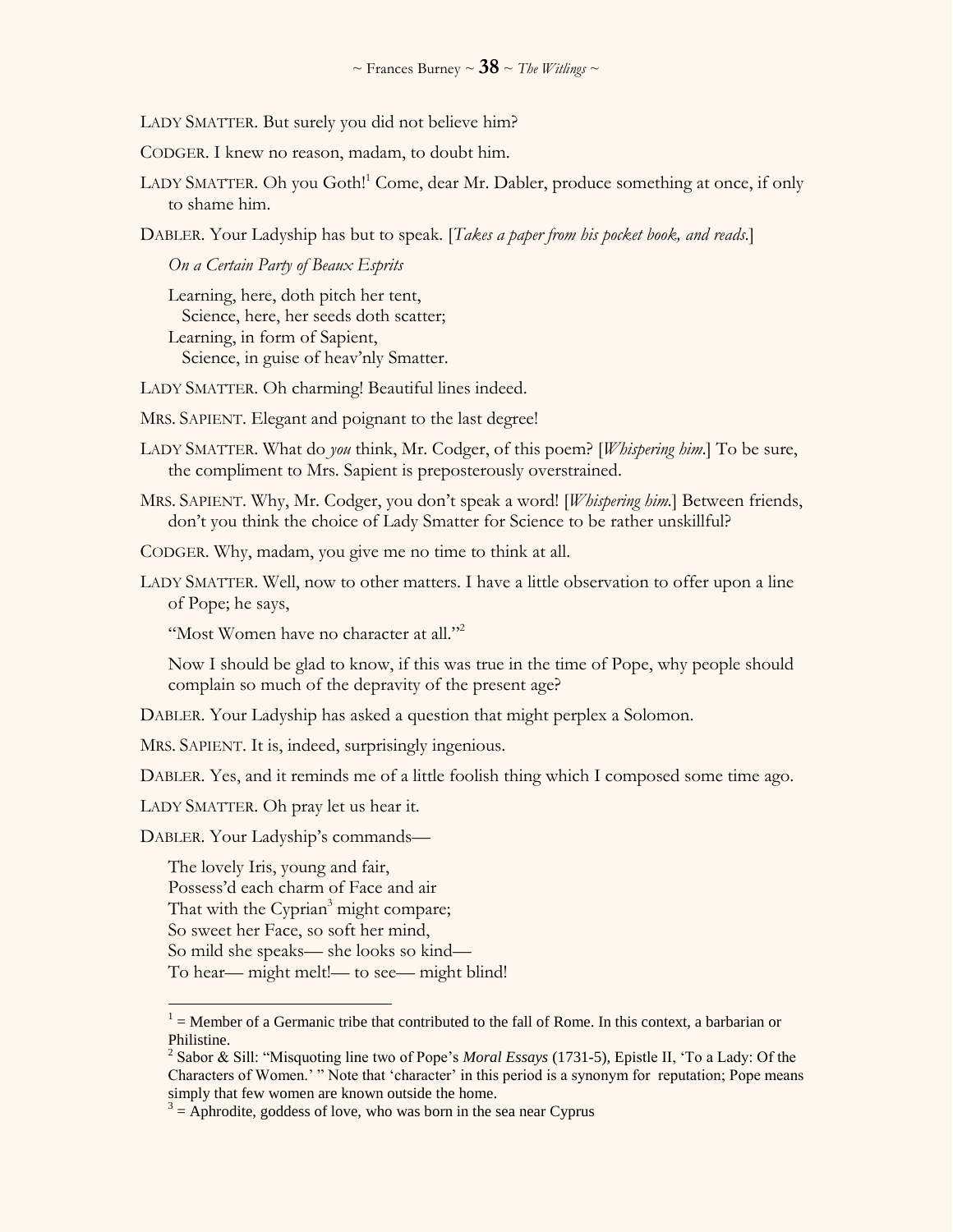LADY SMATTER. But surely you did not believe him?

CODGER. I knew no reason, madam, to doubt him.

LADY SMATTER. Oh you Goth![1] Come, dear Mr. Dabler, produce something at once, if only to shame him.

DABLER. Your Ladyship has but to speak. [*Takes a paper from his pocket book, and reads.*]

*On a Certain Party of Beaux Esprits*

Learning, here, doth pitch her tent,
  Science, here, her seeds doth scatter;
Learning, in form of Sapient,
  Science, in guise of heav'nly Smatter.

LADY SMATTER. Oh charming! Beautiful lines indeed.

MRS. SAPIENT. Elegant and poignant to the last degree!

LADY SMATTER. What do *you* think, Mr. Codger, of this poem? [*Whispering him.*] To be sure, the compliment to Mrs. Sapient is preposterously overstrained.

MRS. SAPIENT. Why, Mr. Codger, you don't speak a word! [*Whispering him.*] Between friends, don't you think the choice of Lady Smatter for Science to be rather unskillful?

CODGER. Why, madam, you give me no time to think at all.

LADY SMATTER. Well, now to other matters. I have a little observation to offer upon a line of Pope; he says,

"Most Women have no character at all."[2]

Now I should be glad to know, if this was true in the time of Pope, why people should complain so much of the depravity of the present age?

DABLER. Your Ladyship has asked a question that might perplex a Solomon.

MRS. SAPIENT. It is, indeed, surprisingly ingenious.

DABLER. Yes, and it reminds me of a little foolish thing which I composed some time ago.

LADY SMATTER. Oh pray let us hear it.

DABLER. Your Ladyship's commands—

The lovely Iris, young and fair,
Possess'd each charm of Face and air
That with the Cyprian[3] might compare;
So sweet her Face, so soft her mind,
So mild she speaks— she looks so kind—
To hear— might melt!— to see— might blind!

---

[1] = Member of a Germanic tribe that contributed to the fall of Rome. In this context, a barbarian or Philistine.

[2] Sabor & Sill: "Misquoting line two of Pope's *Moral Essays* (1731-5), Epistle II, 'To a Lady: Of the Characters of Women.' " Note that 'character' in this period is a synonym for reputation; Pope means simply that few women are known outside the home.

[3] = Aphrodite, goddess of love, who was born in the sea near Cyprus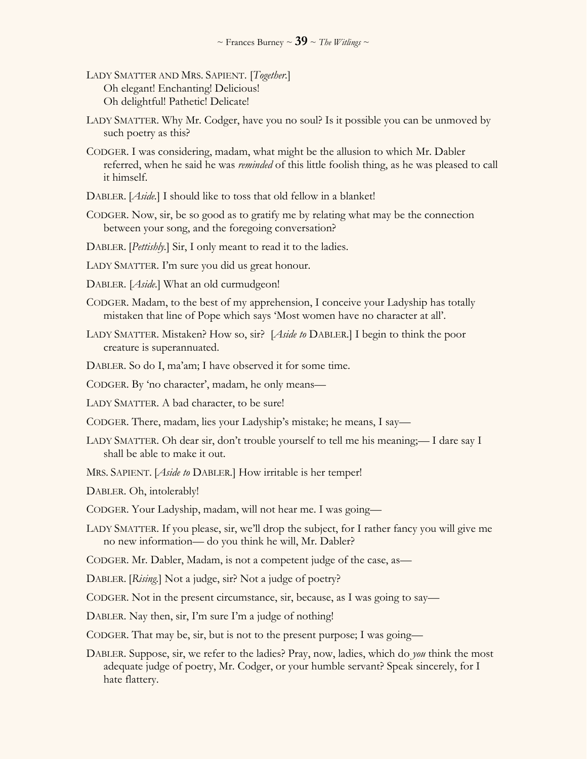LADY SMATTER AND MRS. SAPIENT. [*Together.*]
Oh elegant! Enchanting! Delicious!
Oh delightful! Pathetic! Delicate!

LADY SMATTER. Why Mr. Codger, have you no soul? Is it possible you can be unmoved by such poetry as this?

CODGER. I was considering, madam, what might be the allusion to which Mr. Dabler referred, when he said he was *reminded* of this little foolish thing, as he was pleased to call it himself.

DABLER. [*Aside.*] I should like to toss that old fellow in a blanket!

CODGER. Now, sir, be so good as to gratify me by relating what may be the connection between your song, and the foregoing conversation?

DABLER. [*Pettishly.*] Sir, I only meant to read it to the ladies.

LADY SMATTER. I'm sure you did us great honour.

DABLER. [*Aside.*] What an old curmudgeon!

CODGER. Madam, to the best of my apprehension, I conceive your Ladyship has totally mistaken that line of Pope which says 'Most women have no character at all'.

LADY SMATTER. Mistaken? How so, sir? [*Aside to* DABLER.] I begin to think the poor creature is superannuated.

DABLER. So do I, ma'am; I have observed it for some time.

CODGER. By 'no character', madam, he only means—

LADY SMATTER. A bad character, to be sure!

CODGER. There, madam, lies your Ladyship's mistake; he means, I say—

LADY SMATTER. Oh dear sir, don't trouble yourself to tell me his meaning;— I dare say I shall be able to make it out.

MRS. SAPIENT. [*Aside to* DABLER.] How irritable is her temper!

DABLER. Oh, intolerably!

CODGER. Your Ladyship, madam, will not hear me. I was going—

LADY SMATTER. If you please, sir, we'll drop the subject, for I rather fancy you will give me no new information— do you think he will, Mr. Dabler?

CODGER. Mr. Dabler, Madam, is not a competent judge of the case, as—

DABLER. [*Rising.*] Not a judge, sir? Not a judge of poetry?

CODGER. Not in the present circumstance, sir, because, as I was going to say—

DABLER. Nay then, sir, I'm sure I'm a judge of nothing!

CODGER. That may be, sir, but is not to the present purpose; I was going—

DABLER. Suppose, sir, we refer to the ladies? Pray, now, ladies, which do *you* think the most adequate judge of poetry, Mr. Codger, or your humble servant? Speak sincerely, for I hate flattery.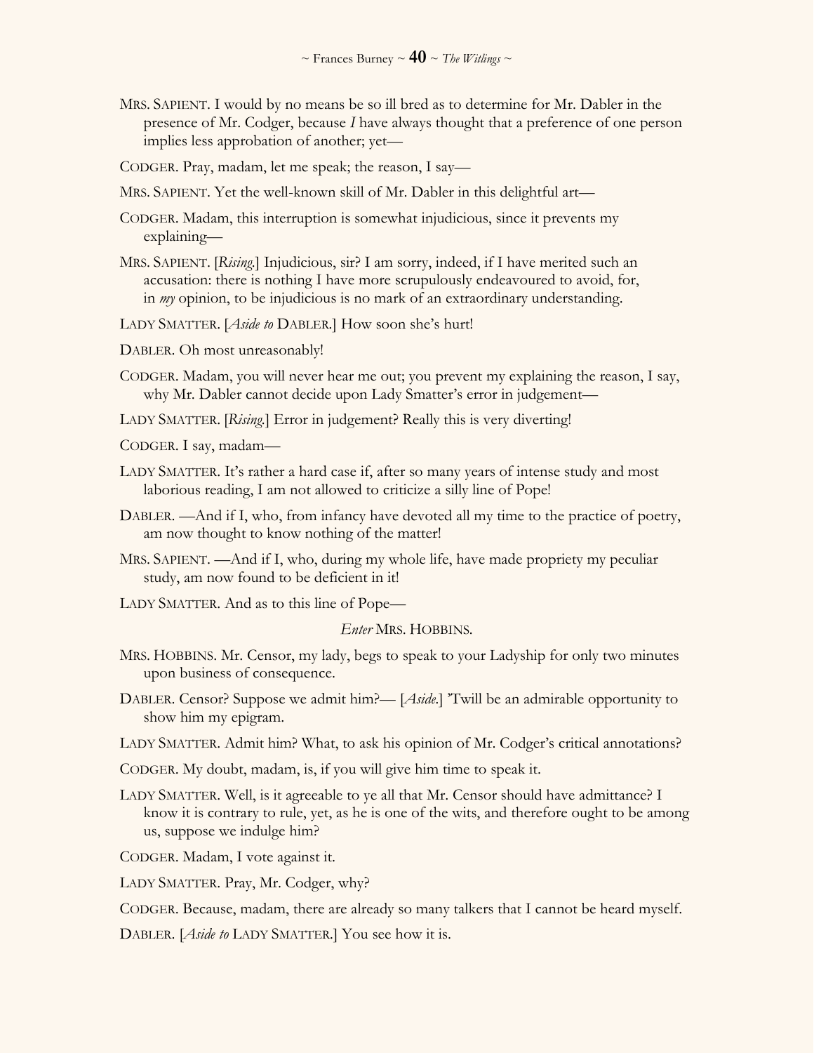MRS. SAPIENT. I would by no means be so ill bred as to determine for Mr. Dabler in the presence of Mr. Codger, because *I* have always thought that a preference of one person implies less approbation of another; yet—

CODGER. Pray, madam, let me speak; the reason, I say—

MRS. SAPIENT. Yet the well-known skill of Mr. Dabler in this delightful art—

CODGER. Madam, this interruption is somewhat injudicious, since it prevents my explaining—

MRS. SAPIENT. [*Rising.*] Injudicious, sir? I am sorry, indeed, if I have merited such an accusation: there is nothing I have more scrupulously endeavoured to avoid, for, in *my* opinion, to be injudicious is no mark of an extraordinary understanding.

LADY SMATTER. [*Aside to* DABLER.] How soon she's hurt!

DABLER. Oh most unreasonably!

CODGER. Madam, you will never hear me out; you prevent my explaining the reason, I say, why Mr. Dabler cannot decide upon Lady Smatter's error in judgement—

LADY SMATTER. [*Rising.*] Error in judgement? Really this is very diverting!

CODGER. I say, madam—

LADY SMATTER. It's rather a hard case if, after so many years of intense study and most laborious reading, I am not allowed to criticize a silly line of Pope!

DABLER. —And if I, who, from infancy have devoted all my time to the practice of poetry, am now thought to know nothing of the matter!

MRS. SAPIENT. —And if I, who, during my whole life, have made propriety my peculiar study, am now found to be deficient in it!

LADY SMATTER. And as to this line of Pope—

*Enter* MRS. HOBBINS.

MRS. HOBBINS. Mr. Censor, my lady, begs to speak to your Ladyship for only two minutes upon business of consequence.

DABLER. Censor? Suppose we admit him?— [*Aside.*] 'Twill be an admirable opportunity to show him my epigram.

LADY SMATTER. Admit him? What, to ask his opinion of Mr. Codger's critical annotations?

CODGER. My doubt, madam, is, if you will give him time to speak it.

LADY SMATTER. Well, is it agreeable to ye all that Mr. Censor should have admittance? I know it is contrary to rule, yet, as he is one of the wits, and therefore ought to be among us, suppose we indulge him?

CODGER. Madam, I vote against it.

LADY SMATTER. Pray, Mr. Codger, why?

CODGER. Because, madam, there are already so many talkers that I cannot be heard myself.

DABLER. [*Aside to* LADY SMATTER.] You see how it is.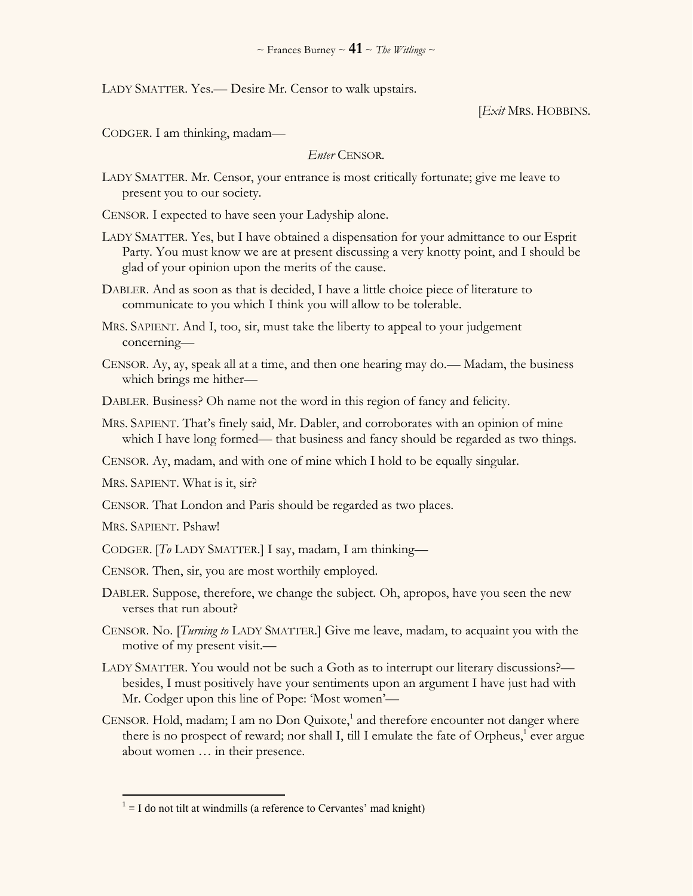LADY SMATTER. Yes.— Desire Mr. Censor to walk upstairs.

[*Exit* MRS. HOBBINS.

CODGER. I am thinking, madam—

*Enter* CENSOR.

LADY SMATTER. Mr. Censor, your entrance is most critically fortunate; give me leave to present you to our society.

CENSOR. I expected to have seen your Ladyship alone.

LADY SMATTER. Yes, but I have obtained a dispensation for your admittance to our Esprit Party. You must know we are at present discussing a very knotty point, and I should be glad of your opinion upon the merits of the cause.

DABLER. And as soon as that is decided, I have a little choice piece of literature to communicate to you which I think you will allow to be tolerable.

MRS. SAPIENT. And I, too, sir, must take the liberty to appeal to your judgement concerning—

CENSOR. Ay, ay, speak all at a time, and then one hearing may do.— Madam, the business which brings me hither—

DABLER. Business? Oh name not the word in this region of fancy and felicity.

MRS. SAPIENT. That's finely said, Mr. Dabler, and corroborates with an opinion of mine which I have long formed— that business and fancy should be regarded as two things.

CENSOR. Ay, madam, and with one of mine which I hold to be equally singular.

MRS. SAPIENT. What is it, sir?

CENSOR. That London and Paris should be regarded as two places.

MRS. SAPIENT. Pshaw!

CODGER. [*To* LADY SMATTER.] I say, madam, I am thinking—

CENSOR. Then, sir, you are most worthily employed.

DABLER. Suppose, therefore, we change the subject. Oh, apropos, have you seen the new verses that run about?

CENSOR. No. [*Turning to* LADY SMATTER.] Give me leave, madam, to acquaint you with the motive of my present visit.—

LADY SMATTER. You would not be such a Goth as to interrupt our literary discussions?— besides, I must positively have your sentiments upon an argument I have just had with Mr. Codger upon this line of Pope: 'Most women'—

CENSOR. Hold, madam; I am no Don Quixote,[1] and therefore encounter not danger where there is no prospect of reward; nor shall I, till I emulate the fate of Orpheus,[1] ever argue about women … in their presence.

---

[1] = I do not tilt at windmills (a reference to Cervantes' mad knight)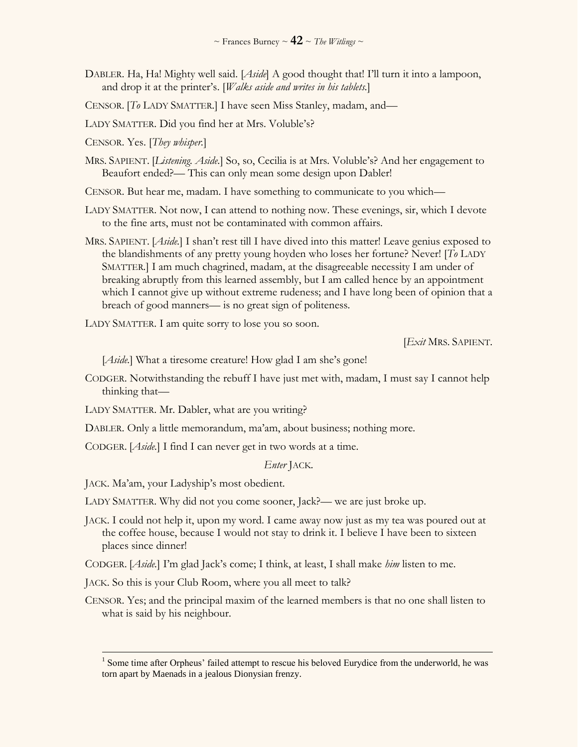DABLER. Ha, Ha! Mighty well said. [*Aside*] A good thought that! I'll turn it into a lampoon, and drop it at the printer's. [*Walks aside and writes in his tablets.*]

CENSOR. [*To* LADY SMATTER.] I have seen Miss Stanley, madam, and—

LADY SMATTER. Did you find her at Mrs. Voluble's?

CENSOR. Yes. [*They whisper.*]

MRS. SAPIENT. [*Listening. Aside.*] So, so, Cecilia is at Mrs. Voluble's? And her engagement to Beaufort ended?— This can only mean some design upon Dabler!

CENSOR. But hear me, madam. I have something to communicate to you which—

LADY SMATTER. Not now, I can attend to nothing now. These evenings, sir, which I devote to the fine arts, must not be contaminated with common affairs.

MRS. SAPIENT. [*Aside.*] I shan't rest till I have dived into this matter! Leave genius exposed to the blandishments of any pretty young hoyden who loses her fortune? Never! [*To* LADY SMATTER.] I am much chagrined, madam, at the disagreeable necessity I am under of breaking abruptly from this learned assembly, but I am called hence by an appointment which I cannot give up without extreme rudeness; and I have long been of opinion that a breach of good manners— is no great sign of politeness.

LADY SMATTER. I am quite sorry to lose you so soon.

[*Exit* MRS. SAPIENT.

[*Aside.*] What a tiresome creature! How glad I am she's gone!

CODGER. Notwithstanding the rebuff I have just met with, madam, I must say I cannot help thinking that—

LADY SMATTER. Mr. Dabler, what are you writing?

DABLER. Only a little memorandum, ma'am, about business; nothing more.

CODGER. [*Aside.*] I find I can never get in two words at a time.

*Enter* JACK.

JACK. Ma'am, your Ladyship's most obedient.

LADY SMATTER. Why did not you come sooner, Jack?— we are just broke up.

JACK. I could not help it, upon my word. I came away now just as my tea was poured out at the coffee house, because I would not stay to drink it. I believe I have been to sixteen places since dinner!

CODGER. [*Aside.*] I'm glad Jack's come; I think, at least, I shall make *him* listen to me.

JACK. So this is your Club Room, where you all meet to talk?

CENSOR. Yes; and the principal maxim of the learned members is that no one shall listen to what is said by his neighbour.

---

[1] Some time after Orpheus' failed attempt to rescue his beloved Eurydice from the underworld, he was torn apart by Maenads in a jealous Dionysian frenzy.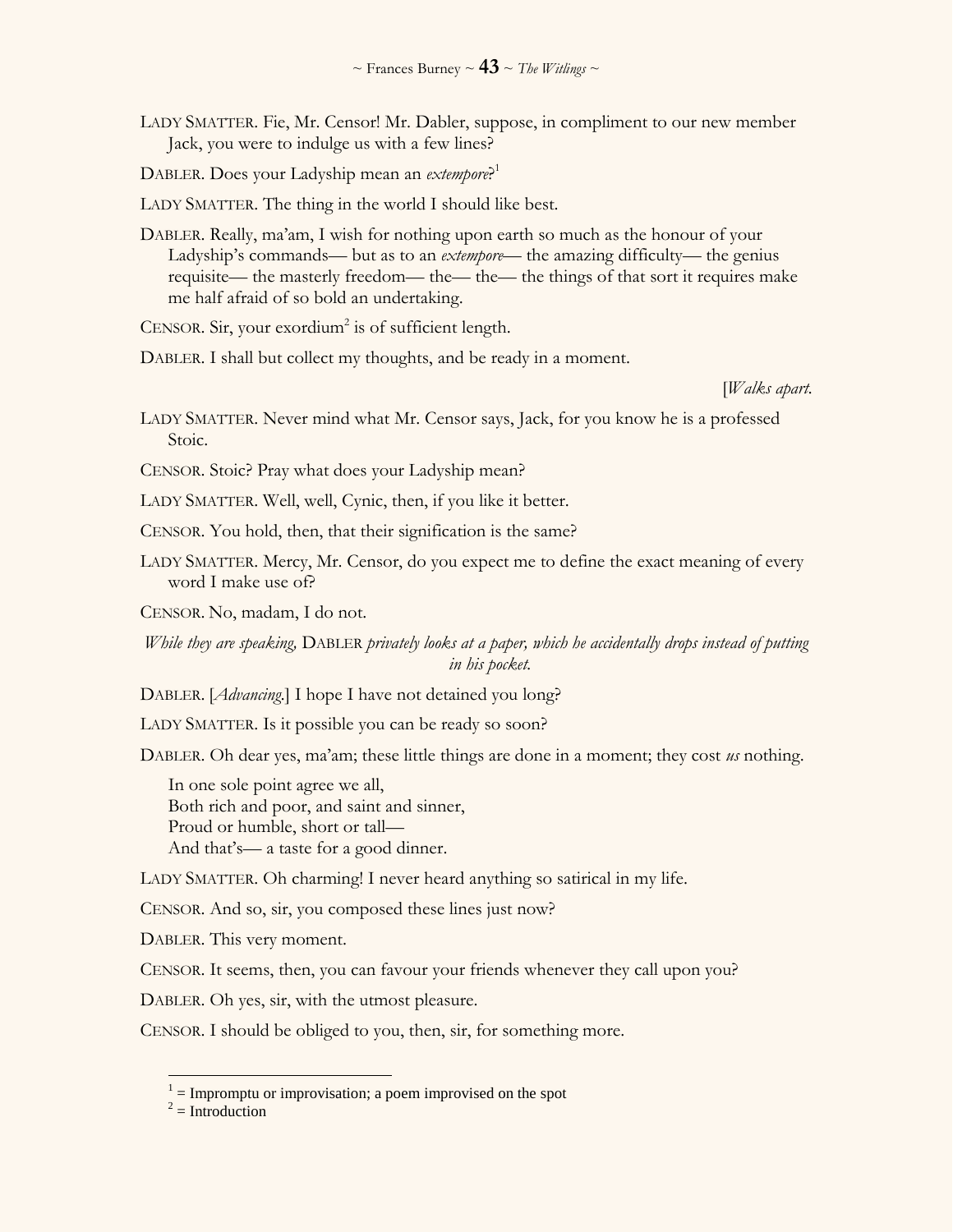LADY SMATTER. Fie, Mr. Censor! Mr. Dabler, suppose, in compliment to our new member Jack, you were to indulge us with a few lines?

DABLER. Does your Ladyship mean an *extempore*?[1]

LADY SMATTER. The thing in the world I should like best.

DABLER. Really, ma'am, I wish for nothing upon earth so much as the honour of your Ladyship's commands— but as to an *extempore*— the amazing difficulty— the genius requisite— the masterly freedom— the— the— the things of that sort it requires make me half afraid of so bold an undertaking.

CENSOR. Sir, your exordium[2] is of sufficient length.

DABLER. I shall but collect my thoughts, and be ready in a moment.

[*Walks apart.*

LADY SMATTER. Never mind what Mr. Censor says, Jack, for you know he is a professed Stoic.

CENSOR. Stoic? Pray what does your Ladyship mean?

LADY SMATTER. Well, well, Cynic, then, if you like it better.

CENSOR. You hold, then, that their signification is the same?

LADY SMATTER. Mercy, Mr. Censor, do you expect me to define the exact meaning of every word I make use of?

CENSOR. No, madam, I do not.

*While they are speaking,* DABLER *privately looks at a paper, which he accidentally drops instead of putting in his pocket.*

DABLER. [*Advancing.*] I hope I have not detained you long?

LADY SMATTER. Is it possible you can be ready so soon?

DABLER. Oh dear yes, ma'am; these little things are done in a moment; they cost *us* nothing.

In one sole point agree we all,
Both rich and poor, and saint and sinner,
Proud or humble, short or tall—
And that's— a taste for a good dinner.

LADY SMATTER. Oh charming! I never heard anything so satirical in my life.

CENSOR. And so, sir, you composed these lines just now?

DABLER. This very moment.

CENSOR. It seems, then, you can favour your friends whenever they call upon you?

DABLER. Oh yes, sir, with the utmost pleasure.

CENSOR. I should be obliged to you, then, sir, for something more.

---

[1] = Impromptu or improvisation; a poem improvised on the spot

[2] = Introduction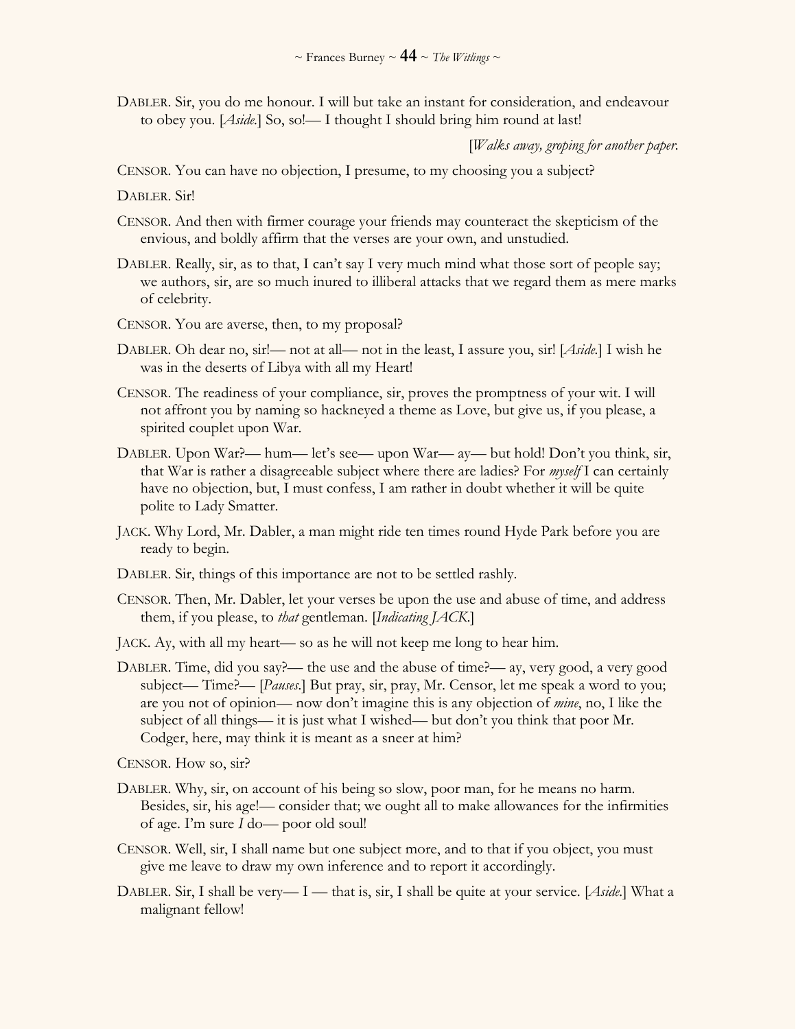DABLER. Sir, you do me honour. I will but take an instant for consideration, and endeavour to obey you. [*Aside.*] So, so!— I thought I should bring him round at last!

[*Walks away, groping for another paper.*

CENSOR. You can have no objection, I presume, to my choosing you a subject?

DABLER. Sir!

CENSOR. And then with firmer courage your friends may counteract the skepticism of the envious, and boldly affirm that the verses are your own, and unstudied.

DABLER. Really, sir, as to that, I can't say I very much mind what those sort of people say; we authors, sir, are so much inured to illiberal attacks that we regard them as mere marks of celebrity.

CENSOR. You are averse, then, to my proposal?

DABLER. Oh dear no, sir!— not at all— not in the least, I assure you, sir! [*Aside.*] I wish he was in the deserts of Libya with all my Heart!

CENSOR. The readiness of your compliance, sir, proves the promptness of your wit. I will not affront you by naming so hackneyed a theme as Love, but give us, if you please, a spirited couplet upon War.

DABLER. Upon War?— hum— let's see— upon War— ay— but hold! Don't you think, sir, that War is rather a disagreeable subject where there are ladies? For *myself* I can certainly have no objection, but, I must confess, I am rather in doubt whether it will be quite polite to Lady Smatter.

JACK. Why Lord, Mr. Dabler, a man might ride ten times round Hyde Park before you are ready to begin.

DABLER. Sir, things of this importance are not to be settled rashly.

CENSOR. Then, Mr. Dabler, let your verses be upon the use and abuse of time, and address them, if you please, to *that* gentleman. [*Indicating JACK.*]

JACK. Ay, with all my heart— so as he will not keep me long to hear him.

DABLER. Time, did you say?— the use and the abuse of time?— ay, very good, a very good subject— Time?— [*Pauses.*] But pray, sir, pray, Mr. Censor, let me speak a word to you; are you not of opinion— now don't imagine this is any objection of *mine*, no, I like the subject of all things— it is just what I wished— but don't you think that poor Mr. Codger, here, may think it is meant as a sneer at him?

CENSOR. How so, sir?

DABLER. Why, sir, on account of his being so slow, poor man, for he means no harm. Besides, sir, his age!— consider that; we ought all to make allowances for the infirmities of age. I'm sure *I* do— poor old soul!

CENSOR. Well, sir, I shall name but one subject more, and to that if you object, you must give me leave to draw my own inference and to report it accordingly.

DABLER. Sir, I shall be very— I — that is, sir, I shall be quite at your service. [*Aside.*] What a malignant fellow!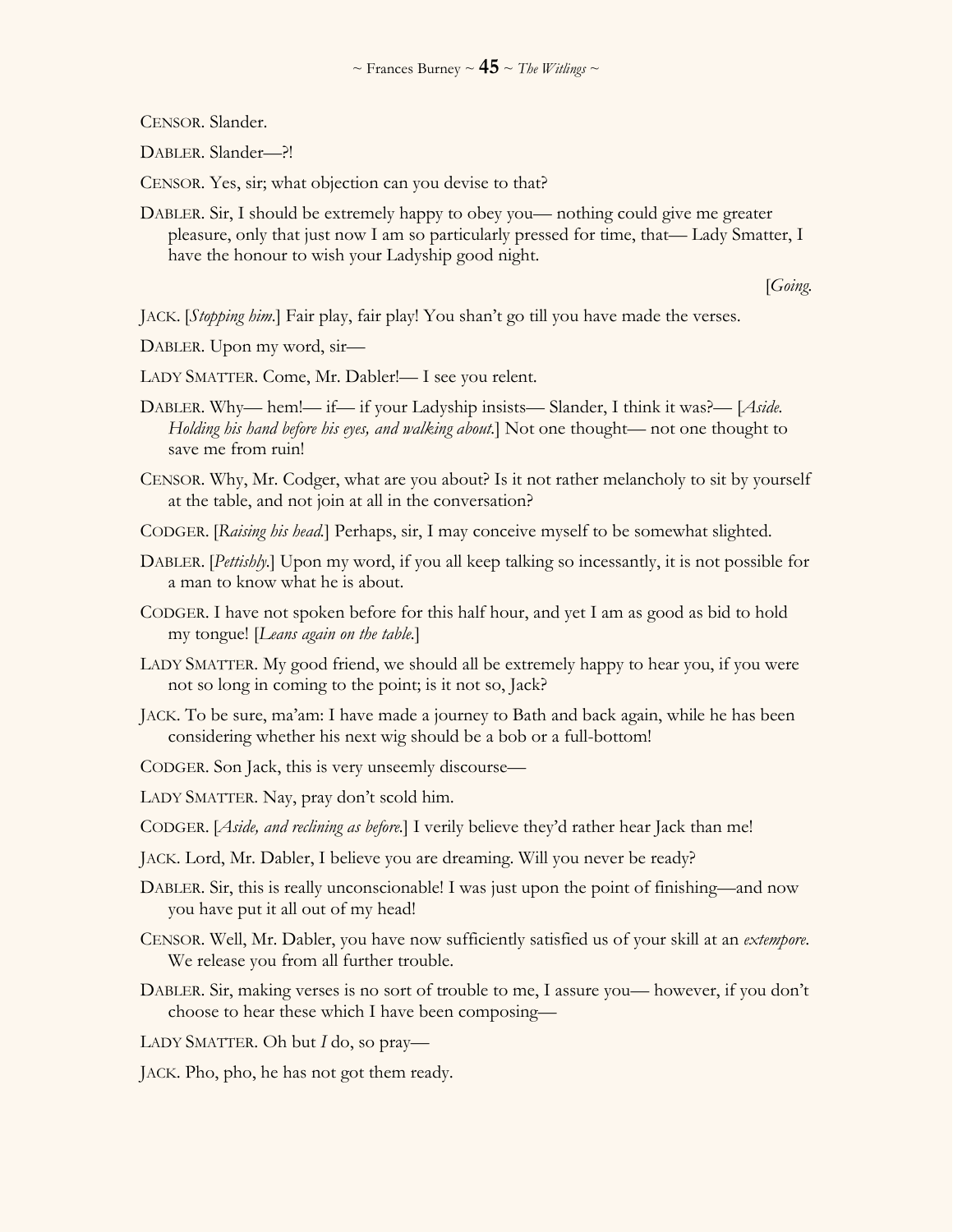CENSOR. Slander.

DABLER. Slander—?!

CENSOR. Yes, sir; what objection can you devise to that?

DABLER. Sir, I should be extremely happy to obey you— nothing could give me greater pleasure, only that just now I am so particularly pressed for time, that— Lady Smatter, I have the honour to wish your Ladyship good night.

[*Going.*

JACK. [*Stopping him.*] Fair play, fair play! You shan't go till you have made the verses.

DABLER. Upon my word, sir—

LADY SMATTER. Come, Mr. Dabler!— I see you relent.

DABLER. Why— hem!— if— if your Ladyship insists— Slander, I think it was?— [*Aside. Holding his hand before his eyes, and walking about.*] Not one thought— not one thought to save me from ruin!

CENSOR. Why, Mr. Codger, what are you about? Is it not rather melancholy to sit by yourself at the table, and not join at all in the conversation?

CODGER. [*Raising his head.*] Perhaps, sir, I may conceive myself to be somewhat slighted.

DABLER. [*Pettishly.*] Upon my word, if you all keep talking so incessantly, it is not possible for a man to know what he is about.

CODGER. I have not spoken before for this half hour, and yet I am as good as bid to hold my tongue! [*Leans again on the table.*]

LADY SMATTER. My good friend, we should all be extremely happy to hear you, if you were not so long in coming to the point; is it not so, Jack?

JACK. To be sure, ma'am: I have made a journey to Bath and back again, while he has been considering whether his next wig should be a bob or a full-bottom!

CODGER. Son Jack, this is very unseemly discourse—

LADY SMATTER. Nay, pray don't scold him.

CODGER. [*Aside, and reclining as before.*] I verily believe they'd rather hear Jack than me!

JACK. Lord, Mr. Dabler, I believe you are dreaming. Will you never be ready?

DABLER. Sir, this is really unconscionable! I was just upon the point of finishing—and now you have put it all out of my head!

CENSOR. Well, Mr. Dabler, you have now sufficiently satisfied us of your skill at an *extempore*. We release you from all further trouble.

DABLER. Sir, making verses is no sort of trouble to me, I assure you— however, if you don't choose to hear these which I have been composing—

LADY SMATTER. Oh but *I* do, so pray—

JACK. Pho, pho, he has not got them ready.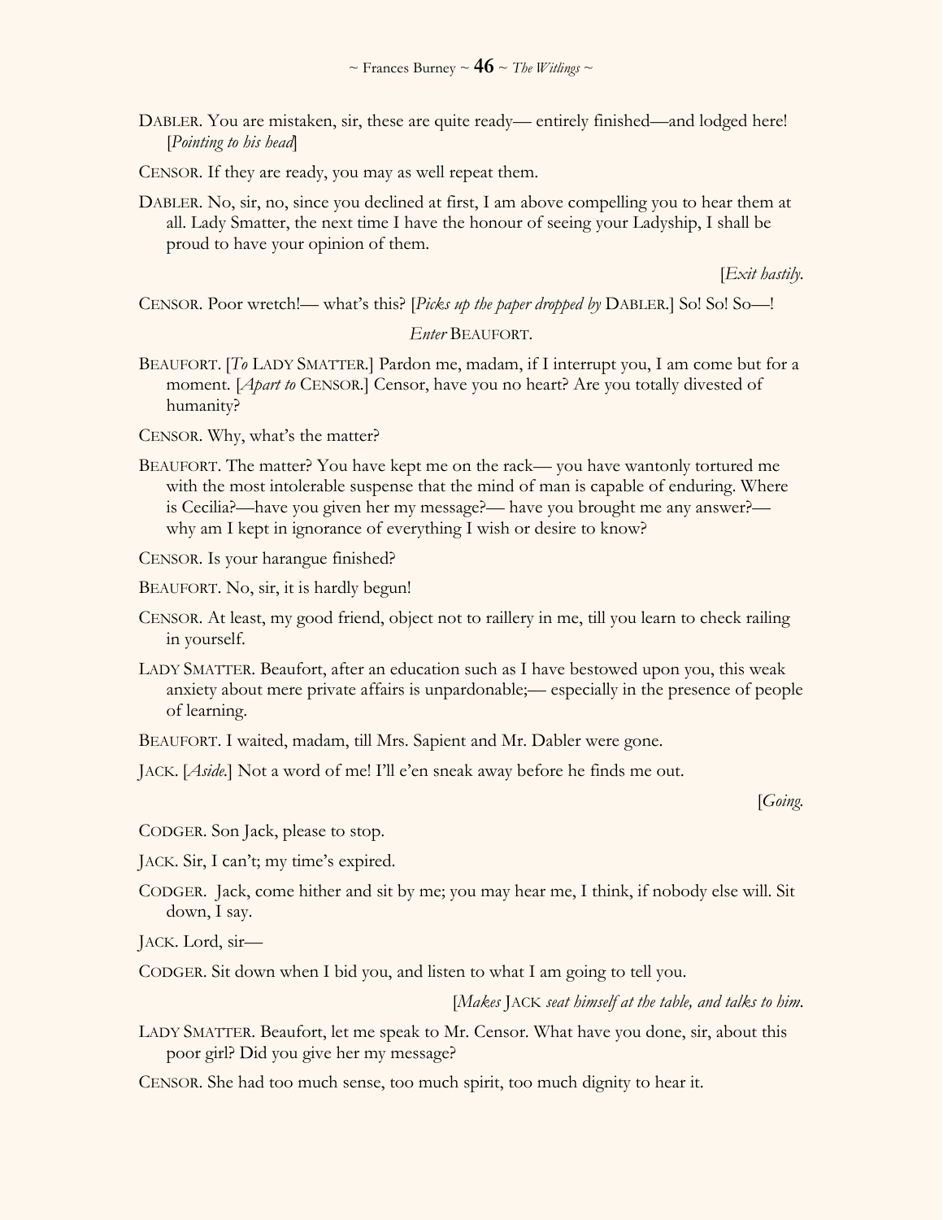DABLER. You are mistaken, sir, these are quite ready— entirely finished—and lodged here! [*Pointing to his head*]

CENSOR. If they are ready, you may as well repeat them.

DABLER. No, sir, no, since you declined at first, I am above compelling you to hear them at all. Lady Smatter, the next time I have the honour of seeing your Ladyship, I shall be proud to have your opinion of them.

[*Exit hastily.*

CENSOR. Poor wretch!— what's this? [*Picks up the paper dropped by* DABLER.] So! So! So—!

*Enter* BEAUFORT.

BEAUFORT. [*To* LADY SMATTER.] Pardon me, madam, if I interrupt you, I am come but for a moment. [*Apart to* CENSOR.] Censor, have you no heart? Are you totally divested of humanity?

CENSOR. Why, what's the matter?

BEAUFORT. The matter? You have kept me on the rack— you have wantonly tortured me with the most intolerable suspense that the mind of man is capable of enduring. Where is Cecilia?—have you given her my message?— have you brought me any answer?— why am I kept in ignorance of everything I wish or desire to know?

CENSOR. Is your harangue finished?

BEAUFORT. No, sir, it is hardly begun!

CENSOR. At least, my good friend, object not to raillery in me, till you learn to check railing in yourself.

LADY SMATTER. Beaufort, after an education such as I have bestowed upon you, this weak anxiety about mere private affairs is unpardonable;— especially in the presence of people of learning.

BEAUFORT. I waited, madam, till Mrs. Sapient and Mr. Dabler were gone.

JACK. [*Aside.*] Not a word of me! I'll e'en sneak away before he finds me out.

[*Going.*

CODGER. Son Jack, please to stop.

JACK. Sir, I can't; my time's expired.

CODGER. Jack, come hither and sit by me; you may hear me, I think, if nobody else will. Sit down, I say.

JACK. Lord, sir—

CODGER. Sit down when I bid you, and listen to what I am going to tell you.

[*Makes* JACK *seat himself at the table, and talks to him.*

LADY SMATTER. Beaufort, let me speak to Mr. Censor. What have you done, sir, about this poor girl? Did you give her my message?

CENSOR. She had too much sense, too much spirit, too much dignity to hear it.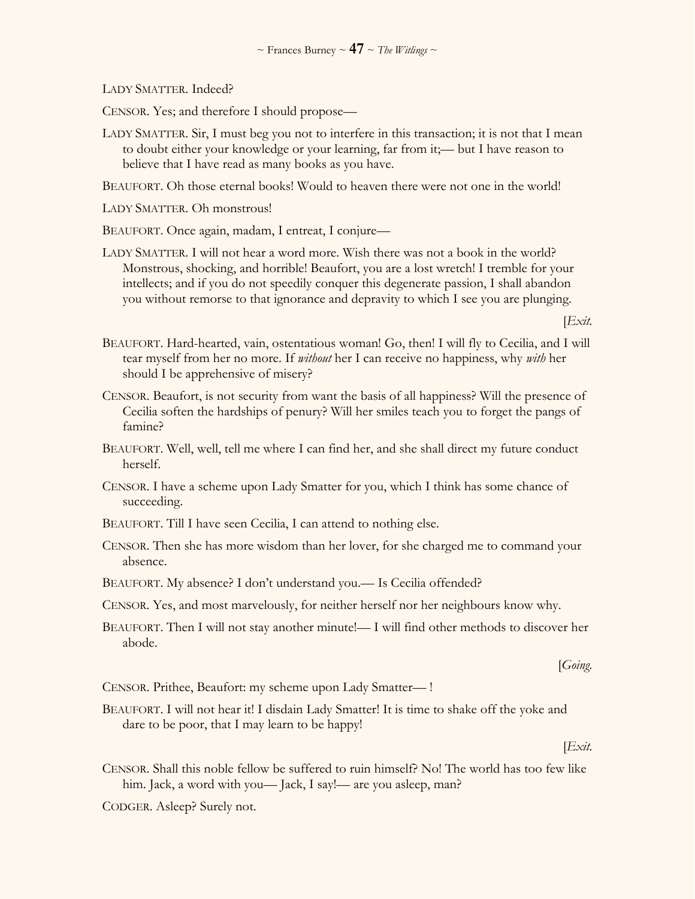LADY SMATTER. Indeed?

CENSOR. Yes; and therefore I should propose—

LADY SMATTER. Sir, I must beg you not to interfere in this transaction; it is not that I mean to doubt either your knowledge or your learning, far from it;— but I have reason to believe that I have read as many books as you have.

BEAUFORT. Oh those eternal books! Would to heaven there were not one in the world!

LADY SMATTER. Oh monstrous!

BEAUFORT. Once again, madam, I entreat, I conjure—

LADY SMATTER. I will not hear a word more. Wish there was not a book in the world? Monstrous, shocking, and horrible! Beaufort, you are a lost wretch! I tremble for your intellects; and if you do not speedily conquer this degenerate passion, I shall abandon you without remorse to that ignorance and depravity to which I see you are plunging.

[*Exit.*

BEAUFORT. Hard-hearted, vain, ostentatious woman! Go, then! I will fly to Cecilia, and I will tear myself from her no more. If *without* her I can receive no happiness, why *with* her should I be apprehensive of misery?

CENSOR. Beaufort, is not security from want the basis of all happiness? Will the presence of Cecilia soften the hardships of penury? Will her smiles teach you to forget the pangs of famine?

BEAUFORT. Well, well, tell me where I can find her, and she shall direct my future conduct herself.

CENSOR. I have a scheme upon Lady Smatter for you, which I think has some chance of succeeding.

BEAUFORT. Till I have seen Cecilia, I can attend to nothing else.

CENSOR. Then she has more wisdom than her lover, for she charged me to command your absence.

BEAUFORT. My absence? I don't understand you.— Is Cecilia offended?

CENSOR. Yes, and most marvelously, for neither herself nor her neighbours know why.

BEAUFORT. Then I will not stay another minute!— I will find other methods to discover her abode.

[*Going.*

CENSOR. Prithee, Beaufort: my scheme upon Lady Smatter— !

BEAUFORT. I will not hear it! I disdain Lady Smatter! It is time to shake off the yoke and dare to be poor, that I may learn to be happy!

[*Exit.*

CENSOR. Shall this noble fellow be suffered to ruin himself? No! The world has too few like him. Jack, a word with you— Jack, I say!— are you asleep, man?

CODGER. Asleep? Surely not.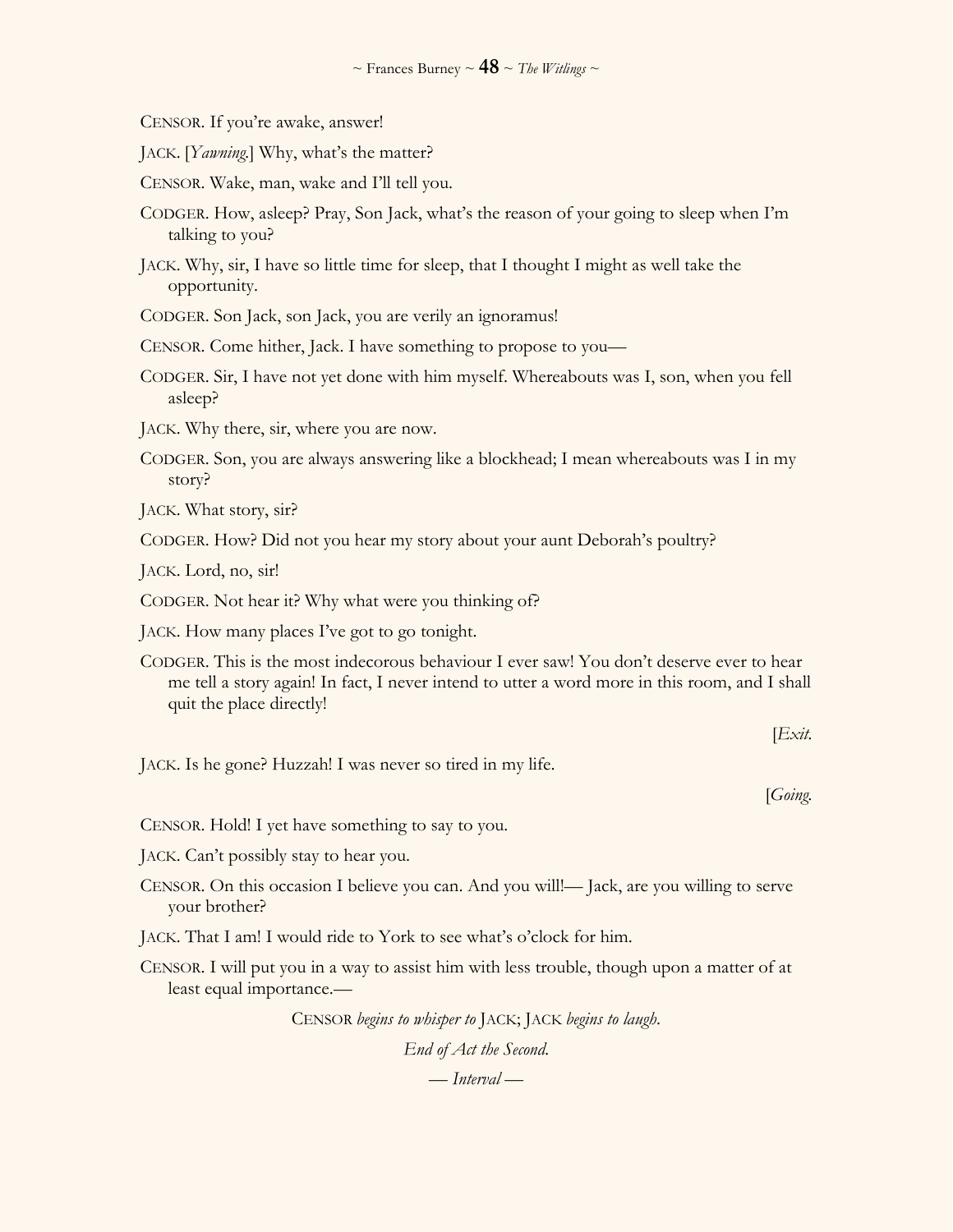CENSOR. If you're awake, answer!

JACK. [*Yawning.*] Why, what's the matter?

CENSOR. Wake, man, wake and I'll tell you.

CODGER. How, asleep? Pray, Son Jack, what's the reason of your going to sleep when I'm talking to you?

JACK. Why, sir, I have so little time for sleep, that I thought I might as well take the opportunity.

CODGER. Son Jack, son Jack, you are verily an ignoramus!

CENSOR. Come hither, Jack. I have something to propose to you—

CODGER. Sir, I have not yet done with him myself. Whereabouts was I, son, when you fell asleep?

JACK. Why there, sir, where you are now.

CODGER. Son, you are always answering like a blockhead; I mean whereabouts was I in my story?

JACK. What story, sir?

CODGER. How? Did not you hear my story about your aunt Deborah's poultry?

JACK. Lord, no, sir!

CODGER. Not hear it? Why what were you thinking of?

JACK. How many places I've got to go tonight.

CODGER. This is the most indecorous behaviour I ever saw! You don't deserve ever to hear me tell a story again! In fact, I never intend to utter a word more in this room, and I shall quit the place directly!

[*Exit.*

JACK. Is he gone? Huzzah! I was never so tired in my life.

[*Going.*

CENSOR. Hold! I yet have something to say to you.

JACK. Can't possibly stay to hear you.

CENSOR. On this occasion I believe you can. And you will!— Jack, are you willing to serve your brother?

JACK. That I am! I would ride to York to see what's o'clock for him.

CENSOR. I will put you in a way to assist him with less trouble, though upon a matter of at least equal importance.—

CENSOR *begins to whisper to* JACK; JACK *begins to laugh.*

*End of Act the Second.*

*— Interval —*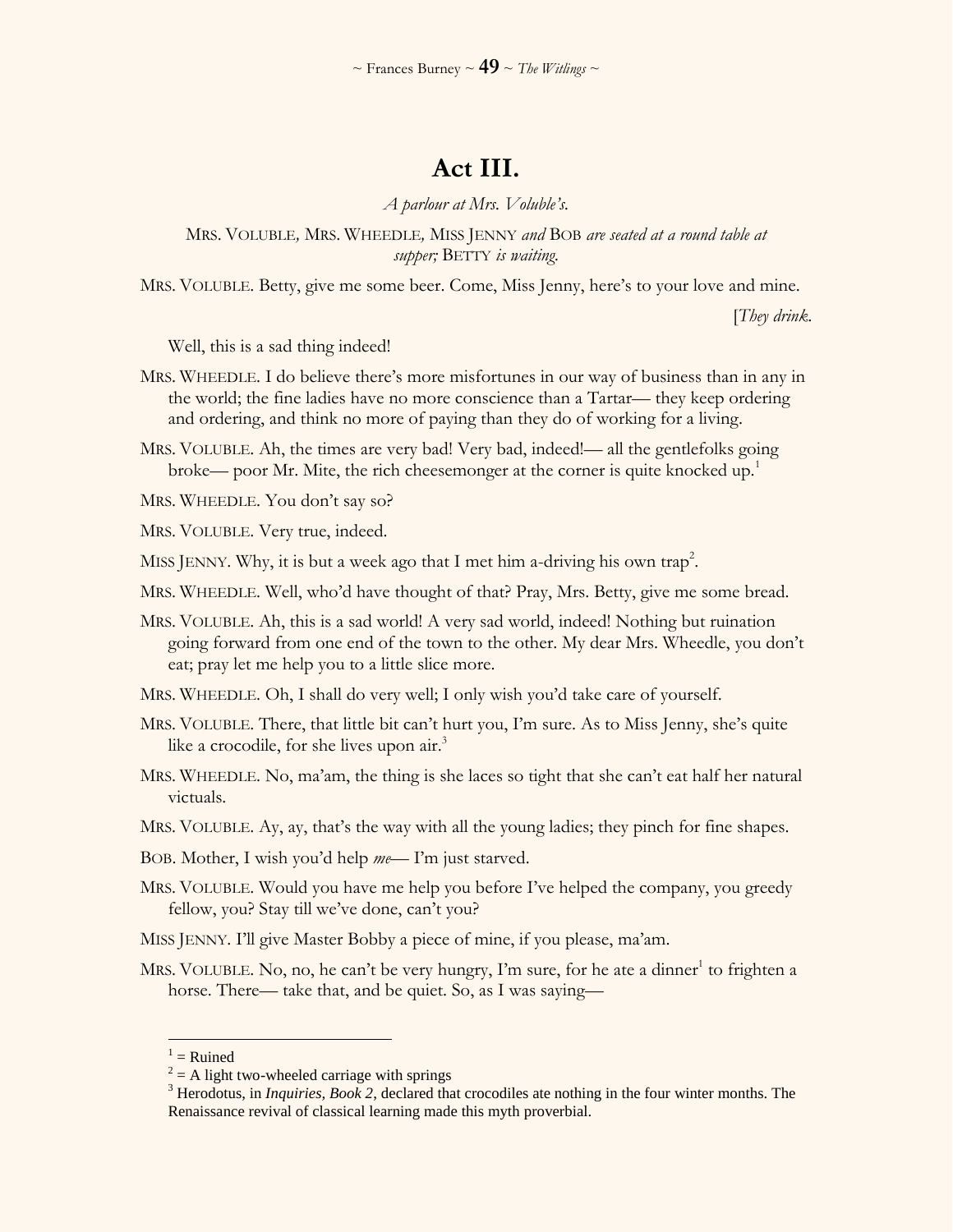# Act III.

*A parlour at Mrs. Voluble's.*

MRS. VOLUBLE, MRS. WHEEDLE, MISS JENNY *and* BOB *are seated at a round table at supper;* BETTY *is waiting.*

MRS. VOLUBLE. Betty, give me some beer. Come, Miss Jenny, here's to your love and mine.

[*They drink.*

Well, this is a sad thing indeed!

MRS. WHEEDLE. I do believe there's more misfortunes in our way of business than in any in the world; the fine ladies have no more conscience than a Tartar— they keep ordering and ordering, and think no more of paying than they do of working for a living.

MRS. VOLUBLE. Ah, the times are very bad! Very bad, indeed!— all the gentlefolks going broke— poor Mr. Mite, the rich cheesemonger at the corner is quite knocked up.[1]

MRS. WHEEDLE. You don't say so?

MRS. VOLUBLE. Very true, indeed.

MISS JENNY. Why, it is but a week ago that I met him a-driving his own trap[2].

MRS. WHEEDLE. Well, who'd have thought of that? Pray, Mrs. Betty, give me some bread.

MRS. VOLUBLE. Ah, this is a sad world! A very sad world, indeed! Nothing but ruination going forward from one end of the town to the other. My dear Mrs. Wheedle, you don't eat; pray let me help you to a little slice more.

MRS. WHEEDLE. Oh, I shall do very well; I only wish you'd take care of yourself.

MRS. VOLUBLE. There, that little bit can't hurt you, I'm sure. As to Miss Jenny, she's quite like a crocodile, for she lives upon air.[3]

MRS. WHEEDLE. No, ma'am, the thing is she laces so tight that she can't eat half her natural victuals.

MRS. VOLUBLE. Ay, ay, that's the way with all the young ladies; they pinch for fine shapes.

BOB. Mother, I wish you'd help *me*— I'm just starved.

MRS. VOLUBLE. Would you have me help you before I've helped the company, you greedy fellow, you? Stay till we've done, can't you?

MISS JENNY. I'll give Master Bobby a piece of mine, if you please, ma'am.

MRS. VOLUBLE. No, no, he can't be very hungry, I'm sure, for he ate a dinner[1] to frighten a horse. There— take that, and be quiet. So, as I was saying—

---

[1] = Ruined

[2] = A light two-wheeled carriage with springs

[3] Herodotus, in *Inquiries, Book 2,* declared that crocodiles ate nothing in the four winter months. The Renaissance revival of classical learning made this myth proverbial.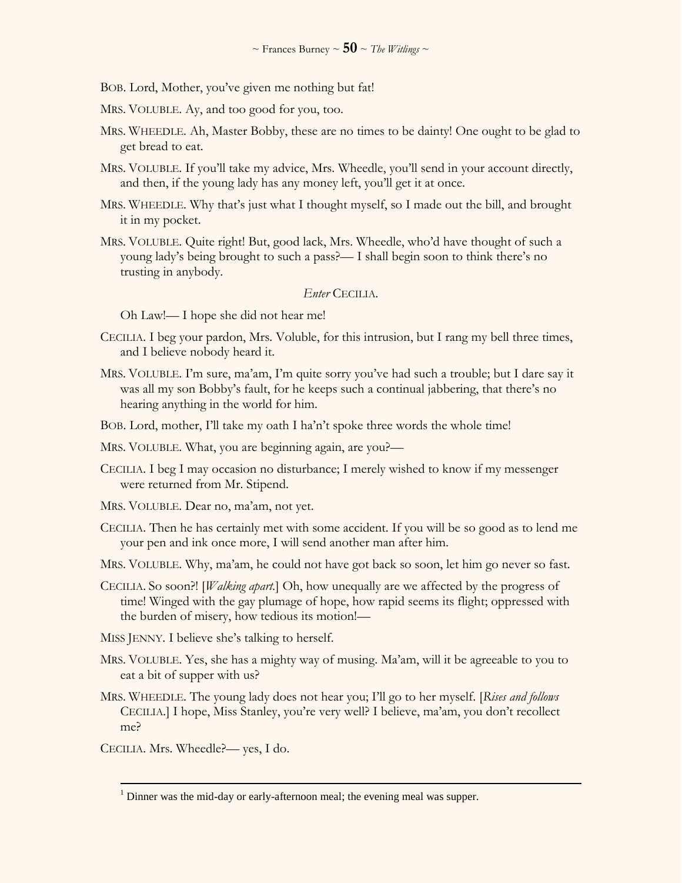BOB. Lord, Mother, you've given me nothing but fat!

MRS. VOLUBLE. Ay, and too good for you, too.

MRS. WHEEDLE. Ah, Master Bobby, these are no times to be dainty! One ought to be glad to get bread to eat.

MRS. VOLUBLE. If you'll take my advice, Mrs. Wheedle, you'll send in your account directly, and then, if the young lady has any money left, you'll get it at once.

MRS. WHEEDLE. Why that's just what I thought myself, so I made out the bill, and brought it in my pocket.

MRS. VOLUBLE. Quite right! But, good lack, Mrs. Wheedle, who'd have thought of such a young lady's being brought to such a pass?— I shall begin soon to think there's no trusting in anybody.

*Enter* CECILIA.

Oh Law!— I hope she did not hear me!

CECILIA. I beg your pardon, Mrs. Voluble, for this intrusion, but I rang my bell three times, and I believe nobody heard it.

MRS. VOLUBLE. I'm sure, ma'am, I'm quite sorry you've had such a trouble; but I dare say it was all my son Bobby's fault, for he keeps such a continual jabbering, that there's no hearing anything in the world for him.

BOB. Lord, mother, I'll take my oath I ha'n't spoke three words the whole time!

MRS. VOLUBLE. What, you are beginning again, are you?—

CECILIA. I beg I may occasion no disturbance; I merely wished to know if my messenger were returned from Mr. Stipend.

MRS. VOLUBLE. Dear no, ma'am, not yet.

CECILIA. Then he has certainly met with some accident. If you will be so good as to lend me your pen and ink once more, I will send another man after him.

MRS. VOLUBLE. Why, ma'am, he could not have got back so soon, let him go never so fast.

CECILIA. So soon?! [*Walking apart.*] Oh, how unequally are we affected by the progress of time! Winged with the gay plumage of hope, how rapid seems its flight; oppressed with the burden of misery, how tedious its motion!—

MISS JENNY. I believe she's talking to herself.

MRS. VOLUBLE. Yes, she has a mighty way of musing. Ma'am, will it be agreeable to you to eat a bit of supper with us?

MRS. WHEEDLE. The young lady does not hear you; I'll go to her myself. [*Rises and follows* CECILIA.] I hope, Miss Stanley, you're very well? I believe, ma'am, you don't recollect me?

CECILIA. Mrs. Wheedle?— yes, I do.

---

[1] Dinner was the mid-day or early-afternoon meal; the evening meal was supper.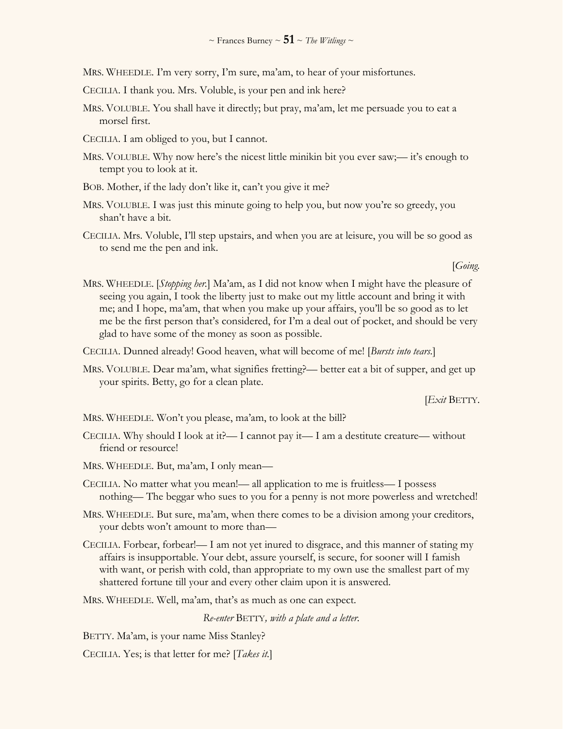MRS. WHEEDLE. I'm very sorry, I'm sure, ma'am, to hear of your misfortunes.

CECILIA. I thank you. Mrs. Voluble, is your pen and ink here?

MRS. VOLUBLE. You shall have it directly; but pray, ma'am, let me persuade you to eat a morsel first.

CECILIA. I am obliged to you, but I cannot.

MRS. VOLUBLE. Why now here's the nicest little minikin bit you ever saw;— it's enough to tempt you to look at it.

BOB. Mother, if the lady don't like it, can't you give it me?

MRS. VOLUBLE. I was just this minute going to help you, but now you're so greedy, you shan't have a bit.

CECILIA. Mrs. Voluble, I'll step upstairs, and when you are at leisure, you will be so good as to send me the pen and ink.

[*Going.*

MRS. WHEEDLE. [*Stopping her.*] Ma'am, as I did not know when I might have the pleasure of seeing you again, I took the liberty just to make out my little account and bring it with me; and I hope, ma'am, that when you make up your affairs, you'll be so good as to let me be the first person that's considered, for I'm a deal out of pocket, and should be very glad to have some of the money as soon as possible.

CECILIA. Dunned already! Good heaven, what will become of me! [*Bursts into tears.*]

MRS. VOLUBLE. Dear ma'am, what signifies fretting?— better eat a bit of supper, and get up your spirits. Betty, go for a clean plate.

[*Exit* BETTY.

MRS. WHEEDLE. Won't you please, ma'am, to look at the bill?

CECILIA. Why should I look at it?— I cannot pay it— I am a destitute creature— without friend or resource!

MRS. WHEEDLE. But, ma'am, I only mean—

CECILIA. No matter what you mean!— all application to me is fruitless— I possess nothing— The beggar who sues to you for a penny is not more powerless and wretched!

MRS. WHEEDLE. But sure, ma'am, when there comes to be a division among your creditors, your debts won't amount to more than—

CECILIA. Forbear, forbear!— I am not yet inured to disgrace, and this manner of stating my affairs is insupportable. Your debt, assure yourself, is secure, for sooner will I famish with want, or perish with cold, than appropriate to my own use the smallest part of my shattered fortune till your and every other claim upon it is answered.

MRS. WHEEDLE. Well, ma'am, that's as much as one can expect.

*Re-enter* BETTY*, with a plate and a letter.*

BETTY. Ma'am, is your name Miss Stanley?

CECILIA. Yes; is that letter for me? [*Takes it.*]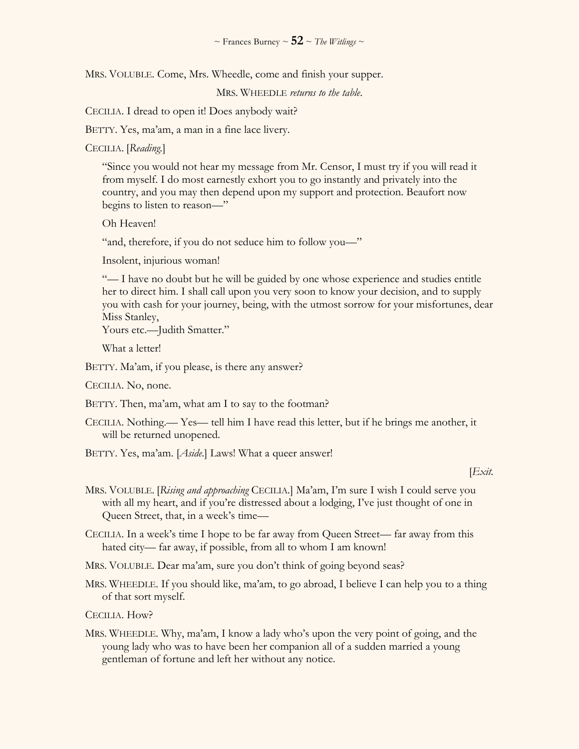MRS. VOLUBLE. Come, Mrs. Wheedle, come and finish your supper.

MRS. WHEEDLE *returns to the table.*

CECILIA. I dread to open it! Does anybody wait?

BETTY. Yes, ma'am, a man in a fine lace livery.

CECILIA. [*Reading.*]

> "Since you would not hear my message from Mr. Censor, I must try if you will read it from myself. I do most earnestly exhort you to go instantly and privately into the country, and you may then depend upon my support and protection. Beaufort now begins to listen to reason—"
>
> Oh Heaven!
>
> "and, therefore, if you do not seduce him to follow you—"
>
> Insolent, injurious woman!
>
> "— I have no doubt but he will be guided by one whose experience and studies entitle her to direct him. I shall call upon you very soon to know your decision, and to supply you with cash for your journey, being, with the utmost sorrow for your misfortunes, dear Miss Stanley,
> Yours etc.—Judith Smatter."
>
> What a letter!

BETTY. Ma'am, if you please, is there any answer?

CECILIA. No, none.

BETTY. Then, ma'am, what am I to say to the footman?

CECILIA. Nothing.— Yes— tell him I have read this letter, but if he brings me another, it will be returned unopened.

BETTY. Yes, ma'am. [*Aside.*] Laws! What a queer answer!

[*Exit.*

MRS. VOLUBLE. [*Rising and approaching* CECILIA.] Ma'am, I'm sure I wish I could serve you with all my heart, and if you're distressed about a lodging, I've just thought of one in Queen Street, that, in a week's time—

CECILIA. In a week's time I hope to be far away from Queen Street— far away from this hated city— far away, if possible, from all to whom I am known!

MRS. VOLUBLE. Dear ma'am, sure you don't think of going beyond seas?

MRS. WHEEDLE. If you should like, ma'am, to go abroad, I believe I can help you to a thing of that sort myself.

CECILIA. How?

MRS. WHEEDLE. Why, ma'am, I know a lady who's upon the very point of going, and the young lady who was to have been her companion all of a sudden married a young gentleman of fortune and left her without any notice.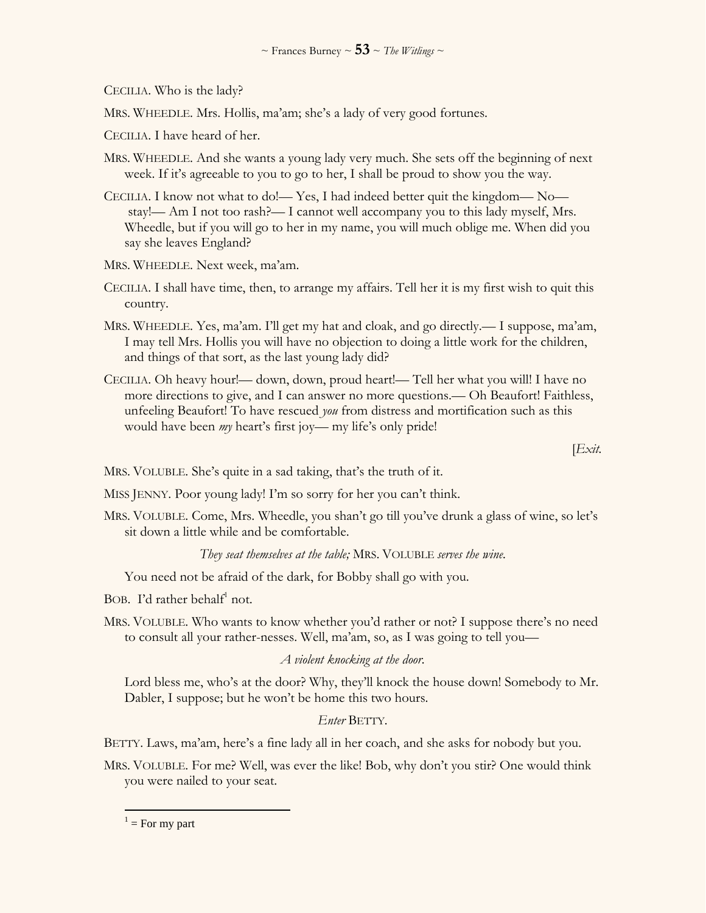CECILIA. Who is the lady?

MRS. WHEEDLE. Mrs. Hollis, ma'am; she's a lady of very good fortunes.

CECILIA. I have heard of her.

MRS. WHEEDLE. And she wants a young lady very much. She sets off the beginning of next week. If it's agreeable to you to go to her, I shall be proud to show you the way.

CECILIA. I know not what to do!— Yes, I had indeed better quit the kingdom— No— stay!— Am I not too rash?— I cannot well accompany you to this lady myself, Mrs. Wheedle, but if you will go to her in my name, you will much oblige me. When did you say she leaves England?

MRS. WHEEDLE. Next week, ma'am.

CECILIA. I shall have time, then, to arrange my affairs. Tell her it is my first wish to quit this country.

MRS. WHEEDLE. Yes, ma'am. I'll get my hat and cloak, and go directly.— I suppose, ma'am, I may tell Mrs. Hollis you will have no objection to doing a little work for the children, and things of that sort, as the last young lady did?

CECILIA. Oh heavy hour!— down, down, proud heart!— Tell her what you will! I have no more directions to give, and I can answer no more questions.— Oh Beaufort! Faithless, unfeeling Beaufort! To have rescued *you* from distress and mortification such as this would have been *my* heart's first joy— my life's only pride!

[*Exit.*

MRS. VOLUBLE. She's quite in a sad taking, that's the truth of it.

MISS JENNY. Poor young lady! I'm so sorry for her you can't think.

MRS. VOLUBLE. Come, Mrs. Wheedle, you shan't go till you've drunk a glass of wine, so let's sit down a little while and be comfortable.

*They seat themselves at the table;* MRS. VOLUBLE *serves the wine.*

You need not be afraid of the dark, for Bobby shall go with you.

BOB. I'd rather behalf[1] not.

MRS. VOLUBLE. Who wants to know whether you'd rather or not? I suppose there's no need to consult all your rather-nesses. Well, ma'am, so, as I was going to tell you—

*A violent knocking at the door.*

Lord bless me, who's at the door? Why, they'll knock the house down! Somebody to Mr. Dabler, I suppose; but he won't be home this two hours.

*Enter* BETTY.

BETTY. Laws, ma'am, here's a fine lady all in her coach, and she asks for nobody but you.

MRS. VOLUBLE. For me? Well, was ever the like! Bob, why don't you stir? One would think you were nailed to your seat.

[1] = For my part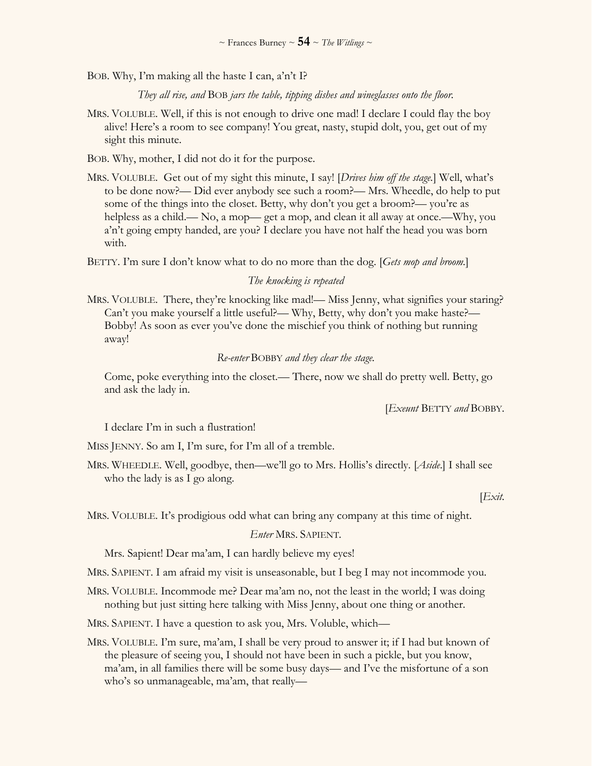BOB. Why, I'm making all the haste I can, a'n't I?

*They all rise, and* BOB *jars the table, tipping dishes and wineglasses onto the floor.*

MRS. VOLUBLE. Well, if this is not enough to drive one mad! I declare I could flay the boy alive! Here's a room to see company! You great, nasty, stupid dolt, you, get out of my sight this minute.

BOB. Why, mother, I did not do it for the purpose.

MRS. VOLUBLE. Get out of my sight this minute, I say! [*Drives him off the stage.*] Well, what's to be done now?— Did ever anybody see such a room?— Mrs. Wheedle, do help to put some of the things into the closet. Betty, why don't you get a broom?— you're as helpless as a child.— No, a mop— get a mop, and clean it all away at once.—Why, you a'n't going empty handed, are you? I declare you have not half the head you was born with.

BETTY. I'm sure I don't know what to do no more than the dog. [*Gets mop and broom.*]

*The knocking is repeated*

MRS. VOLUBLE. There, they're knocking like mad!— Miss Jenny, what signifies your staring? Can't you make yourself a little useful?— Why, Betty, why don't you make haste?— Bobby! As soon as ever you've done the mischief you think of nothing but running away!

*Re-enter* BOBBY *and they clear the stage.*

Come, poke everything into the closet.— There, now we shall do pretty well. Betty, go and ask the lady in.

[*Exeunt* BETTY *and* BOBBY.

I declare I'm in such a flustration!

MISS JENNY. So am I, I'm sure, for I'm all of a tremble.

MRS. WHEEDLE. Well, goodbye, then—we'll go to Mrs. Hollis's directly. [*Aside.*] I shall see who the lady is as I go along.

[*Exit.*

MRS. VOLUBLE. It's prodigious odd what can bring any company at this time of night.

*Enter* MRS. SAPIENT.

Mrs. Sapient! Dear ma'am, I can hardly believe my eyes!

MRS. SAPIENT. I am afraid my visit is unseasonable, but I beg I may not incommode you.

MRS. VOLUBLE. Incommode me? Dear ma'am no, not the least in the world; I was doing nothing but just sitting here talking with Miss Jenny, about one thing or another.

MRS. SAPIENT. I have a question to ask you, Mrs. Voluble, which—

MRS. VOLUBLE. I'm sure, ma'am, I shall be very proud to answer it; if I had but known of the pleasure of seeing you, I should not have been in such a pickle, but you know, ma'am, in all families there will be some busy days— and I've the misfortune of a son who's so unmanageable, ma'am, that really—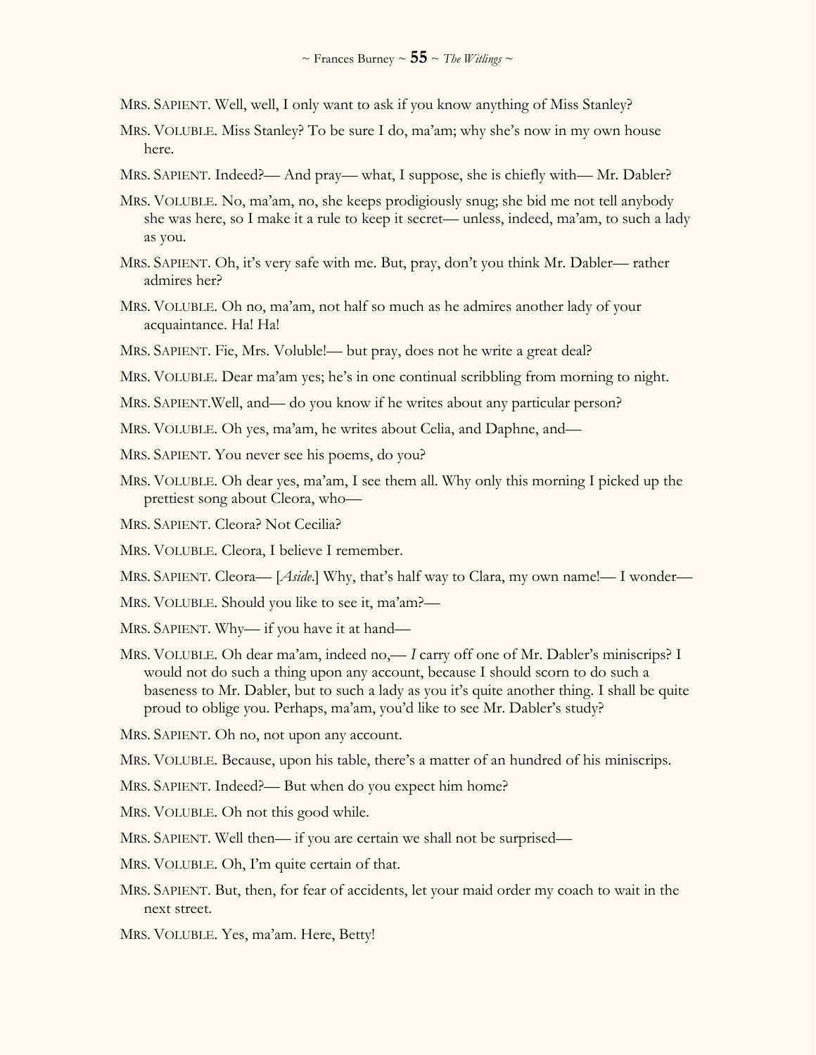MRS. SAPIENT. Well, well, I only want to ask if you know anything of Miss Stanley?

MRS. VOLUBLE. Miss Stanley? To be sure I do, ma'am; why she's now in my own house here.

MRS. SAPIENT. Indeed?— And pray— what, I suppose, she is chiefly with— Mr. Dabler?

MRS. VOLUBLE. No, ma'am, no, she keeps prodigiously snug; she bid me not tell anybody she was here, so I make it a rule to keep it secret— unless, indeed, ma'am, to such a lady as you.

MRS. SAPIENT. Oh, it's very safe with me. But, pray, don't you think Mr. Dabler— rather admires her?

MRS. VOLUBLE. Oh no, ma'am, not half so much as he admires another lady of your acquaintance. Ha! Ha!

MRS. SAPIENT. Fie, Mrs. Voluble!— but pray, does not he write a great deal?

MRS. VOLUBLE. Dear ma'am yes; he's in one continual scribbling from morning to night.

MRS. SAPIENT. Well, and— do you know if he writes about any particular person?

MRS. VOLUBLE. Oh yes, ma'am, he writes about Celia, and Daphne, and—

MRS. SAPIENT. You never see his poems, do you?

MRS. VOLUBLE. Oh dear yes, ma'am, I see them all. Why only this morning I picked up the prettiest song about Cleora, who—

MRS. SAPIENT. Cleora? Not Cecilia?

MRS. VOLUBLE. Cleora, I believe I remember.

MRS. SAPIENT. Cleora— [*Aside*.] Why, that's half way to Clara, my own name!— I wonder—

MRS. VOLUBLE. Should you like to see it, ma'am?—

MRS. SAPIENT. Why— if you have it at hand—

MRS. VOLUBLE. Oh dear ma'am, indeed no,— *I* carry off one of Mr. Dabler's miniscrips? I would not do such a thing upon any account, because I should scorn to do such a baseness to Mr. Dabler, but to such a lady as you it's quite another thing. I shall be quite proud to oblige you. Perhaps, ma'am, you'd like to see Mr. Dabler's study?

MRS. SAPIENT. Oh no, not upon any account.

MRS. VOLUBLE. Because, upon his table, there's a matter of an hundred of his miniscrips.

MRS. SAPIENT. Indeed?— But when do you expect him home?

MRS. VOLUBLE. Oh not this good while.

MRS. SAPIENT. Well then— if you are certain we shall not be surprised—

MRS. VOLUBLE. Oh, I'm quite certain of that.

MRS. SAPIENT. But, then, for fear of accidents, let your maid order my coach to wait in the next street.

MRS. VOLUBLE. Yes, ma'am. Here, Betty!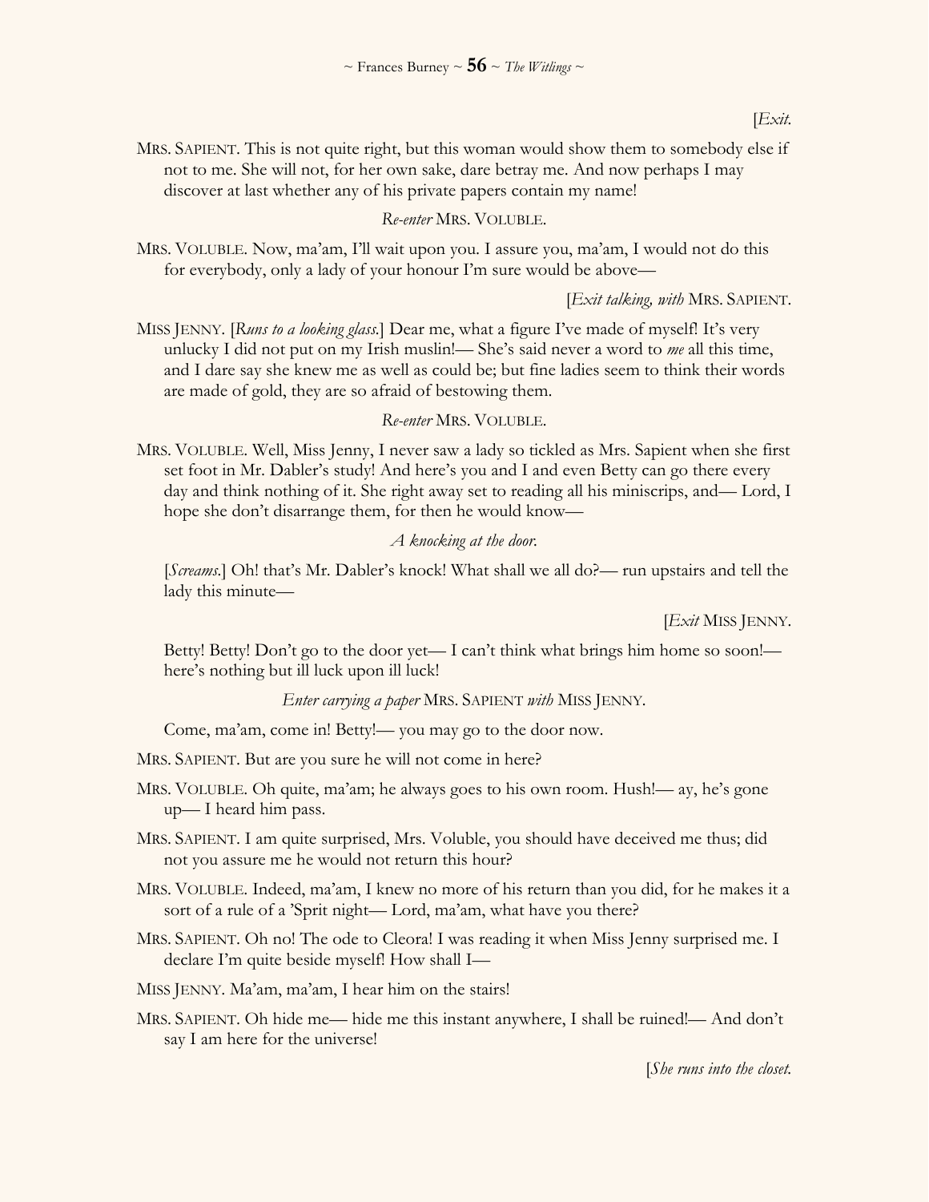[*Exit.*

MRS. SAPIENT. This is not quite right, but this woman would show them to somebody else if not to me. She will not, for her own sake, dare betray me. And now perhaps I may discover at last whether any of his private papers contain my name!

*Re-enter* MRS. VOLUBLE.

MRS. VOLUBLE. Now, ma'am, I'll wait upon you. I assure you, ma'am, I would not do this for everybody, only a lady of your honour I'm sure would be above—

[*Exit talking, with* MRS. SAPIENT.

MISS JENNY. [*Runs to a looking glass.*] Dear me, what a figure I've made of myself! It's very unlucky I did not put on my Irish muslin!— She's said never a word to *me* all this time, and I dare say she knew me as well as could be; but fine ladies seem to think their words are made of gold, they are so afraid of bestowing them.

*Re-enter* MRS. VOLUBLE.

MRS. VOLUBLE. Well, Miss Jenny, I never saw a lady so tickled as Mrs. Sapient when she first set foot in Mr. Dabler's study! And here's you and I and even Betty can go there every day and think nothing of it. She right away set to reading all his miniscrips, and— Lord, I hope she don't disarrange them, for then he would know—

*A knocking at the door.*

[*Screams.*] Oh! that's Mr. Dabler's knock! What shall we all do?— run upstairs and tell the lady this minute—

[*Exit* MISS JENNY.

Betty! Betty! Don't go to the door yet— I can't think what brings him home so soon!— here's nothing but ill luck upon ill luck!

*Enter carrying a paper* MRS. SAPIENT *with* MISS JENNY.

Come, ma'am, come in! Betty!— you may go to the door now.

MRS. SAPIENT. But are you sure he will not come in here?

MRS. VOLUBLE. Oh quite, ma'am; he always goes to his own room. Hush!— ay, he's gone up— I heard him pass.

MRS. SAPIENT. I am quite surprised, Mrs. Voluble, you should have deceived me thus; did not you assure me he would not return this hour?

MRS. VOLUBLE. Indeed, ma'am, I knew no more of his return than you did, for he makes it a sort of a rule of a 'Sprit night— Lord, ma'am, what have you there?

MRS. SAPIENT. Oh no! The ode to Cleora! I was reading it when Miss Jenny surprised me. I declare I'm quite beside myself! How shall I—

MISS JENNY. Ma'am, ma'am, I hear him on the stairs!

MRS. SAPIENT. Oh hide me— hide me this instant anywhere, I shall be ruined!— And don't say I am here for the universe!

[*She runs into the closet.*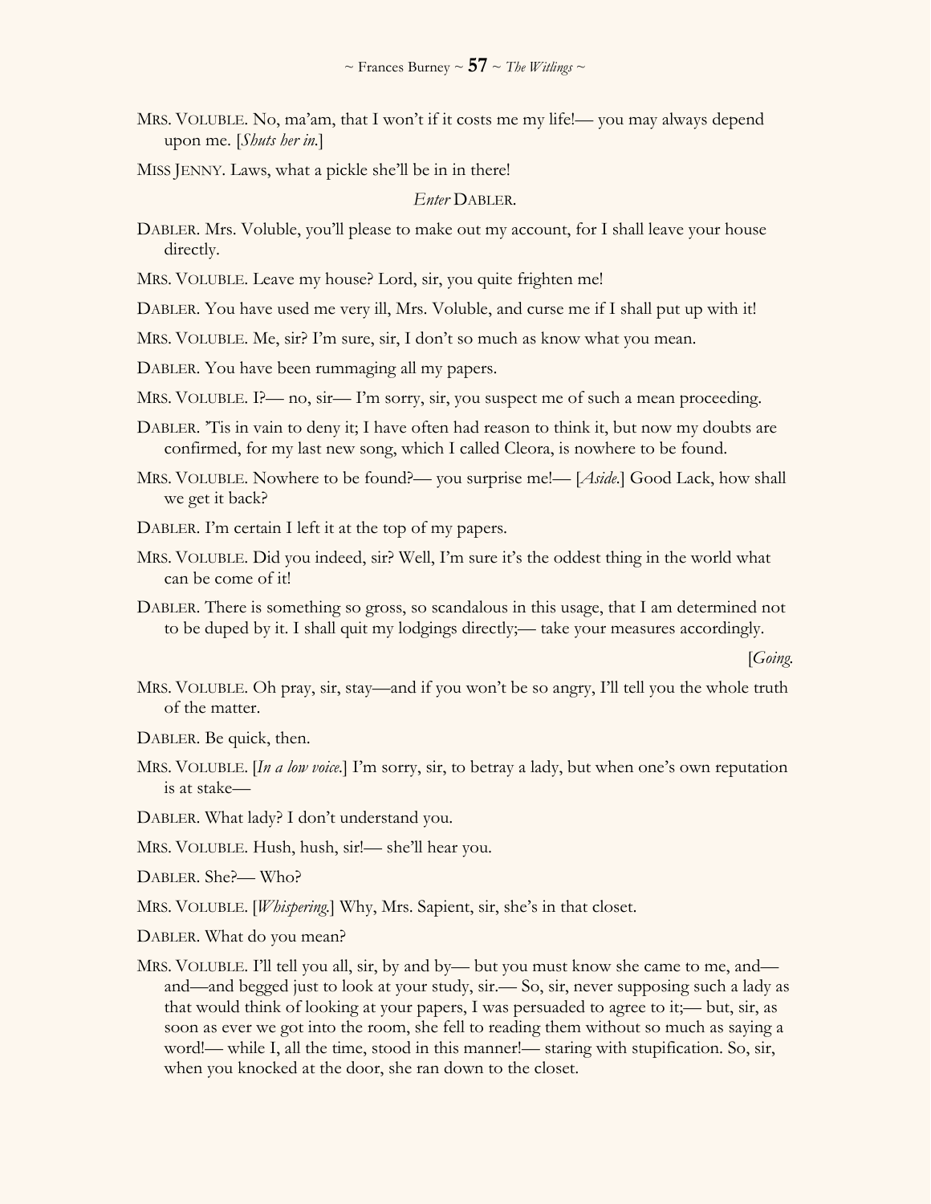MRS. VOLUBLE. No, ma'am, that I won't if it costs me my life!— you may always depend upon me. [*Shuts her in.*]

MISS JENNY. Laws, what a pickle she'll be in in there!

*Enter* DABLER.

DABLER. Mrs. Voluble, you'll please to make out my account, for I shall leave your house directly.

MRS. VOLUBLE. Leave my house? Lord, sir, you quite frighten me!

DABLER. You have used me very ill, Mrs. Voluble, and curse me if I shall put up with it!

MRS. VOLUBLE. Me, sir? I'm sure, sir, I don't so much as know what you mean.

DABLER. You have been rummaging all my papers.

MRS. VOLUBLE. I?— no, sir— I'm sorry, sir, you suspect me of such a mean proceeding.

DABLER. 'Tis in vain to deny it; I have often had reason to think it, but now my doubts are confirmed, for my last new song, which I called Cleora, is nowhere to be found.

MRS. VOLUBLE. Nowhere to be found?— you surprise me!— [*Aside.*] Good Lack, how shall we get it back?

DABLER. I'm certain I left it at the top of my papers.

MRS. VOLUBLE. Did you indeed, sir? Well, I'm sure it's the oddest thing in the world what can be come of it!

DABLER. There is something so gross, so scandalous in this usage, that I am determined not to be duped by it. I shall quit my lodgings directly;— take your measures accordingly.

[*Going.*

MRS. VOLUBLE. Oh pray, sir, stay—and if you won't be so angry, I'll tell you the whole truth of the matter.

DABLER. Be quick, then.

MRS. VOLUBLE. [*In a low voice.*] I'm sorry, sir, to betray a lady, but when one's own reputation is at stake—

DABLER. What lady? I don't understand you.

MRS. VOLUBLE. Hush, hush, sir!— she'll hear you.

DABLER. She?— Who?

MRS. VOLUBLE. [*Whispering.*] Why, Mrs. Sapient, sir, she's in that closet.

DABLER. What do you mean?

MRS. VOLUBLE. I'll tell you all, sir, by and by— but you must know she came to me, and—and—and begged just to look at your study, sir.— So, sir, never supposing such a lady as that would think of looking at your papers, I was persuaded to agree to it;— but, sir, as soon as ever we got into the room, she fell to reading them without so much as saying a word!— while I, all the time, stood in this manner!— staring with stupification. So, sir, when you knocked at the door, she ran down to the closet.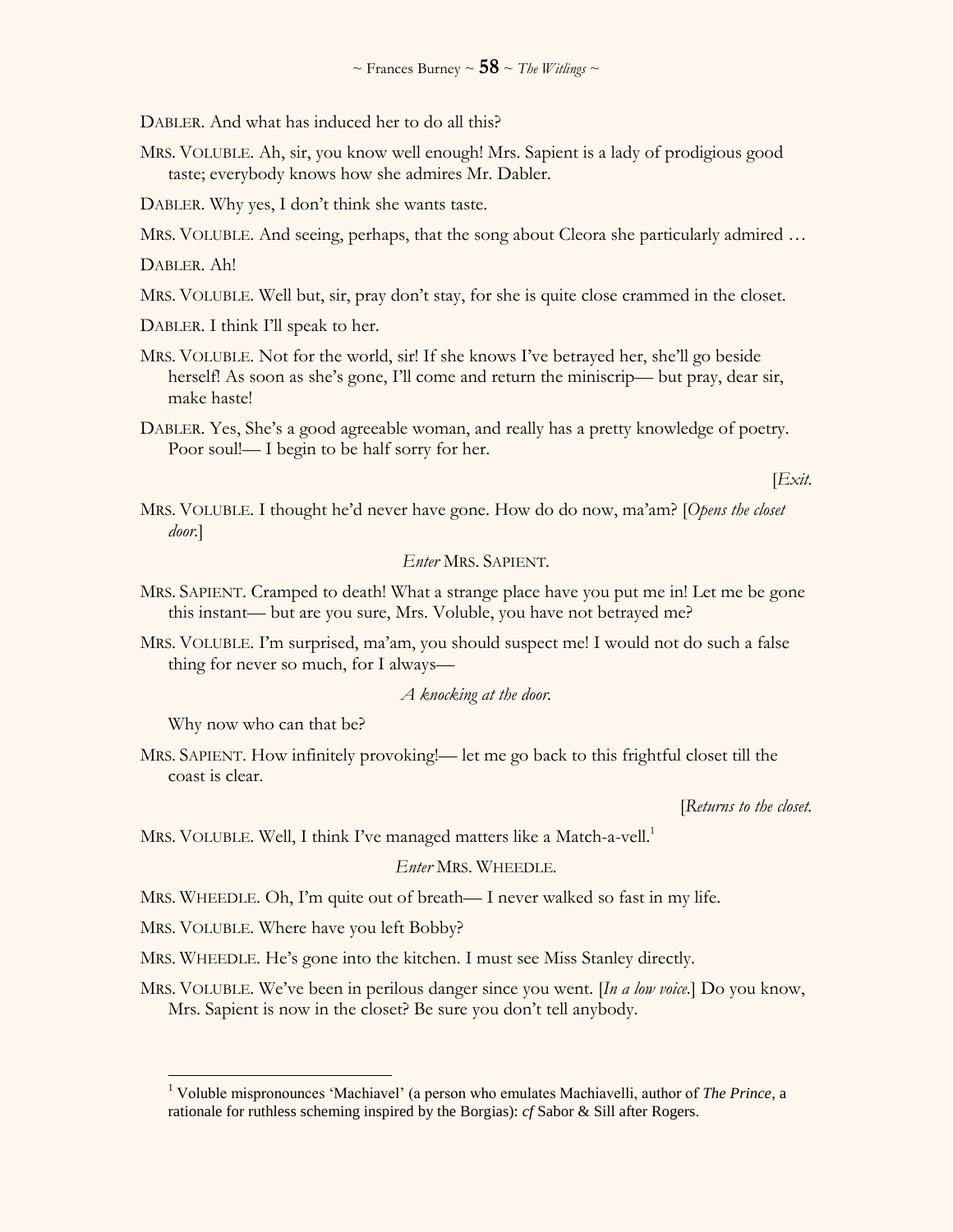DABLER. And what has induced her to do all this?

MRS. VOLUBLE. Ah, sir, you know well enough! Mrs. Sapient is a lady of prodigious good taste; everybody knows how she admires Mr. Dabler.

DABLER. Why yes, I don't think she wants taste.

MRS. VOLUBLE. And seeing, perhaps, that the song about Cleora she particularly admired …

DABLER. Ah!

MRS. VOLUBLE. Well but, sir, pray don't stay, for she is quite close crammed in the closet.

DABLER. I think I'll speak to her.

MRS. VOLUBLE. Not for the world, sir! If she knows I've betrayed her, she'll go beside herself! As soon as she's gone, I'll come and return the miniscrip— but pray, dear sir, make haste!

DABLER. Yes, She's a good agreeable woman, and really has a pretty knowledge of poetry. Poor soul!— I begin to be half sorry for her.

[*Exit.*

MRS. VOLUBLE. I thought he'd never have gone. How do do now, ma'am? [*Opens the closet door.*]

*Enter* MRS. SAPIENT.

MRS. SAPIENT. Cramped to death! What a strange place have you put me in! Let me be gone this instant— but are you sure, Mrs. Voluble, you have not betrayed me?

MRS. VOLUBLE. I'm surprised, ma'am, you should suspect me! I would not do such a false thing for never so much, for I always—

*A knocking at the door.*

Why now who can that be?

MRS. SAPIENT. How infinitely provoking!— let me go back to this frightful closet till the coast is clear.

[*Returns to the closet.*

MRS. VOLUBLE. Well, I think I've managed matters like a Match-a-vell.[1]

*Enter* MRS. WHEEDLE.

MRS. WHEEDLE. Oh, I'm quite out of breath— I never walked so fast in my life.

MRS. VOLUBLE. Where have you left Bobby?

MRS. WHEEDLE. He's gone into the kitchen. I must see Miss Stanley directly.

MRS. VOLUBLE. We've been in perilous danger since you went. [*In a low voice.*] Do you know, Mrs. Sapient is now in the closet? Be sure you don't tell anybody.

---

[1] Voluble mispronounces 'Machiavel' (a person who emulates Machiavelli, author of *The Prince*, a rationale for ruthless scheming inspired by the Borgias): *cf* Sabor & Sill after Rogers.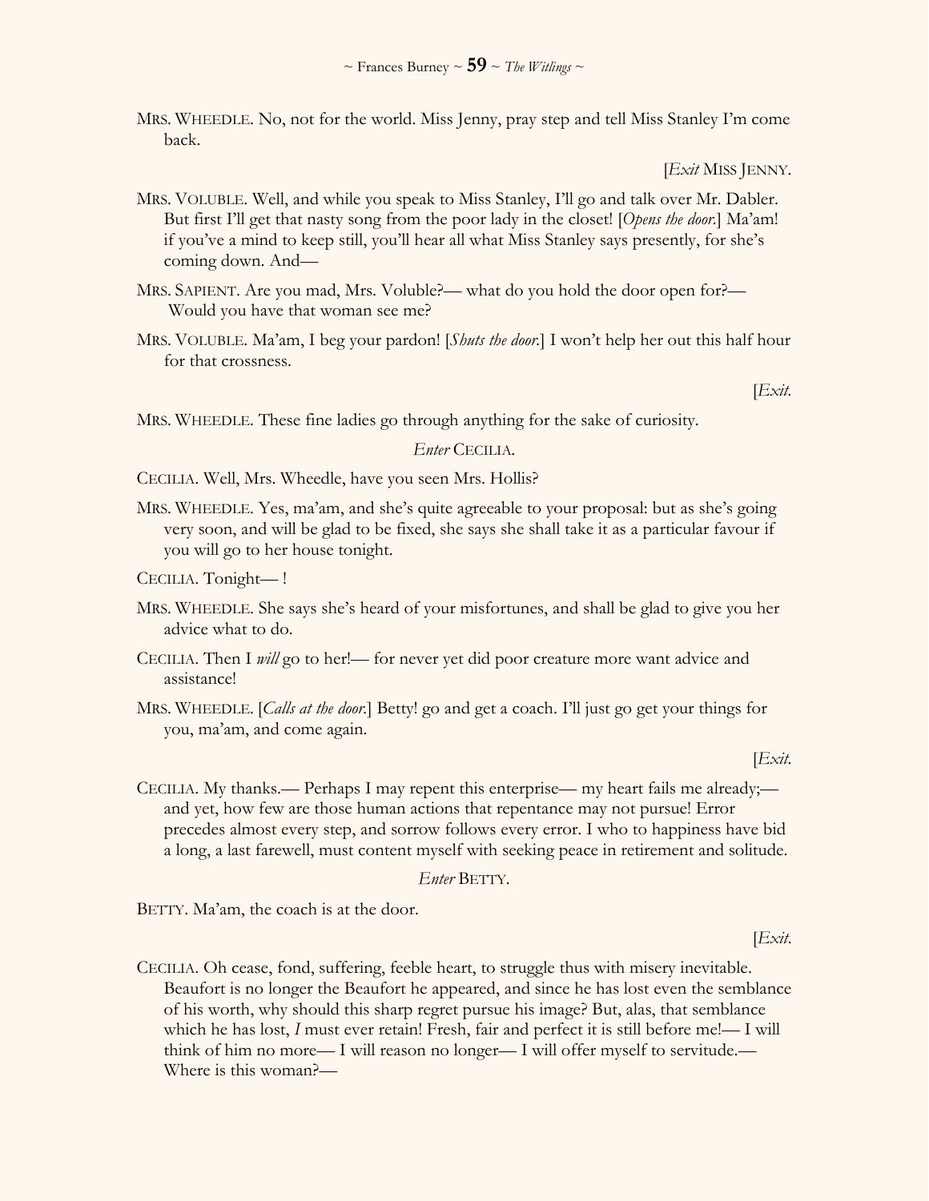MRS. WHEEDLE. No, not for the world. Miss Jenny, pray step and tell Miss Stanley I'm come back.

[*Exit* MISS JENNY.

MRS. VOLUBLE. Well, and while you speak to Miss Stanley, I'll go and talk over Mr. Dabler. But first I'll get that nasty song from the poor lady in the closet! [*Opens the door.*] Ma'am! if you've a mind to keep still, you'll hear all what Miss Stanley says presently, for she's coming down. And—

MRS. SAPIENT. Are you mad, Mrs. Voluble?— what do you hold the door open for?— Would you have that woman see me?

MRS. VOLUBLE. Ma'am, I beg your pardon! [*Shuts the door.*] I won't help her out this half hour for that crossness.

[*Exit.*

MRS. WHEEDLE. These fine ladies go through anything for the sake of curiosity.

*Enter* CECILIA.

CECILIA. Well, Mrs. Wheedle, have you seen Mrs. Hollis?

MRS. WHEEDLE. Yes, ma'am, and she's quite agreeable to your proposal: but as she's going very soon, and will be glad to be fixed, she says she shall take it as a particular favour if you will go to her house tonight.

CECILIA. Tonight— !

MRS. WHEEDLE. She says she's heard of your misfortunes, and shall be glad to give you her advice what to do.

CECILIA. Then I *will* go to her!— for never yet did poor creature more want advice and assistance!

MRS. WHEEDLE. [*Calls at the door.*] Betty! go and get a coach. I'll just go get your things for you, ma'am, and come again.

[*Exit.*

CECILIA. My thanks.— Perhaps I may repent this enterprise— my heart fails me already;— and yet, how few are those human actions that repentance may not pursue! Error precedes almost every step, and sorrow follows every error. I who to happiness have bid a long, a last farewell, must content myself with seeking peace in retirement and solitude.

*Enter* BETTY.

BETTY. Ma'am, the coach is at the door.

[*Exit.*

CECILIA. Oh cease, fond, suffering, feeble heart, to struggle thus with misery inevitable. Beaufort is no longer the Beaufort he appeared, and since he has lost even the semblance of his worth, why should this sharp regret pursue his image? But, alas, that semblance which he has lost, *I* must ever retain! Fresh, fair and perfect it is still before me!— I will think of him no more— I will reason no longer— I will offer myself to servitude.— Where is this woman?—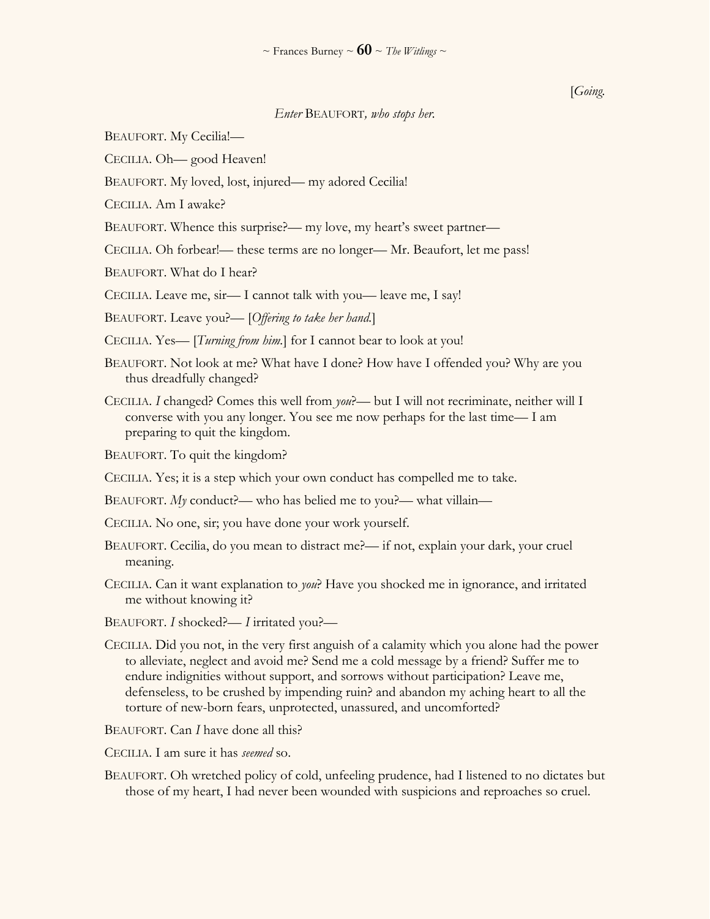[*Going.*

*Enter* BEAUFORT*, who stops her.*

BEAUFORT. My Cecilia!—

CECILIA. Oh— good Heaven!

BEAUFORT. My loved, lost, injured— my adored Cecilia!

CECILIA. Am I awake?

BEAUFORT. Whence this surprise?— my love, my heart's sweet partner—

CECILIA. Oh forbear!— these terms are no longer— Mr. Beaufort, let me pass!

BEAUFORT. What do I hear?

CECILIA. Leave me, sir— I cannot talk with you— leave me, I say!

BEAUFORT. Leave you?— [*Offering to take her hand.*]

CECILIA. Yes— [*Turning from him.*] for I cannot bear to look at you!

BEAUFORT. Not look at me? What have I done? How have I offended you? Why are you thus dreadfully changed?

CECILIA. *I* changed? Comes this well from *you*?— but I will not recriminate, neither will I converse with you any longer. You see me now perhaps for the last time— I am preparing to quit the kingdom.

BEAUFORT. To quit the kingdom?

CECILIA. Yes; it is a step which your own conduct has compelled me to take.

BEAUFORT. *My* conduct?— who has belied me to you?— what villain—

CECILIA. No one, sir; you have done your work yourself.

BEAUFORT. Cecilia, do you mean to distract me?— if not, explain your dark, your cruel meaning.

CECILIA. Can it want explanation to *you*? Have you shocked me in ignorance, and irritated me without knowing it?

BEAUFORT. *I* shocked?— *I* irritated you?—

CECILIA. Did you not, in the very first anguish of a calamity which you alone had the power to alleviate, neglect and avoid me? Send me a cold message by a friend? Suffer me to endure indignities without support, and sorrows without participation? Leave me, defenseless, to be crushed by impending ruin? and abandon my aching heart to all the torture of new-born fears, unprotected, unassured, and uncomforted?

BEAUFORT. Can *I* have done all this?

CECILIA. I am sure it has *seemed* so.

BEAUFORT. Oh wretched policy of cold, unfeeling prudence, had I listened to no dictates but those of my heart, I had never been wounded with suspicions and reproaches so cruel.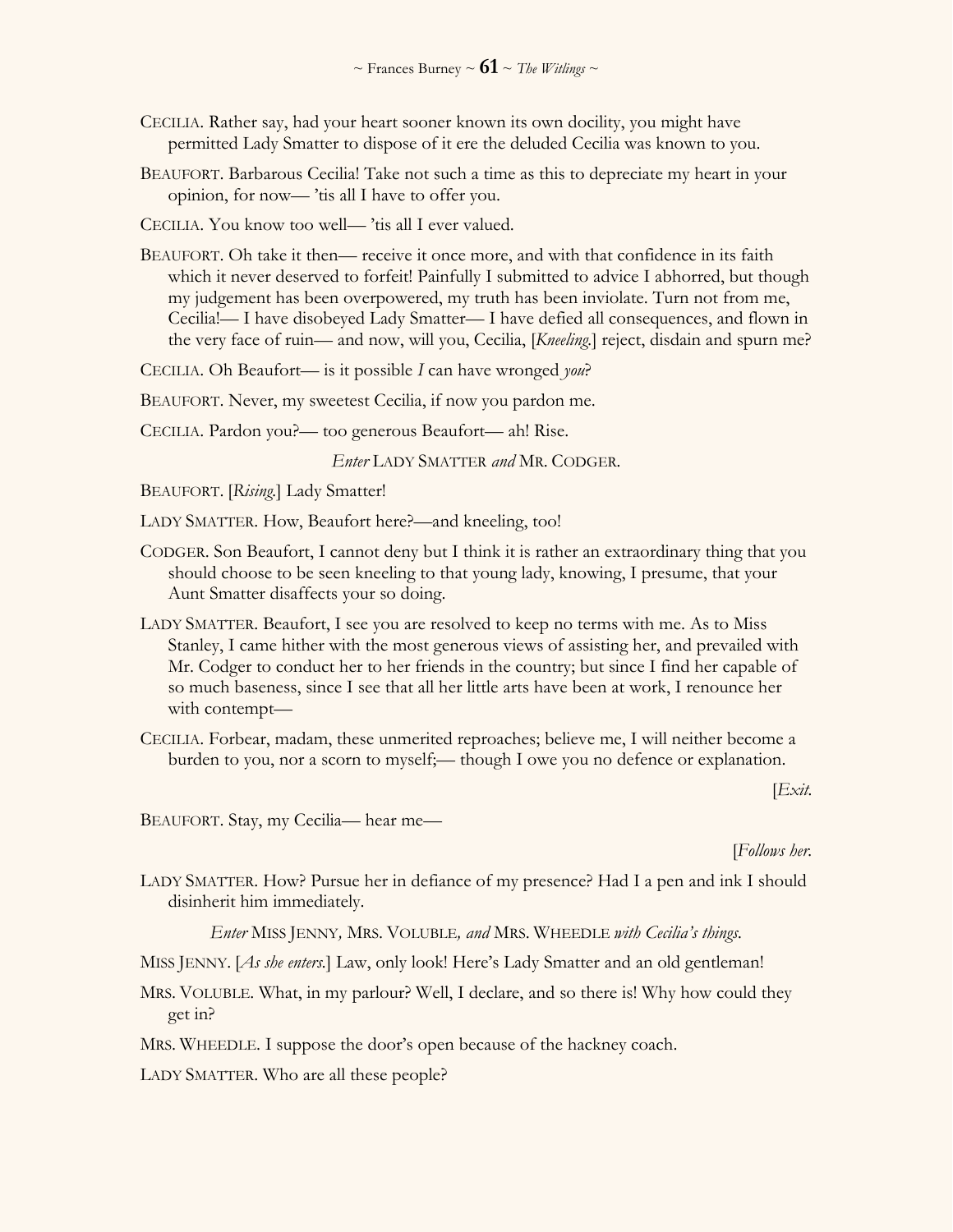CECILIA. Rather say, had your heart sooner known its own docility, you might have permitted Lady Smatter to dispose of it ere the deluded Cecilia was known to you.

BEAUFORT. Barbarous Cecilia! Take not such a time as this to depreciate my heart in your opinion, for now— 'tis all I have to offer you.

CECILIA. You know too well— 'tis all I ever valued.

BEAUFORT. Oh take it then— receive it once more, and with that confidence in its faith which it never deserved to forfeit! Painfully I submitted to advice I abhorred, but though my judgement has been overpowered, my truth has been inviolate. Turn not from me, Cecilia!— I have disobeyed Lady Smatter— I have defied all consequences, and flown in the very face of ruin— and now, will you, Cecilia, [*Kneeling.*] reject, disdain and spurn me?

CECILIA. Oh Beaufort— is it possible *I* can have wronged *you*?

BEAUFORT. Never, my sweetest Cecilia, if now you pardon me.

CECILIA. Pardon you?— too generous Beaufort— ah! Rise.

*Enter* LADY SMATTER *and* MR. CODGER.

BEAUFORT. [*Rising.*] Lady Smatter!

LADY SMATTER. How, Beaufort here?—and kneeling, too!

CODGER. Son Beaufort, I cannot deny but I think it is rather an extraordinary thing that you should choose to be seen kneeling to that young lady, knowing, I presume, that your Aunt Smatter disaffects your so doing.

LADY SMATTER. Beaufort, I see you are resolved to keep no terms with me. As to Miss Stanley, I came hither with the most generous views of assisting her, and prevailed with Mr. Codger to conduct her to her friends in the country; but since I find her capable of so much baseness, since I see that all her little arts have been at work, I renounce her with contempt—

CECILIA. Forbear, madam, these unmerited reproaches; believe me, I will neither become a burden to you, nor a scorn to myself;— though I owe you no defence or explanation.

[*Exit.*

BEAUFORT. Stay, my Cecilia— hear me—

[*Follows her.*

LADY SMATTER. How? Pursue her in defiance of my presence? Had I a pen and ink I should disinherit him immediately.

*Enter* MISS JENNY*,* MRS. VOLUBLE*, and* MRS. WHEEDLE *with Cecilia's things.*

MISS JENNY. [*As she enters.*] Law, only look! Here's Lady Smatter and an old gentleman!

MRS. VOLUBLE. What, in my parlour? Well, I declare, and so there is! Why how could they get in?

MRS. WHEEDLE. I suppose the door's open because of the hackney coach.

LADY SMATTER. Who are all these people?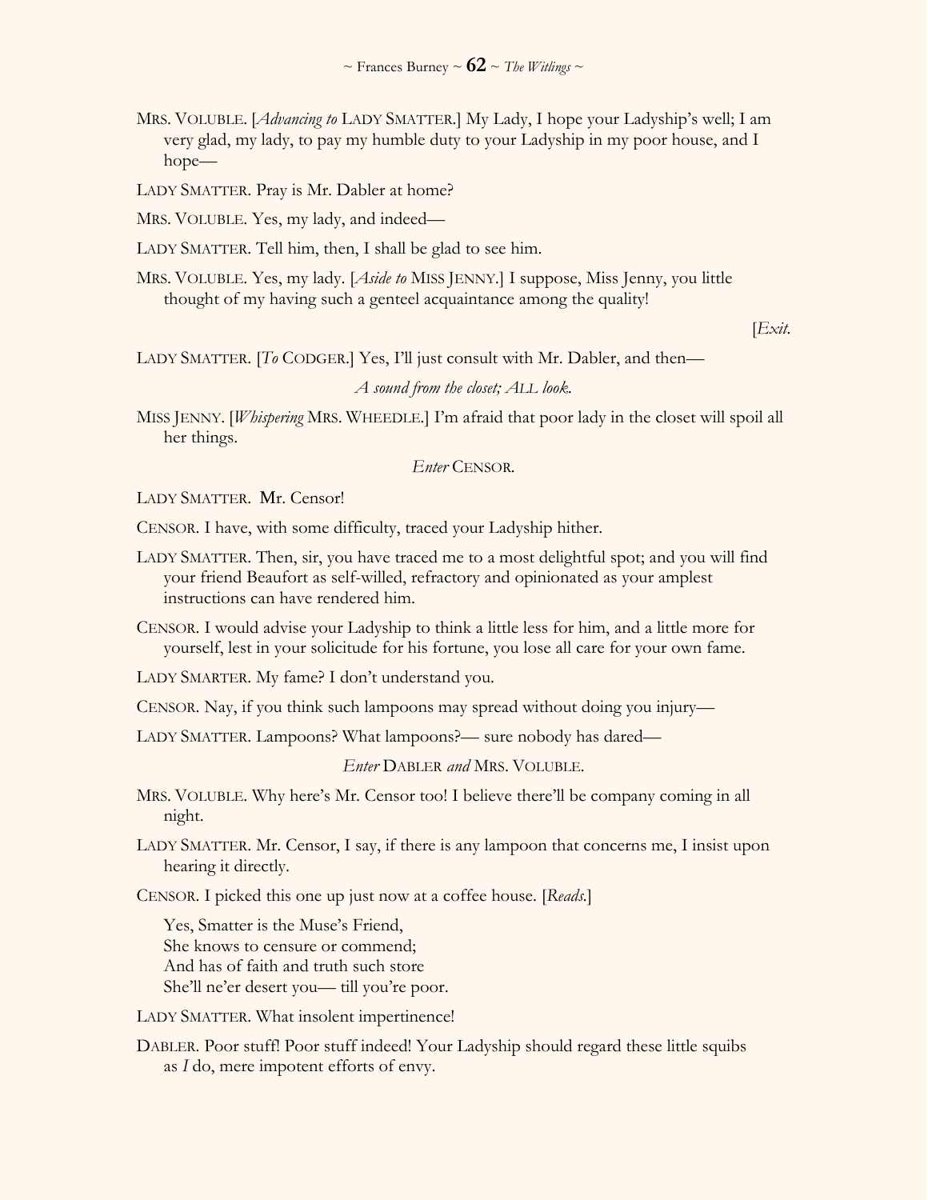MRS. VOLUBLE. [*Advancing to* LADY SMATTER.] My Lady, I hope your Ladyship's well; I am very glad, my lady, to pay my humble duty to your Ladyship in my poor house, and I hope—

LADY SMATTER. Pray is Mr. Dabler at home?

MRS. VOLUBLE. Yes, my lady, and indeed—

LADY SMATTER. Tell him, then, I shall be glad to see him.

MRS. VOLUBLE. Yes, my lady. [*Aside to* MISS JENNY.] I suppose, Miss Jenny, you little thought of my having such a genteel acquaintance among the quality!

[*Exit.*

LADY SMATTER. [*To* CODGER.] Yes, I'll just consult with Mr. Dabler, and then—

*A sound from the closet; ALL look.*

MISS JENNY. [*Whispering* MRS. WHEEDLE.] I'm afraid that poor lady in the closet will spoil all her things.

*Enter* CENSOR.

LADY SMATTER. Mr. Censor!

CENSOR. I have, with some difficulty, traced your Ladyship hither.

LADY SMATTER. Then, sir, you have traced me to a most delightful spot; and you will find your friend Beaufort as self-willed, refractory and opinionated as your amplest instructions can have rendered him.

CENSOR. I would advise your Ladyship to think a little less for him, and a little more for yourself, lest in your solicitude for his fortune, you lose all care for your own fame.

LADY SMARTER. My fame? I don't understand you.

CENSOR. Nay, if you think such lampoons may spread without doing you injury—

LADY SMATTER. Lampoons? What lampoons?— sure nobody has dared—

*Enter* DABLER *and* MRS. VOLUBLE.

MRS. VOLUBLE. Why here's Mr. Censor too! I believe there'll be company coming in all night.

LADY SMATTER. Mr. Censor, I say, if there is any lampoon that concerns me, I insist upon hearing it directly.

CENSOR. I picked this one up just now at a coffee house. [*Reads.*]

Yes, Smatter is the Muse's Friend,  
She knows to censure or commend;  
And has of faith and truth such store  
She'll ne'er desert you— till you're poor.

LADY SMATTER. What insolent impertinence!

DABLER. Poor stuff! Poor stuff indeed! Your Ladyship should regard these little squibs as *I* do, mere impotent efforts of envy.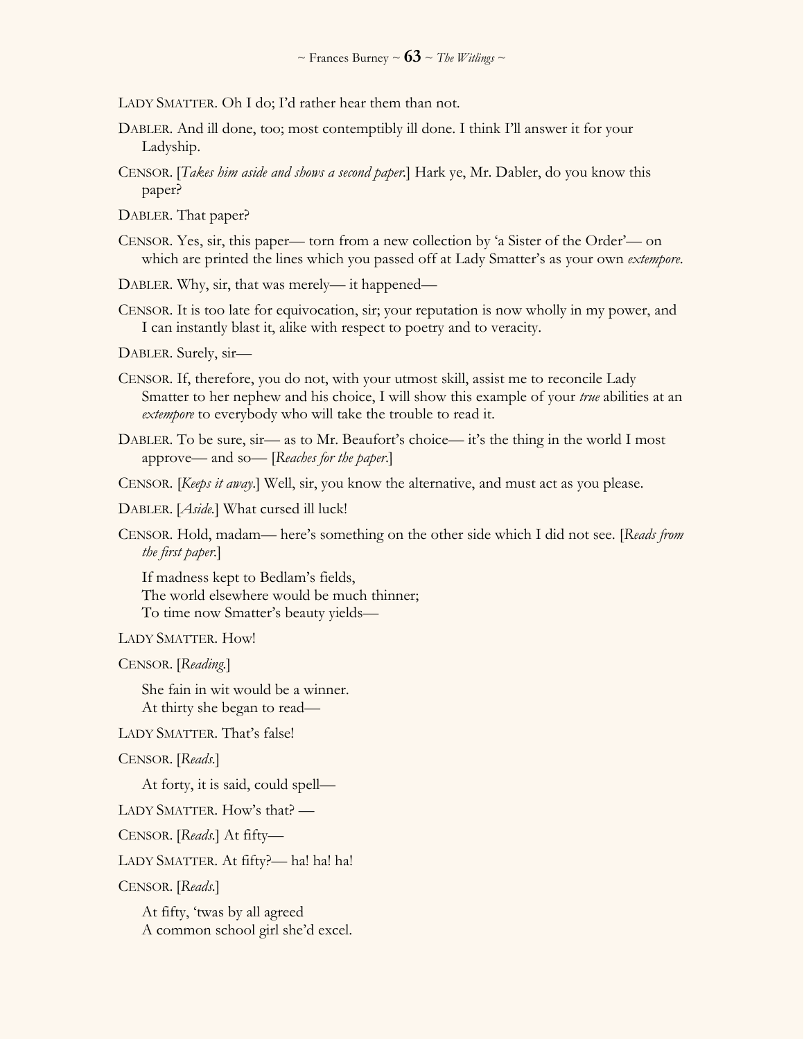LADY SMATTER. Oh I do; I'd rather hear them than not.

DABLER. And ill done, too; most contemptibly ill done. I think I'll answer it for your Ladyship.

CENSOR. [*Takes him aside and shows a second paper.*] Hark ye, Mr. Dabler, do you know this paper?

DABLER. That paper?

CENSOR. Yes, sir, this paper— torn from a new collection by 'a Sister of the Order'— on which are printed the lines which you passed off at Lady Smatter's as your own *extempore*.

DABLER. Why, sir, that was merely— it happened—

CENSOR. It is too late for equivocation, sir; your reputation is now wholly in my power, and I can instantly blast it, alike with respect to poetry and to veracity.

DABLER. Surely, sir—

CENSOR. If, therefore, you do not, with your utmost skill, assist me to reconcile Lady Smatter to her nephew and his choice, I will show this example of your *true* abilities at an *extempore* to everybody who will take the trouble to read it.

DABLER. To be sure, sir— as to Mr. Beaufort's choice— it's the thing in the world I most approve— and so— [*Reaches for the paper.*]

CENSOR. [*Keeps it away.*] Well, sir, you know the alternative, and must act as you please.

DABLER. [*Aside.*] What cursed ill luck!

CENSOR. Hold, madam— here's something on the other side which I did not see. [*Reads from the first paper.*]

> If madness kept to Bedlam's fields,
> The world elsewhere would be much thinner;
> To time now Smatter's beauty yields—

LADY SMATTER. How!

CENSOR. [*Reading.*]

> She fain in wit would be a winner.
> At thirty she began to read—

LADY SMATTER. That's false!

CENSOR. [*Reads.*]

> At forty, it is said, could spell—

LADY SMATTER. How's that? —

CENSOR. [*Reads.*] At fifty—

LADY SMATTER. At fifty?— ha! ha! ha!

CENSOR. [*Reads.*]

> At fifty, 'twas by all agreed
> A common school girl she'd excel.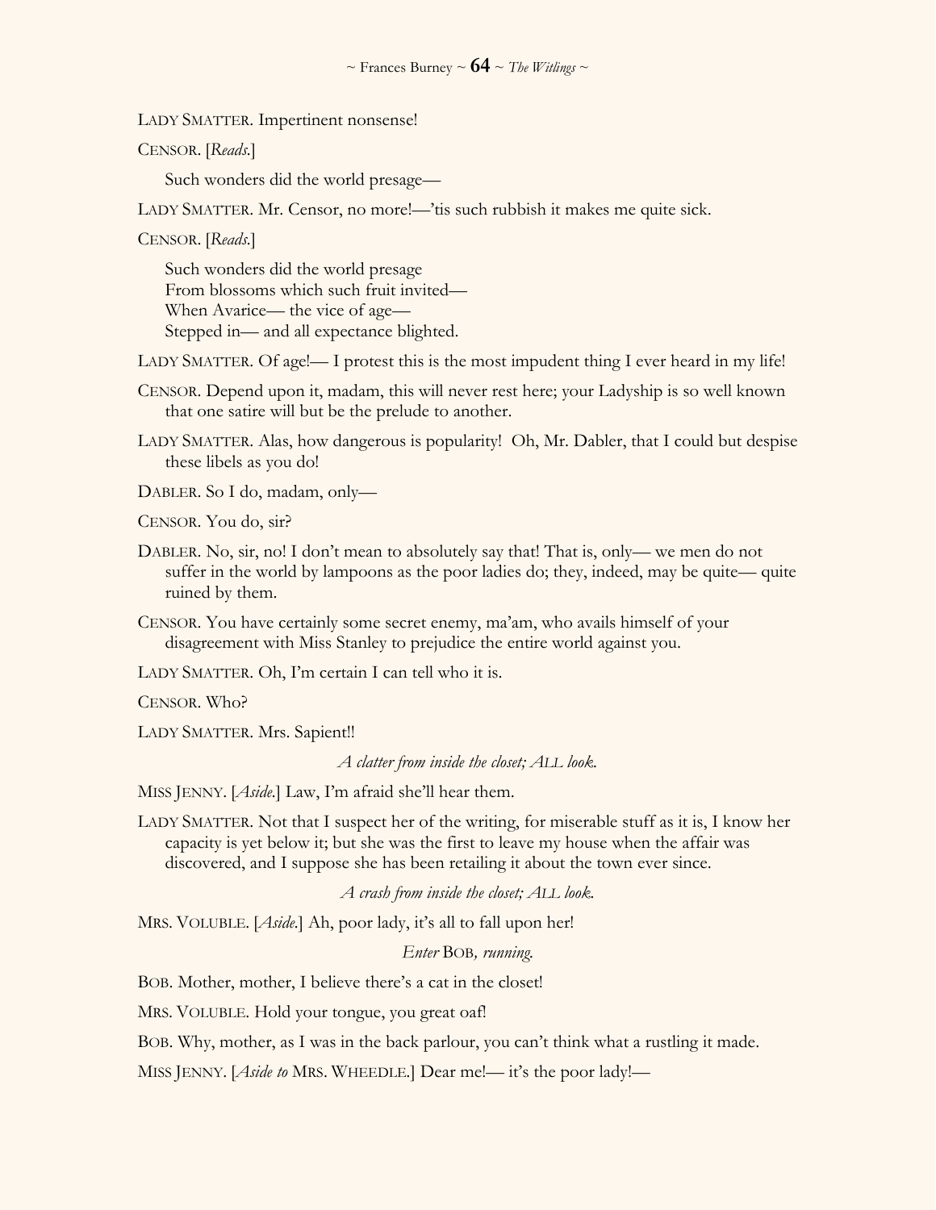LADY SMATTER. Impertinent nonsense!

CENSOR. [*Reads.*]

> Such wonders did the world presage—

LADY SMATTER. Mr. Censor, no more!—'tis such rubbish it makes me quite sick.

CENSOR. [*Reads.*]

> Such wonders did the world presage
> From blossoms which such fruit invited—
> When Avarice— the vice of age—
> Stepped in— and all expectance blighted.

LADY SMATTER. Of age!— I protest this is the most impudent thing I ever heard in my life!

CENSOR. Depend upon it, madam, this will never rest here; your Ladyship is so well known that one satire will but be the prelude to another.

LADY SMATTER. Alas, how dangerous is popularity! Oh, Mr. Dabler, that I could but despise these libels as you do!

DABLER. So I do, madam, only—

CENSOR. You do, sir?

DABLER. No, sir, no! I don't mean to absolutely say that! That is, only— we men do not suffer in the world by lampoons as the poor ladies do; they, indeed, may be quite— quite ruined by them.

CENSOR. You have certainly some secret enemy, ma'am, who avails himself of your disagreement with Miss Stanley to prejudice the entire world against you.

LADY SMATTER. Oh, I'm certain I can tell who it is.

CENSOR. Who?

LADY SMATTER. Mrs. Sapient!!

*A clatter from inside the closet; ALL look.*

MISS JENNY. [*Aside.*] Law, I'm afraid she'll hear them.

LADY SMATTER. Not that I suspect her of the writing, for miserable stuff as it is, I know her capacity is yet below it; but she was the first to leave my house when the affair was discovered, and I suppose she has been retailing it about the town ever since.

*A crash from inside the closet; ALL look.*

MRS. VOLUBLE. [*Aside.*] Ah, poor lady, it's all to fall upon her!

*Enter* BOB*, running.*

BOB. Mother, mother, I believe there's a cat in the closet!

MRS. VOLUBLE. Hold your tongue, you great oaf!

BOB. Why, mother, as I was in the back parlour, you can't think what a rustling it made.

MISS JENNY. [*Aside to* MRS. WHEEDLE.] Dear me!— it's the poor lady!—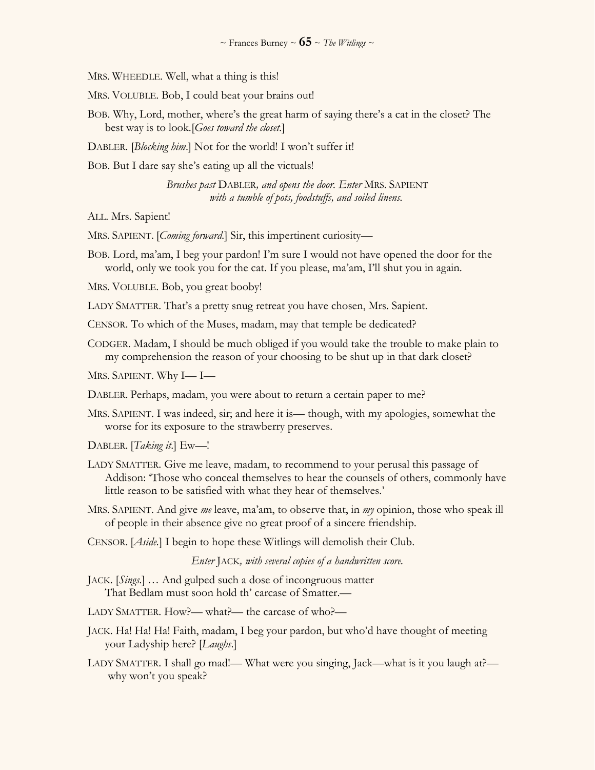MRS. WHEEDLE. Well, what a thing is this!

MRS. VOLUBLE. Bob, I could beat your brains out!

BOB. Why, Lord, mother, where's the great harm of saying there's a cat in the closet? The best way is to look.[*Goes toward the closet.*]

DABLER. [*Blocking him.*] Not for the world! I won't suffer it!

BOB. But I dare say she's eating up all the victuals!

*Brushes past* DABLER*, and opens the door. Enter* MRS. SAPIENT *with a tumble of pots, foodstuffs, and soiled linens.*

ALL. Mrs. Sapient!

MRS. SAPIENT. [*Coming forward.*] Sir, this impertinent curiosity—

BOB. Lord, ma'am, I beg your pardon! I'm sure I would not have opened the door for the world, only we took you for the cat. If you please, ma'am, I'll shut you in again.

MRS. VOLUBLE. Bob, you great booby!

LADY SMATTER. That's a pretty snug retreat you have chosen, Mrs. Sapient.

CENSOR. To which of the Muses, madam, may that temple be dedicated?

CODGER. Madam, I should be much obliged if you would take the trouble to make plain to my comprehension the reason of your choosing to be shut up in that dark closet?

MRS. SAPIENT. Why I— I—

DABLER. Perhaps, madam, you were about to return a certain paper to me?

MRS. SAPIENT. I was indeed, sir; and here it is— though, with my apologies, somewhat the worse for its exposure to the strawberry preserves.

DABLER. [*Taking it.*] Ew—!

LADY SMATTER. Give me leave, madam, to recommend to your perusal this passage of Addison: 'Those who conceal themselves to hear the counsels of others, commonly have little reason to be satisfied with what they hear of themselves.'

MRS. SAPIENT. And give *me* leave, ma'am, to observe that, in *my* opinion, those who speak ill of people in their absence give no great proof of a sincere friendship.

CENSOR. [*Aside.*] I begin to hope these Witlings will demolish their Club.

*Enter* JACK*, with several copies of a handwritten score.*

JACK. [*Sings.*] … And gulped such a dose of incongruous matter
That Bedlam must soon hold th' carcase of Smatter.—

LADY SMATTER. How?— what?— the carcase of who?—

JACK. Ha! Ha! Ha! Faith, madam, I beg your pardon, but who'd have thought of meeting your Ladyship here? [*Laughs.*]

LADY SMATTER. I shall go mad!— What were you singing, Jack—what is it you laugh at?— why won't you speak?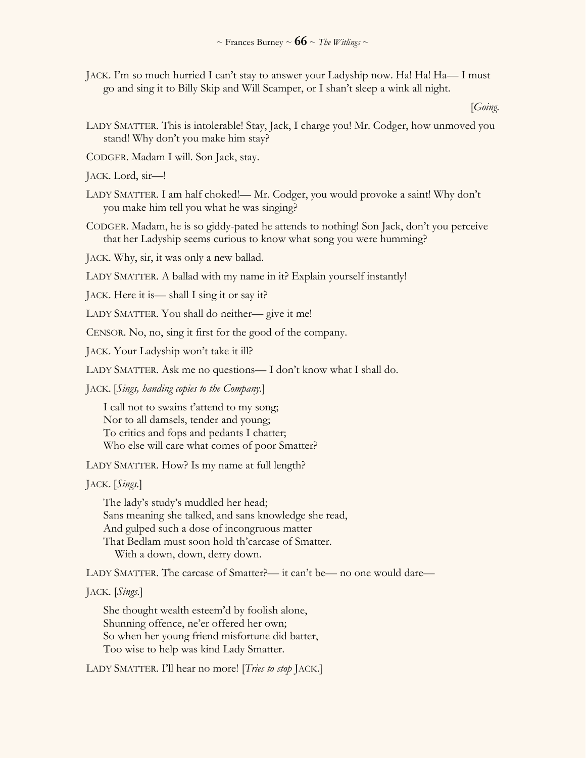JACK. I'm so much hurried I can't stay to answer your Ladyship now. Ha! Ha! Ha— I must go and sing it to Billy Skip and Will Scamper, or I shan't sleep a wink all night.

[*Going.*

LADY SMATTER. This is intolerable! Stay, Jack, I charge you! Mr. Codger, how unmoved you stand! Why don't you make him stay?

CODGER. Madam I will. Son Jack, stay.

JACK. Lord, sir—!

LADY SMATTER. I am half choked!— Mr. Codger, you would provoke a saint! Why don't you make him tell you what he was singing?

CODGER. Madam, he is so giddy-pated he attends to nothing! Son Jack, don't you perceive that her Ladyship seems curious to know what song you were humming?

JACK. Why, sir, it was only a new ballad.

LADY SMATTER. A ballad with my name in it? Explain yourself instantly!

JACK. Here it is— shall I sing it or say it?

LADY SMATTER. You shall do neither— give it me!

CENSOR. No, no, sing it first for the good of the company.

JACK. Your Ladyship won't take it ill?

LADY SMATTER. Ask me no questions— I don't know what I shall do.

JACK. [*Sings, handing copies to the Company.*]

> I call not to swains t'attend to my song;
> Nor to all damsels, tender and young;
> To critics and fops and pedants I chatter;
> Who else will care what comes of poor Smatter?

LADY SMATTER. How? Is my name at full length?

JACK. [*Sings.*]

> The lady's study's muddled her head;
> Sans meaning she talked, and sans knowledge she read,
> And gulped such a dose of incongruous matter
> That Bedlam must soon hold th'carcase of Smatter.
> With a down, down, derry down.

LADY SMATTER. The carcase of Smatter?— it can't be— no one would dare—

JACK. [*Sings.*]

> She thought wealth esteem'd by foolish alone,
> Shunning offence, ne'er offered her own;
> So when her young friend misfortune did batter,
> Too wise to help was kind Lady Smatter.

LADY SMATTER. I'll hear no more! [*Tries to stop* JACK.]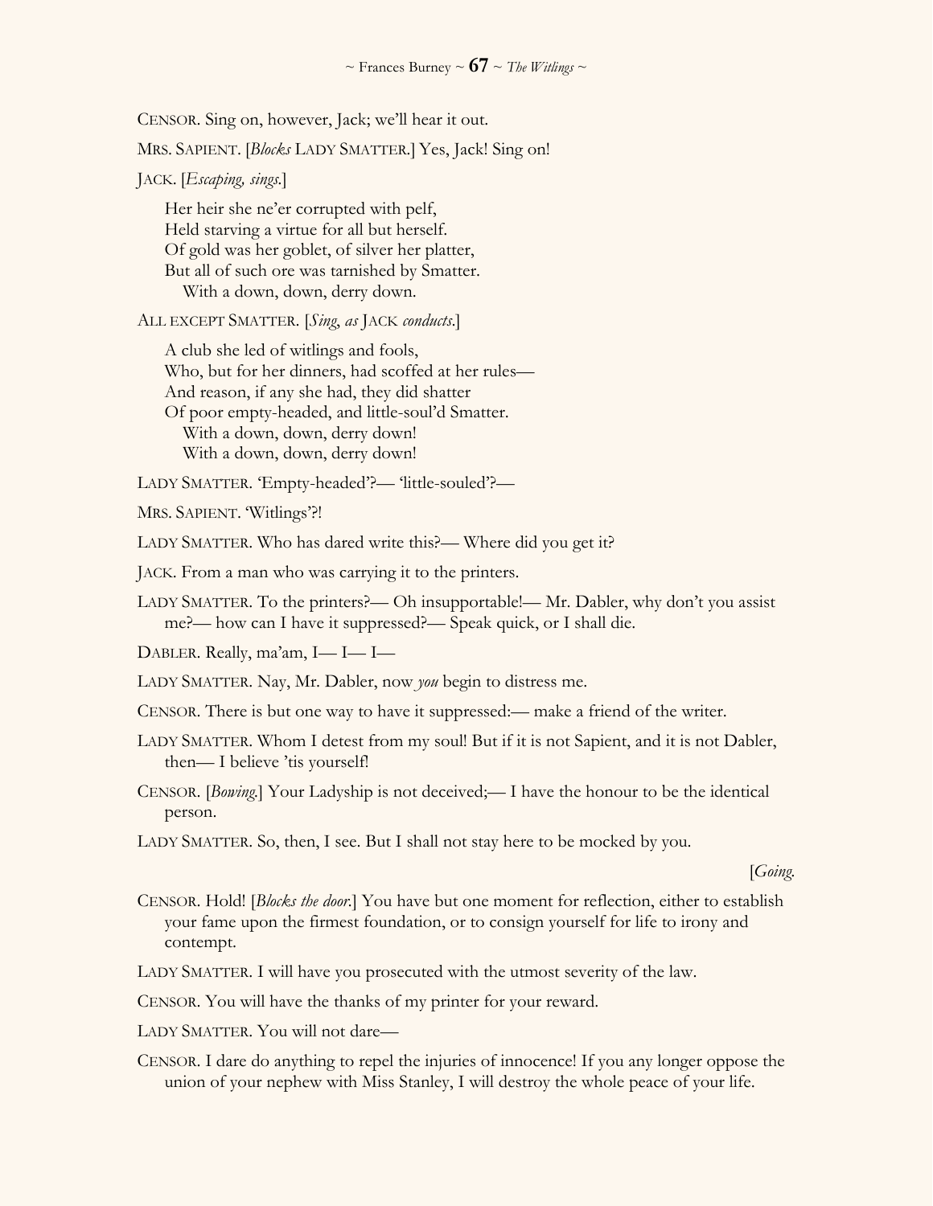CENSOR. Sing on, however, Jack; we'll hear it out.

MRS. SAPIENT. [*Blocks* LADY SMATTER.] Yes, Jack! Sing on!

JACK. [*Escaping, sings.*]

> Her heir she ne'er corrupted with pelf,
> Held starving a virtue for all but herself.
> Of gold was her goblet, of silver her platter,
> But all of such ore was tarnished by Smatter.
> With a down, down, derry down.

ALL EXCEPT SMATTER. [*Sing, as* JACK *conducts.*]

> A club she led of witlings and fools,
> Who, but for her dinners, had scoffed at her rules—
> And reason, if any she had, they did shatter
> Of poor empty-headed, and little-soul'd Smatter.
> With a down, down, derry down!
> With a down, down, derry down!

LADY SMATTER. 'Empty-headed'?— 'little-souled'?—

MRS. SAPIENT. 'Witlings'?!

LADY SMATTER. Who has dared write this?— Where did you get it?

JACK. From a man who was carrying it to the printers.

LADY SMATTER. To the printers?— Oh insupportable!— Mr. Dabler, why don't you assist me?— how can I have it suppressed?— Speak quick, or I shall die.

DABLER. Really, ma'am, I— I— I—

LADY SMATTER. Nay, Mr. Dabler, now *you* begin to distress me.

CENSOR. There is but one way to have it suppressed:— make a friend of the writer.

LADY SMATTER. Whom I detest from my soul! But if it is not Sapient, and it is not Dabler, then— I believe 'tis yourself!

CENSOR. [*Bowing.*] Your Ladyship is not deceived;— I have the honour to be the identical person.

LADY SMATTER. So, then, I see. But I shall not stay here to be mocked by you.

[*Going.*

CENSOR. Hold! [*Blocks the door.*] You have but one moment for reflection, either to establish your fame upon the firmest foundation, or to consign yourself for life to irony and contempt.

LADY SMATTER. I will have you prosecuted with the utmost severity of the law.

CENSOR. You will have the thanks of my printer for your reward.

LADY SMATTER. You will not dare—

CENSOR. I dare do anything to repel the injuries of innocence! If you any longer oppose the union of your nephew with Miss Stanley, I will destroy the whole peace of your life.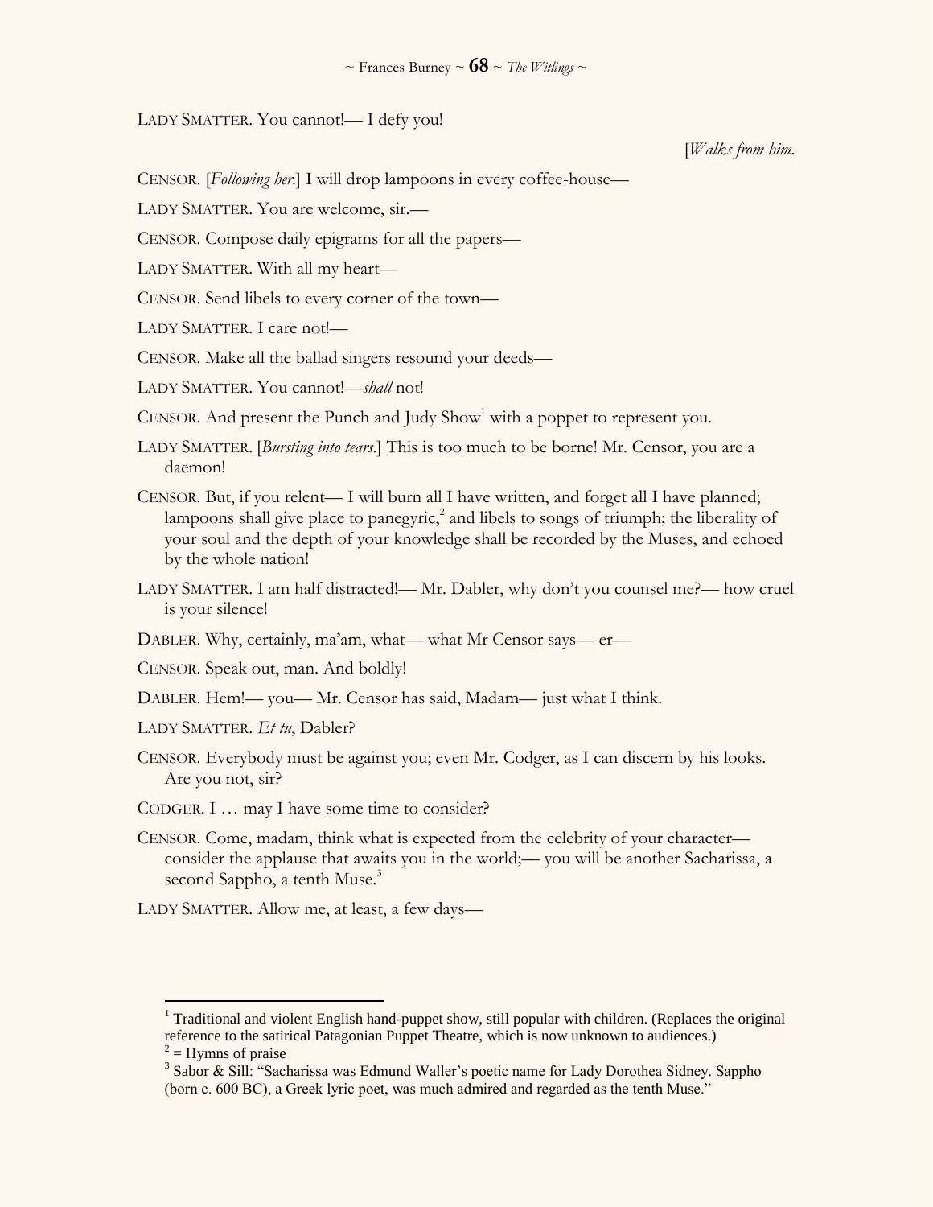LADY SMATTER. You cannot!— I defy you!

[*Walks from him.*

CENSOR. [*Following her.*] I will drop lampoons in every coffee-house—

LADY SMATTER. You are welcome, sir.—

CENSOR. Compose daily epigrams for all the papers—

LADY SMATTER. With all my heart—

CENSOR. Send libels to every corner of the town—

LADY SMATTER. I care not!—

CENSOR. Make all the ballad singers resound your deeds—

LADY SMATTER. You cannot!—*shall* not!

CENSOR. And present the Punch and Judy Show[1] with a poppet to represent you.

LADY SMATTER. [*Bursting into tears.*] This is too much to be borne! Mr. Censor, you are a daemon!

CENSOR. But, if you relent— I will burn all I have written, and forget all I have planned; lampoons shall give place to panegyric,[2] and libels to songs of triumph; the liberality of your soul and the depth of your knowledge shall be recorded by the Muses, and echoed by the whole nation!

LADY SMATTER. I am half distracted!— Mr. Dabler, why don't you counsel me?— how cruel is your silence!

DABLER. Why, certainly, ma'am, what— what Mr Censor says— er—

CENSOR. Speak out, man. And boldly!

DABLER. Hem!— you— Mr. Censor has said, Madam— just what I think.

LADY SMATTER. *Et tu*, Dabler?

CENSOR. Everybody must be against you; even Mr. Codger, as I can discern by his looks. Are you not, sir?

CODGER. I … may I have some time to consider?

CENSOR. Come, madam, think what is expected from the celebrity of your character— consider the applause that awaits you in the world;— you will be another Sacharissa, a second Sappho, a tenth Muse.[3]

LADY SMATTER. Allow me, at least, a few days—

---

[1] Traditional and violent English hand-puppet show, still popular with children. (Replaces the original reference to the satirical Patagonian Puppet Theatre, which is now unknown to audiences.)

[2] = Hymns of praise

[3] Sabor & Sill: "Sacharissa was Edmund Waller's poetic name for Lady Dorothea Sidney. Sappho (born c. 600 BC), a Greek lyric poet, was much admired and regarded as the tenth Muse."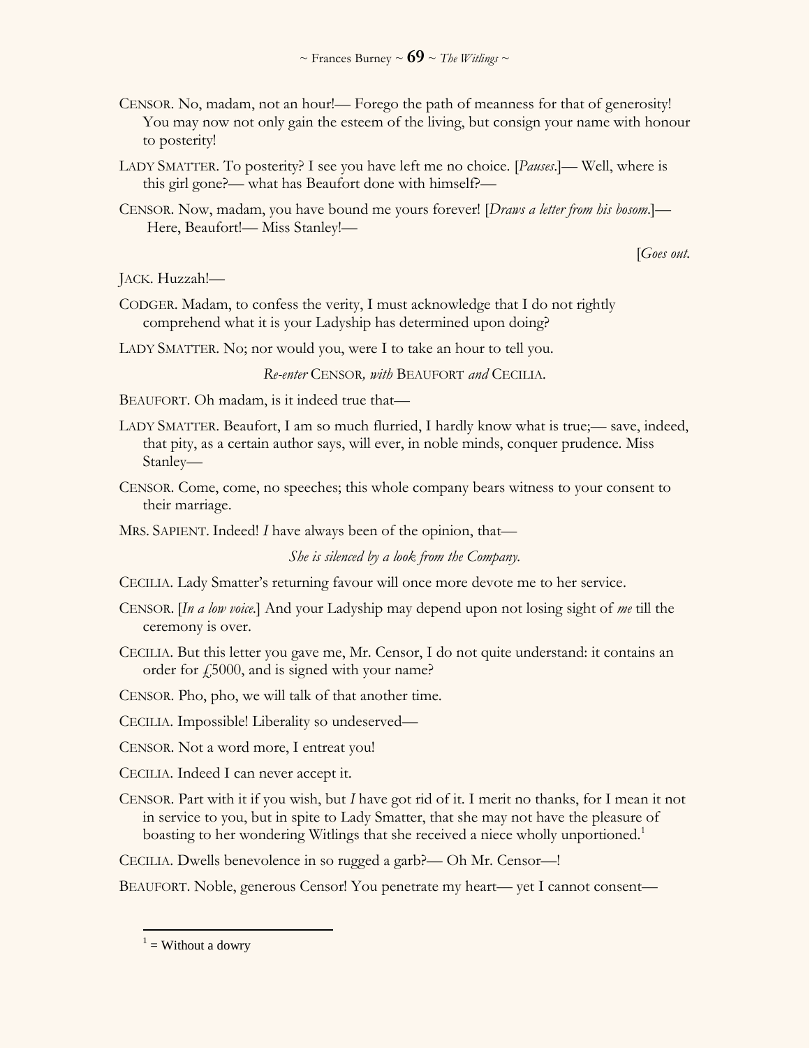CENSOR. No, madam, not an hour!— Forego the path of meanness for that of generosity! You may now not only gain the esteem of the living, but consign your name with honour to posterity!

LADY SMATTER. To posterity? I see you have left me no choice. [*Pauses*.]— Well, where is this girl gone?— what has Beaufort done with himself?—

CENSOR. Now, madam, you have bound me yours forever! [*Draws a letter from his bosom*.]— Here, Beaufort!— Miss Stanley!—

[*Goes out*.

JACK. Huzzah!—

CODGER. Madam, to confess the verity, I must acknowledge that I do not rightly comprehend what it is your Ladyship has determined upon doing?

LADY SMATTER. No; nor would you, were I to take an hour to tell you.

*Re-enter* CENSOR*, with* BEAUFORT *and* CECILIA.

BEAUFORT. Oh madam, is it indeed true that—

LADY SMATTER. Beaufort, I am so much flurried, I hardly know what is true;— save, indeed, that pity, as a certain author says, will ever, in noble minds, conquer prudence. Miss Stanley—

CENSOR. Come, come, no speeches; this whole company bears witness to your consent to their marriage.

MRS. SAPIENT. Indeed! *I* have always been of the opinion, that—

*She is silenced by a look from the Company.*

CECILIA. Lady Smatter's returning favour will once more devote me to her service.

CENSOR. [*In a low voice*.] And your Ladyship may depend upon not losing sight of *me* till the ceremony is over.

CECILIA. But this letter you gave me, Mr. Censor, I do not quite understand: it contains an order for £5000, and is signed with your name?

CENSOR. Pho, pho, we will talk of that another time.

CECILIA. Impossible! Liberality so undeserved—

CENSOR. Not a word more, I entreat you!

CECILIA. Indeed I can never accept it.

CENSOR. Part with it if you wish, but *I* have got rid of it. I merit no thanks, for I mean it not in service to you, but in spite to Lady Smatter, that she may not have the pleasure of boasting to her wondering Witlings that she received a niece wholly unportioned.[1]

CECILIA. Dwells benevolence in so rugged a garb?— Oh Mr. Censor—!

BEAUFORT. Noble, generous Censor! You penetrate my heart— yet I cannot consent—

---

[1] = Without a dowry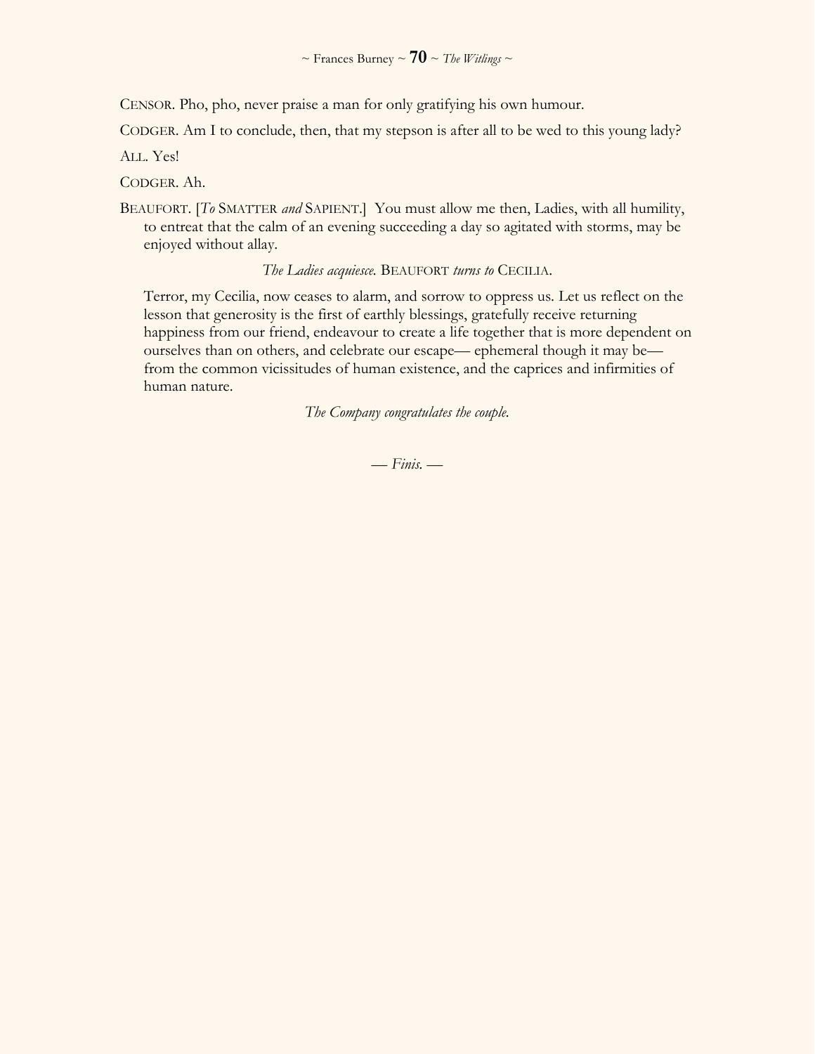CENSOR. Pho, pho, never praise a man for only gratifying his own humour.

CODGER. Am I to conclude, then, that my stepson is after all to be wed to this young lady?

ALL. Yes!

CODGER. Ah.

BEAUFORT. [*To* SMATTER *and* SAPIENT.] You must allow me then, Ladies, with all humility, to entreat that the calm of an evening succeeding a day so agitated with storms, may be enjoyed without allay.

*The Ladies acquiesce.* BEAUFORT *turns to* CECILIA.

Terror, my Cecilia, now ceases to alarm, and sorrow to oppress us. Let us reflect on the lesson that generosity is the first of earthly blessings, gratefully receive returning happiness from our friend, endeavour to create a life together that is more dependent on ourselves than on others, and celebrate our escape— ephemeral though it may be— from the common vicissitudes of human existence, and the caprices and infirmities of human nature.

*The Company congratulates the couple.*

*— Finis. —*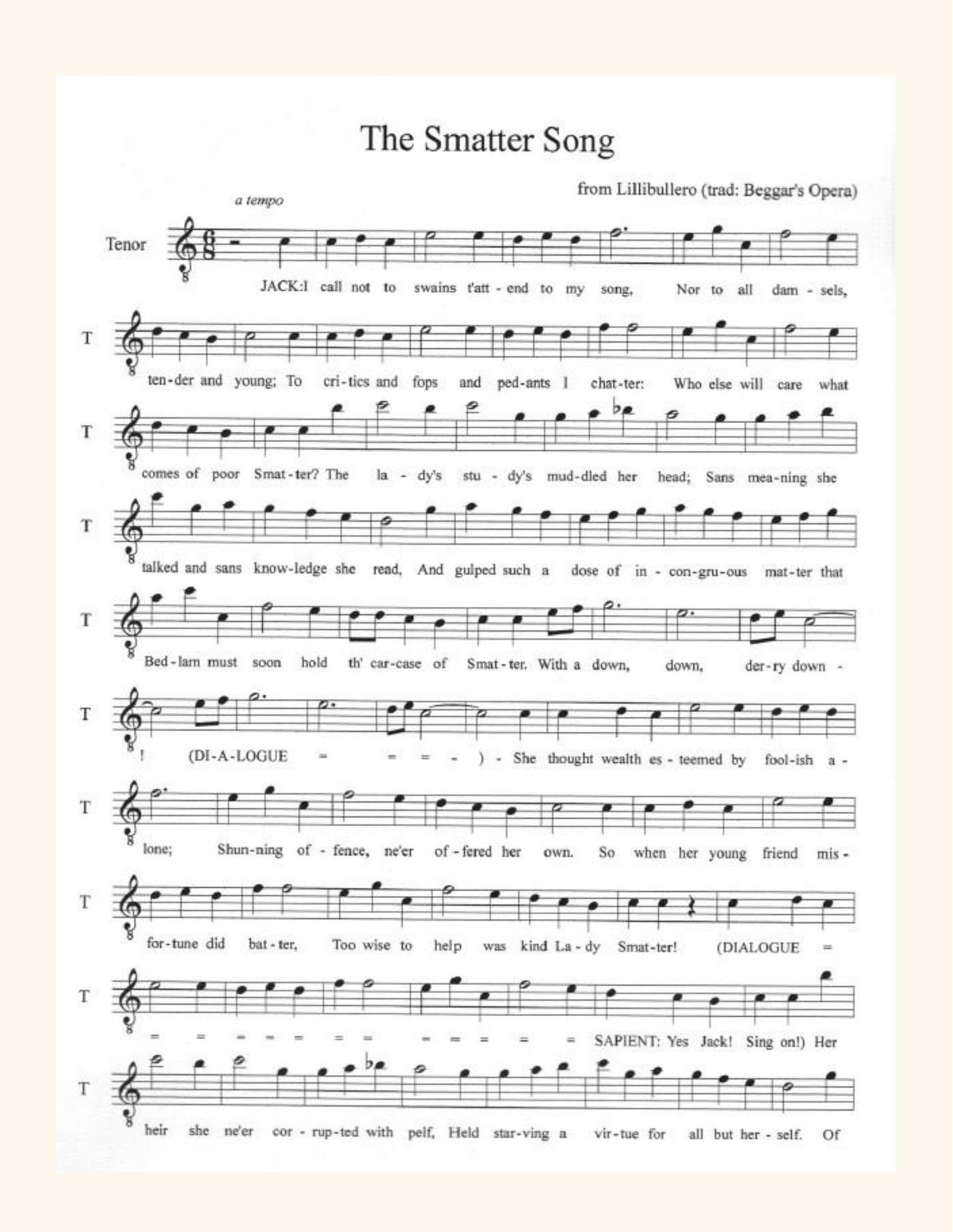# The Smatter Song

from Lillibullero (trad: Beggar's Opera)

*a tempo*

Tenor

JACK: I call not to swains t'att - end to my song, Nor to all dam - sels, ten-der and young; To cri-tics and fops and ped-ants I chat-ter: Who else will care what comes of poor Smat-ter? The la - dy's stu - dy's mud-dled her head; Sans mea-ning she talked and sans know-ledge she read, And gulped such a dose of in - con-gru-ous mat-ter that Bed-lam must soon hold th' car-case of Smat-ter. With a down, down, der-ry down - ! (DI-A-LOGUE = = = - ) - She thought wealth es - teemed by fool-ish a - lone; Shun-ning of - fence, ne'er of-fered her own. So when her young friend mis - for-tune did bat-ter, Too wise to help was kind La - dy Smat-ter! (DIALOGUE = = = = = = = = = = = = = SAPIENT: Yes Jack! Sing on!) Her heir she ne'er cor - rup-ted with pelf, Held star-ving a vir-tue for all but her - self. Of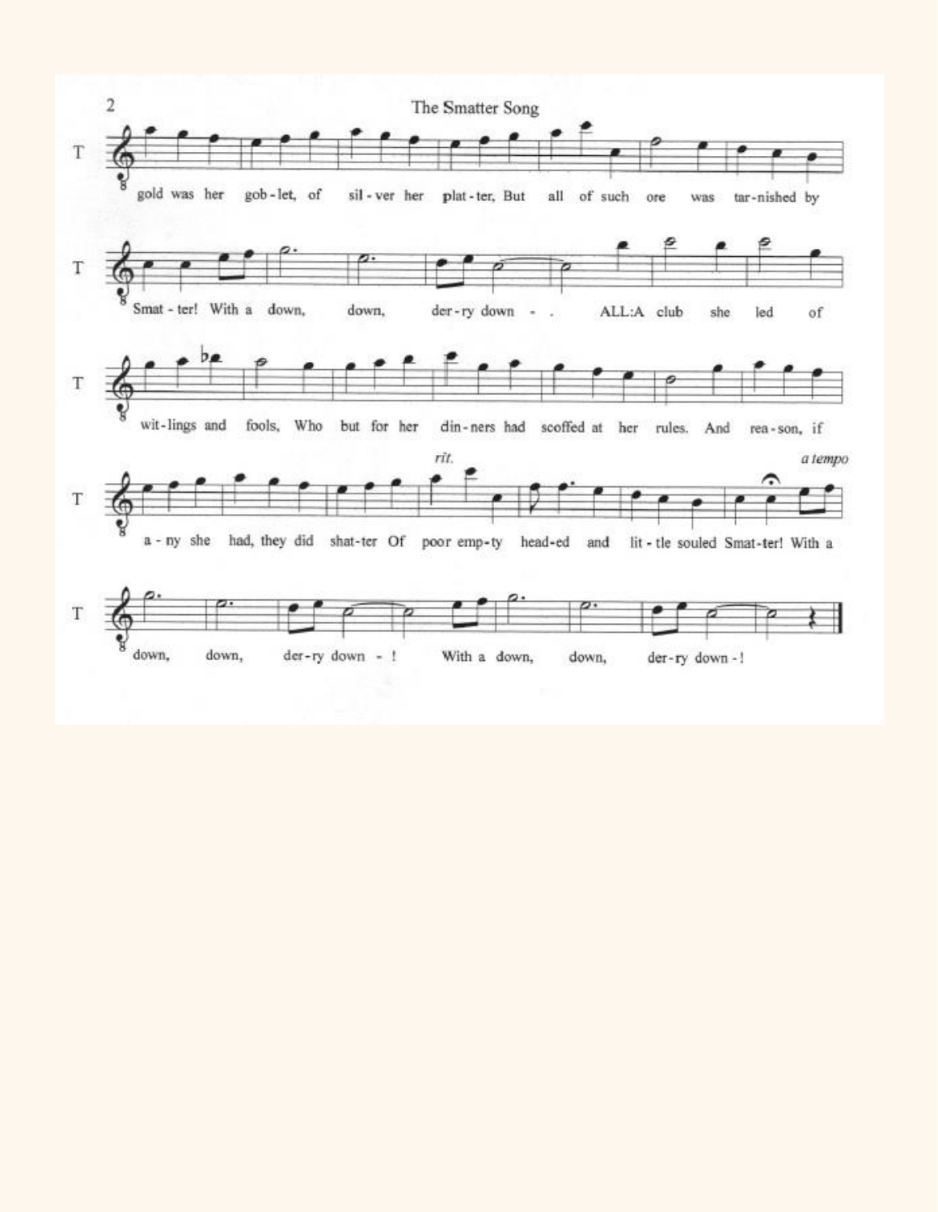gold was her gob-let, of sil-ver her plat-ter, But all of such ore was tar-nished by

Smat-ter! With a down, down, der-ry down - . ALL: A club she led of

wit-lings and fools, Who but for her din-ners had scoffed at her rules. And rea-son, if

a-ny she had, they did shat-ter Of poor emp-ty head-ed and lit-tle souled Smat-ter! With a

*rit.* *a tempo*

down, down, der-ry down - ! With a down, down, der-ry down - !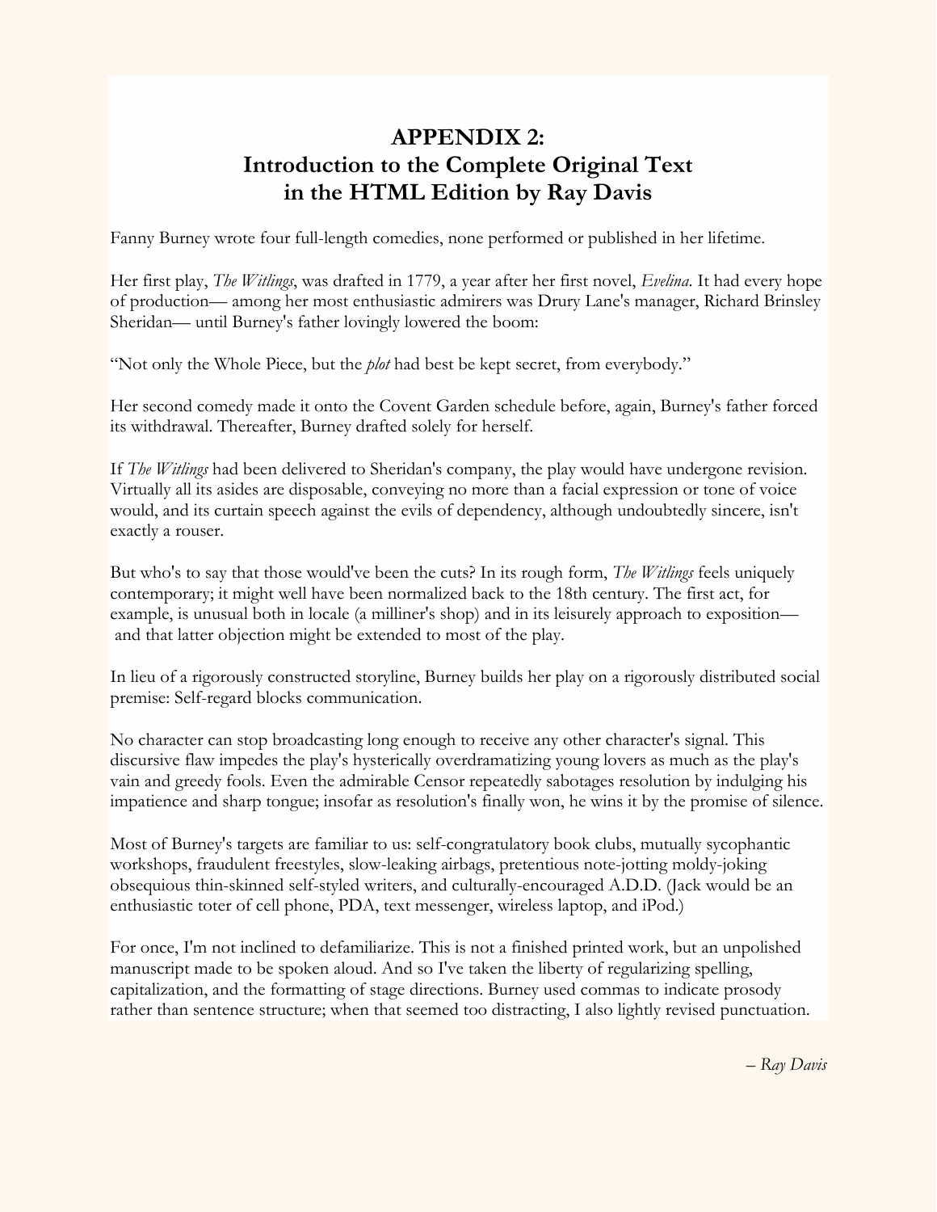# APPENDIX 2: Introduction to the Complete Original Text in the HTML Edition by Ray Davis

Fanny Burney wrote four full-length comedies, none performed or published in her lifetime.

Her first play, *The Witlings*, was drafted in 1779, a year after her first novel, *Evelina*. It had every hope of production— among her most enthusiastic admirers was Drury Lane's manager, Richard Brinsley Sheridan— until Burney's father lovingly lowered the boom:

"Not only the Whole Piece, but the *plot* had best be kept secret, from everybody."

Her second comedy made it onto the Covent Garden schedule before, again, Burney's father forced its withdrawal. Thereafter, Burney drafted solely for herself.

If *The Witlings* had been delivered to Sheridan's company, the play would have undergone revision. Virtually all its asides are disposable, conveying no more than a facial expression or tone of voice would, and its curtain speech against the evils of dependency, although undoubtedly sincere, isn't exactly a rouser.

But who's to say that those would've been the cuts? In its rough form, *The Witlings* feels uniquely contemporary; it might well have been normalized back to the 18th century. The first act, for example, is unusual both in locale (a milliner's shop) and in its leisurely approach to exposition— and that latter objection might be extended to most of the play.

In lieu of a rigorously constructed storyline, Burney builds her play on a rigorously distributed social premise: Self-regard blocks communication.

No character can stop broadcasting long enough to receive any other character's signal. This discursive flaw impedes the play's hysterically overdramatizing young lovers as much as the play's vain and greedy fools. Even the admirable Censor repeatedly sabotages resolution by indulging his impatience and sharp tongue; insofar as resolution's finally won, he wins it by the promise of silence.

Most of Burney's targets are familiar to us: self-congratulatory book clubs, mutually sycophantic workshops, fraudulent freestyles, slow-leaking airbags, pretentious note-jotting moldy-joking obsequious thin-skinned self-styled writers, and culturally-encouraged A.D.D. (Jack would be an enthusiastic toter of cell phone, PDA, text messenger, wireless laptop, and iPod.)

For once, I'm not inclined to defamiliarize. This is not a finished printed work, but an unpolished manuscript made to be spoken aloud. And so I've taken the liberty of regularizing spelling, capitalization, and the formatting of stage directions. Burney used commas to indicate prosody rather than sentence structure; when that seemed too distracting, I also lightly revised punctuation.

*– Ray Davis*